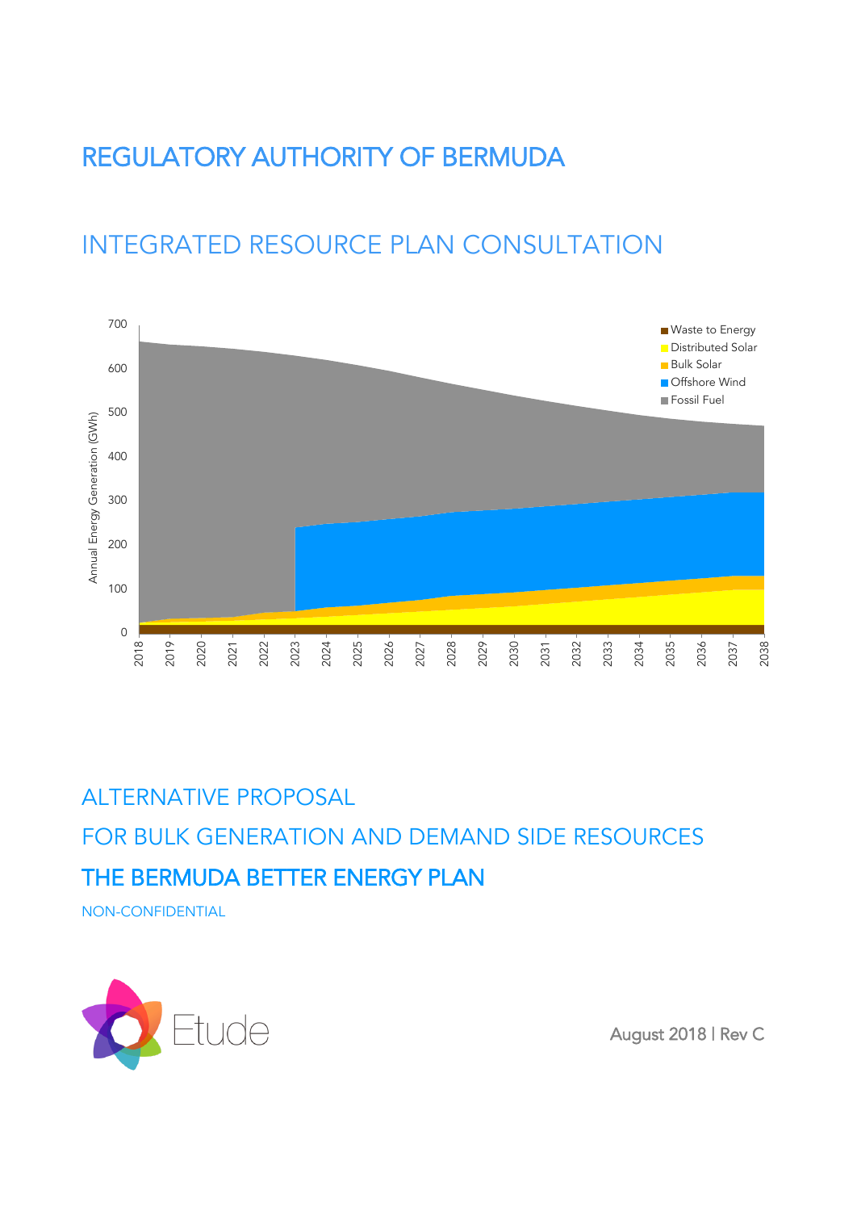# REGULATORY AUTHORITY OF BERMUDA

## INTEGRATED RESOURCE PLAN CONSULTATION

## ALTERNATIVE PROPOSAL

## FOR BULK GENERATION AND DEMAND SIDE RESOURCES

## THE BERMUDA BETTER ENERGY PLAN

NON-CONFIDENTIAL

Etude

August 2018 | Rev C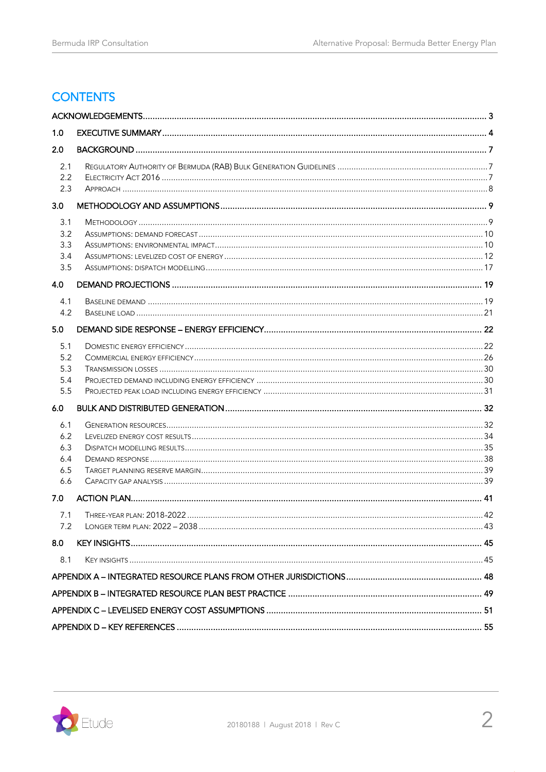# CONTENTS

ACKNOWLEDGEMENTS ..... 3

1.0 EXECUTIVE SUMMARY ..... 4

2.0 BACKGROUND ..... 7

- 2.1 Regulatory Authority of Bermuda (RAB) Bulk Generation Guidelines ..... 7
- 2.2 Electricity Act 2016 ..... 7
- 2.3 Approach ..... 8

3.0 METHODOLOGY AND ASSUMPTIONS ..... 9

- 3.1 Methodology ..... 9
- 3.2 Assumptions: demand forecast ..... 10
- 3.3 Assumptions: environmental impact ..... 10
- 3.4 Assumptions: levelized cost of energy ..... 12
- 3.5 Assumptions: dispatch modelling ..... 17

4.0 DEMAND PROJECTIONS ..... 19

- 4.1 Baseline demand ..... 19
- 4.2 Baseline load ..... 21

5.0 DEMAND SIDE RESPONSE – ENERGY EFFICIENCY ..... 22

- 5.1 Domestic energy efficiency ..... 22
- 5.2 Commercial energy efficiency ..... 26
- 5.3 Transmission losses ..... 30
- 5.4 Projected demand including energy efficiency ..... 30
- 5.5 Projected peak load including energy efficiency ..... 31

6.0 BULK AND DISTRIBUTED GENERATION ..... 32

- 6.1 Generation resources ..... 32
- 6.2 Levelized energy cost results ..... 34
- 6.3 Dispatch modelling results ..... 35
- 6.4 Demand response ..... 38
- 6.5 Target planning reserve margin ..... 39
- 6.6 Capacity gap analysis ..... 39

7.0 ACTION PLAN ..... 41

- 7.1 Three-year plan: 2018-2022 ..... 42
- 7.2 Longer term plan: 2022 – 2038 ..... 43

8.0 KEY INSIGHTS ..... 45

- 8.1 Key insights ..... 45

APPENDIX A – INTEGRATED RESOURCE PLANS FROM OTHER JURISDICTIONS ..... 48

APPENDIX B – INTEGRATED RESOURCE PLAN BEST PRACTICE ..... 49

APPENDIX C – LEVELISED ENERGY COST ASSUMPTIONS ..... 51

APPENDIX D – KEY REFERENCES ..... 55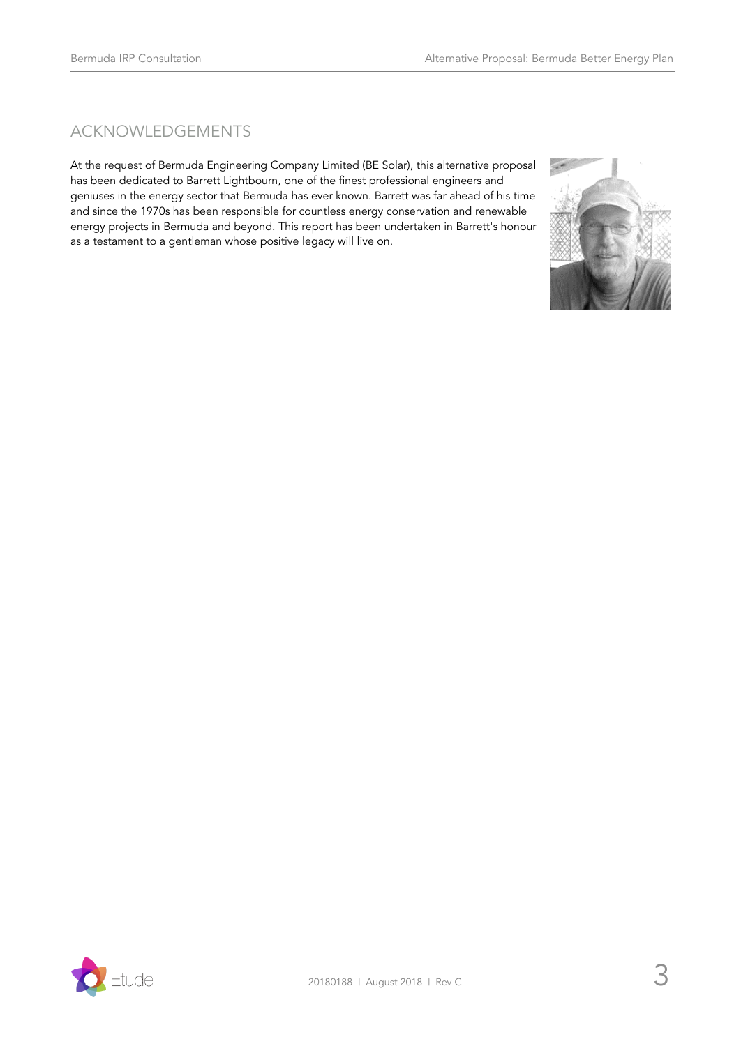## ACKNOWLEDGEMENTS

At the request of Bermuda Engineering Company Limited (BE Solar), this alternative proposal has been dedicated to Barrett Lightbourn, one of the finest professional engineers and geniuses in the energy sector that Bermuda has ever known. Barrett was far ahead of his time and since the 1970s has been responsible for countless energy conservation and renewable energy projects in Bermuda and beyond. This report has been undertaken in Barrett's honour as a testament to a gentleman whose positive legacy will live on.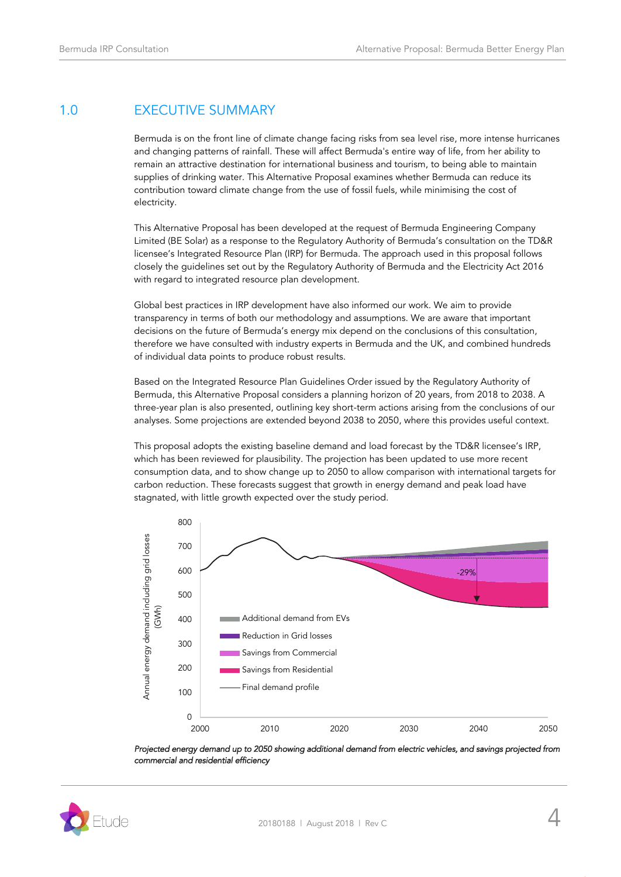# 1.0 EXECUTIVE SUMMARY

Bermuda is on the front line of climate change facing risks from sea level rise, more intense hurricanes and changing patterns of rainfall. These will affect Bermuda's entire way of life, from her ability to remain an attractive destination for international business and tourism, to being able to maintain supplies of drinking water. This Alternative Proposal examines whether Bermuda can reduce its contribution toward climate change from the use of fossil fuels, while minimising the cost of electricity.

This Alternative Proposal has been developed at the request of Bermuda Engineering Company Limited (BE Solar) as a response to the Regulatory Authority of Bermuda's consultation on the TD&R licensee's Integrated Resource Plan (IRP) for Bermuda. The approach used in this proposal follows closely the guidelines set out by the Regulatory Authority of Bermuda and the Electricity Act 2016 with regard to integrated resource plan development.

Global best practices in IRP development have also informed our work. We aim to provide transparency in terms of both our methodology and assumptions. We are aware that important decisions on the future of Bermuda's energy mix depend on the conclusions of this consultation, therefore we have consulted with industry experts in Bermuda and the UK, and combined hundreds of individual data points to produce robust results.

Based on the Integrated Resource Plan Guidelines Order issued by the Regulatory Authority of Bermuda, this Alternative Proposal considers a planning horizon of 20 years, from 2018 to 2038. A three-year plan is also presented, outlining key short-term actions arising from the conclusions of our analyses. Some projections are extended beyond 2038 to 2050, where this provides useful context.

This proposal adopts the existing baseline demand and load forecast by the TD&R licensee's IRP, which has been reviewed for plausibility. The projection has been updated to use more recent consumption data, and to show change up to 2050 to allow comparison with international targets for carbon reduction. These forecasts suggest that growth in energy demand and peak load have stagnated, with little growth expected over the study period.

*Projected energy demand up to 2050 showing additional demand from electric vehicles, and savings projected from commercial and residential efficiency*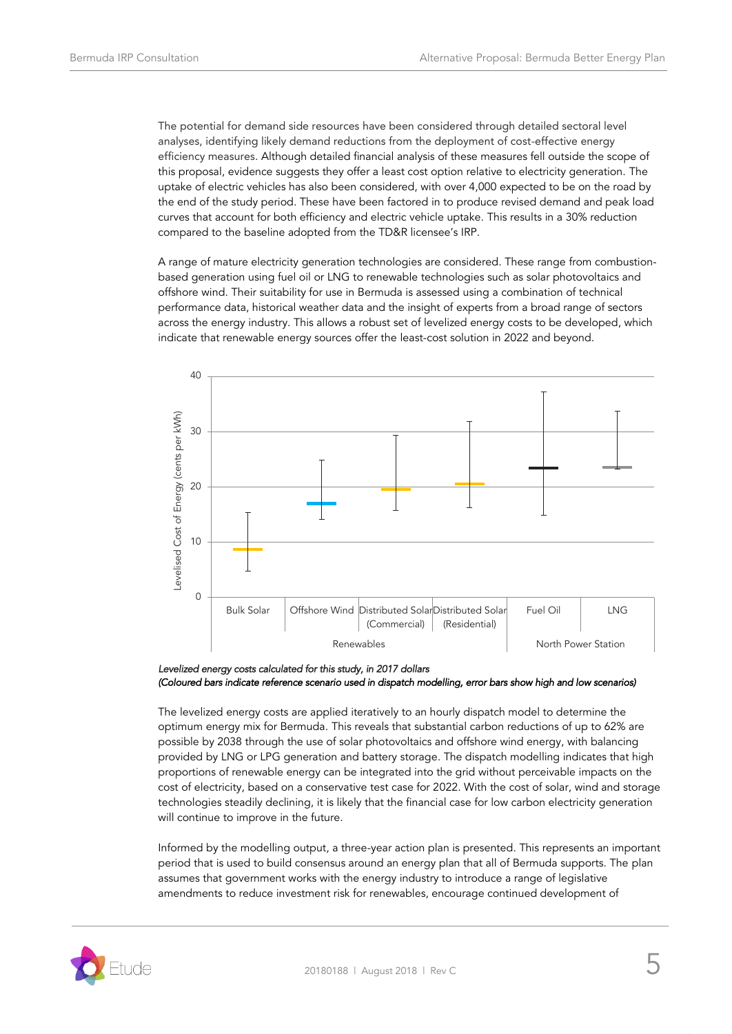The potential for demand side resources have been considered through detailed sectoral level analyses, identifying likely demand reductions from the deployment of cost-effective energy efficiency measures. Although detailed financial analysis of these measures fell outside the scope of this proposal, evidence suggests they offer a least cost option relative to electricity generation. The uptake of electric vehicles has also been considered, with over 4,000 expected to be on the road by the end of the study period. These have been factored in to produce revised demand and peak load curves that account for both efficiency and electric vehicle uptake. This results in a 30% reduction compared to the baseline adopted from the TD&R licensee's IRP.

A range of mature electricity generation technologies are considered. These range from combustion-based generation using fuel oil or LNG to renewable technologies such as solar photovoltaics and offshore wind. Their suitability for use in Bermuda is assessed using a combination of technical performance data, historical weather data and the insight of experts from a broad range of sectors across the energy industry. This allows a robust set of levelized energy costs to be developed, which indicate that renewable energy sources offer the least-cost solution in 2022 and beyond.

*Levelized energy costs calculated for this study, in 2017 dollars*
*(Coloured bars indicate reference scenario used in dispatch modelling, error bars show high and low scenarios)*

The levelized energy costs are applied iteratively to an hourly dispatch model to determine the optimum energy mix for Bermuda. This reveals that substantial carbon reductions of up to 62% are possible by 2038 through the use of solar photovoltaics and offshore wind energy, with balancing provided by LNG or LPG generation and battery storage. The dispatch modelling indicates that high proportions of renewable energy can be integrated into the grid without perceivable impacts on the cost of electricity, based on a conservative test case for 2022. With the cost of solar, wind and storage technologies steadily declining, it is likely that the financial case for low carbon electricity generation will continue to improve in the future.

Informed by the modelling output, a three-year action plan is presented. This represents an important period that is used to build consensus around an energy plan that all of Bermuda supports. The plan assumes that government works with the energy industry to introduce a range of legislative amendments to reduce investment risk for renewables, encourage continued development of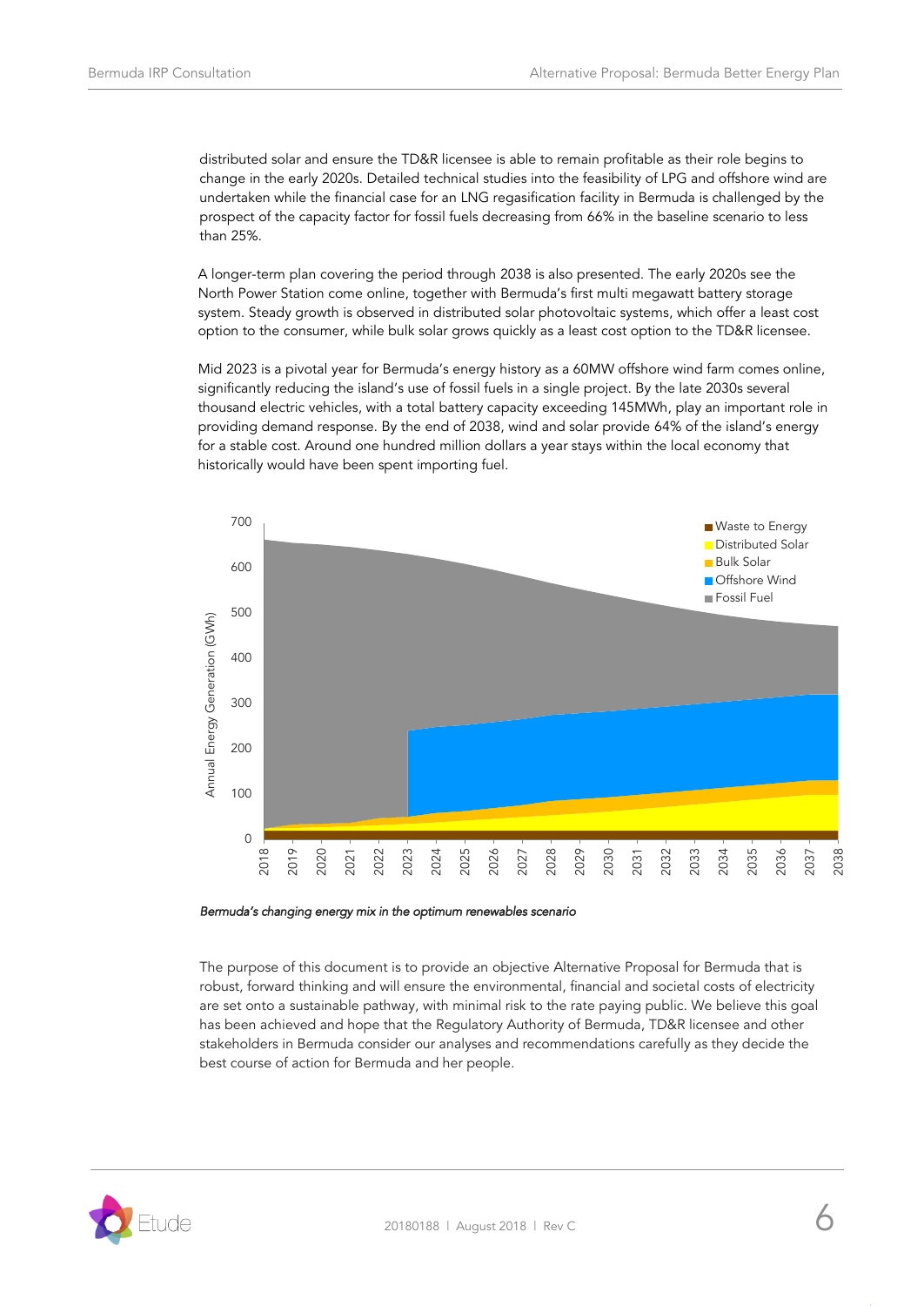distributed solar and ensure the TD&R licensee is able to remain profitable as their role begins to change in the early 2020s. Detailed technical studies into the feasibility of LPG and offshore wind are undertaken while the financial case for an LNG regasification facility in Bermuda is challenged by the prospect of the capacity factor for fossil fuels decreasing from 66% in the baseline scenario to less than 25%.

A longer-term plan covering the period through 2038 is also presented. The early 2020s see the North Power Station come online, together with Bermuda's first multi megawatt battery storage system. Steady growth is observed in distributed solar photovoltaic systems, which offer a least cost option to the consumer, while bulk solar grows quickly as a least cost option to the TD&R licensee.

Mid 2023 is a pivotal year for Bermuda's energy history as a 60MW offshore wind farm comes online, significantly reducing the island's use of fossil fuels in a single project. By the late 2030s several thousand electric vehicles, with a total battery capacity exceeding 145MWh, play an important role in providing demand response. By the end of 2038, wind and solar provide 64% of the island's energy for a stable cost. Around one hundred million dollars a year stays within the local economy that historically would have been spent importing fuel.

*Bermuda's changing energy mix in the optimum renewables scenario*

The purpose of this document is to provide an objective Alternative Proposal for Bermuda that is robust, forward thinking and will ensure the environmental, financial and societal costs of electricity are set onto a sustainable pathway, with minimal risk to the rate paying public. We believe this goal has been achieved and hope that the Regulatory Authority of Bermuda, TD&R licensee and other stakeholders in Bermuda consider our analyses and recommendations carefully as they decide the best course of action for Bermuda and her people.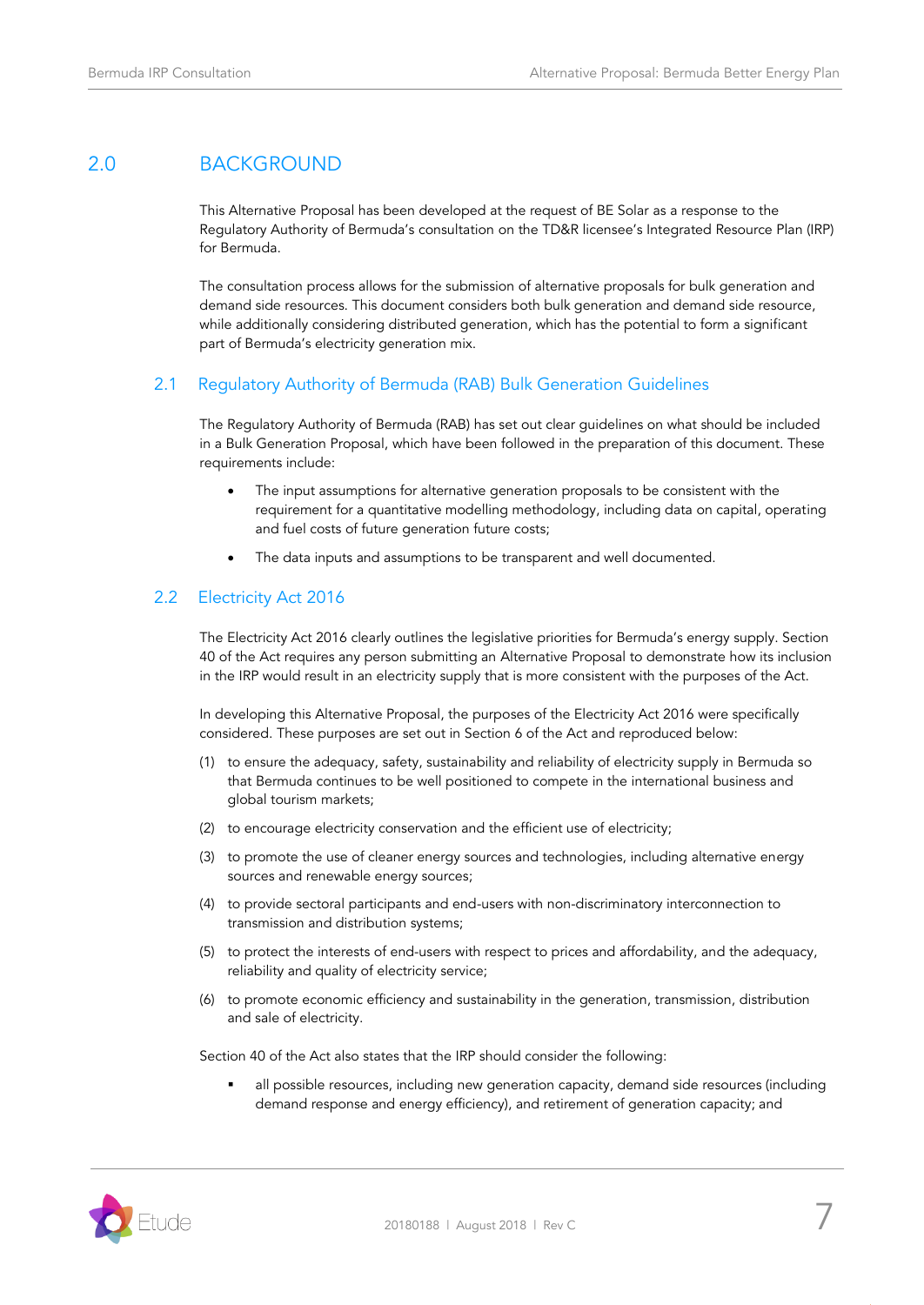# 2.0 BACKGROUND

This Alternative Proposal has been developed at the request of BE Solar as a response to the Regulatory Authority of Bermuda's consultation on the TD&R licensee's Integrated Resource Plan (IRP) for Bermuda.

The consultation process allows for the submission of alternative proposals for bulk generation and demand side resources. This document considers both bulk generation and demand side resource, while additionally considering distributed generation, which has the potential to form a significant part of Bermuda's electricity generation mix.

## 2.1 Regulatory Authority of Bermuda (RAB) Bulk Generation Guidelines

The Regulatory Authority of Bermuda (RAB) has set out clear guidelines on what should be included in a Bulk Generation Proposal, which have been followed in the preparation of this document. These requirements include:

- The input assumptions for alternative generation proposals to be consistent with the requirement for a quantitative modelling methodology, including data on capital, operating and fuel costs of future generation future costs;
- The data inputs and assumptions to be transparent and well documented.

## 2.2 Electricity Act 2016

The Electricity Act 2016 clearly outlines the legislative priorities for Bermuda's energy supply. Section 40 of the Act requires any person submitting an Alternative Proposal to demonstrate how its inclusion in the IRP would result in an electricity supply that is more consistent with the purposes of the Act.

In developing this Alternative Proposal, the purposes of the Electricity Act 2016 were specifically considered. These purposes are set out in Section 6 of the Act and reproduced below:

(1) to ensure the adequacy, safety, sustainability and reliability of electricity supply in Bermuda so that Bermuda continues to be well positioned to compete in the international business and global tourism markets;

(2) to encourage electricity conservation and the efficient use of electricity;

(3) to promote the use of cleaner energy sources and technologies, including alternative energy sources and renewable energy sources;

(4) to provide sectoral participants and end-users with non-discriminatory interconnection to transmission and distribution systems;

(5) to protect the interests of end-users with respect to prices and affordability, and the adequacy, reliability and quality of electricity service;

(6) to promote economic efficiency and sustainability in the generation, transmission, distribution and sale of electricity.

Section 40 of the Act also states that the IRP should consider the following:

- all possible resources, including new generation capacity, demand side resources (including demand response and energy efficiency), and retirement of generation capacity; and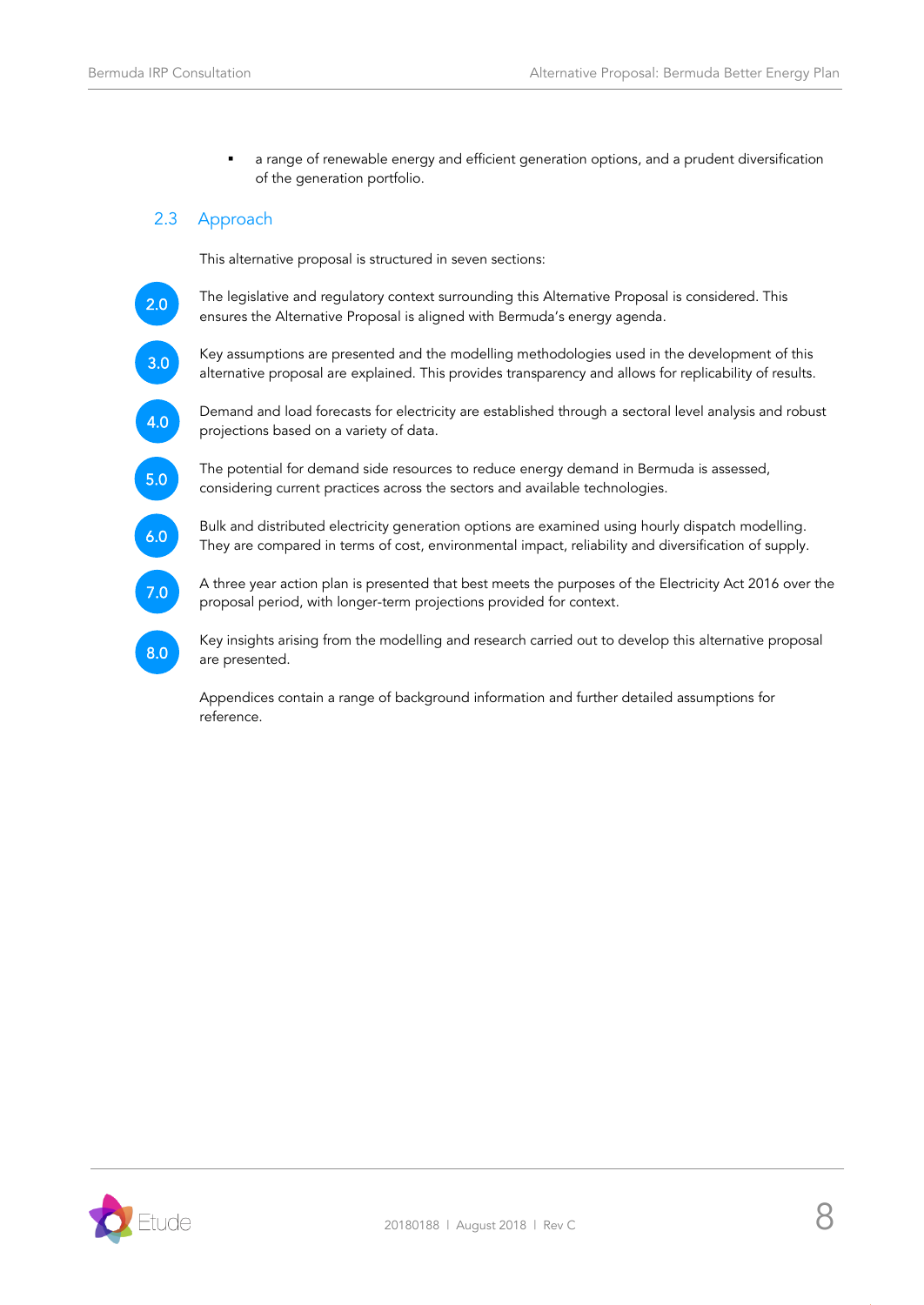- a range of renewable energy and efficient generation options, and a prudent diversification of the generation portfolio.

## 2.3 Approach

This alternative proposal is structured in seven sections:

**2.0** The legislative and regulatory context surrounding this Alternative Proposal is considered. This ensures the Alternative Proposal is aligned with Bermuda's energy agenda.

**3.0** Key assumptions are presented and the modelling methodologies used in the development of this alternative proposal are explained. This provides transparency and allows for replicability of results.

**4.0** Demand and load forecasts for electricity are established through a sectoral level analysis and robust projections based on a variety of data.

**5.0** The potential for demand side resources to reduce energy demand in Bermuda is assessed, considering current practices across the sectors and available technologies.

**6.0** Bulk and distributed electricity generation options are examined using hourly dispatch modelling. They are compared in terms of cost, environmental impact, reliability and diversification of supply.

**7.0** A three year action plan is presented that best meets the purposes of the Electricity Act 2016 over the proposal period, with longer-term projections provided for context.

**8.0** Key insights arising from the modelling and research carried out to develop this alternative proposal are presented.

Appendices contain a range of background information and further detailed assumptions for reference.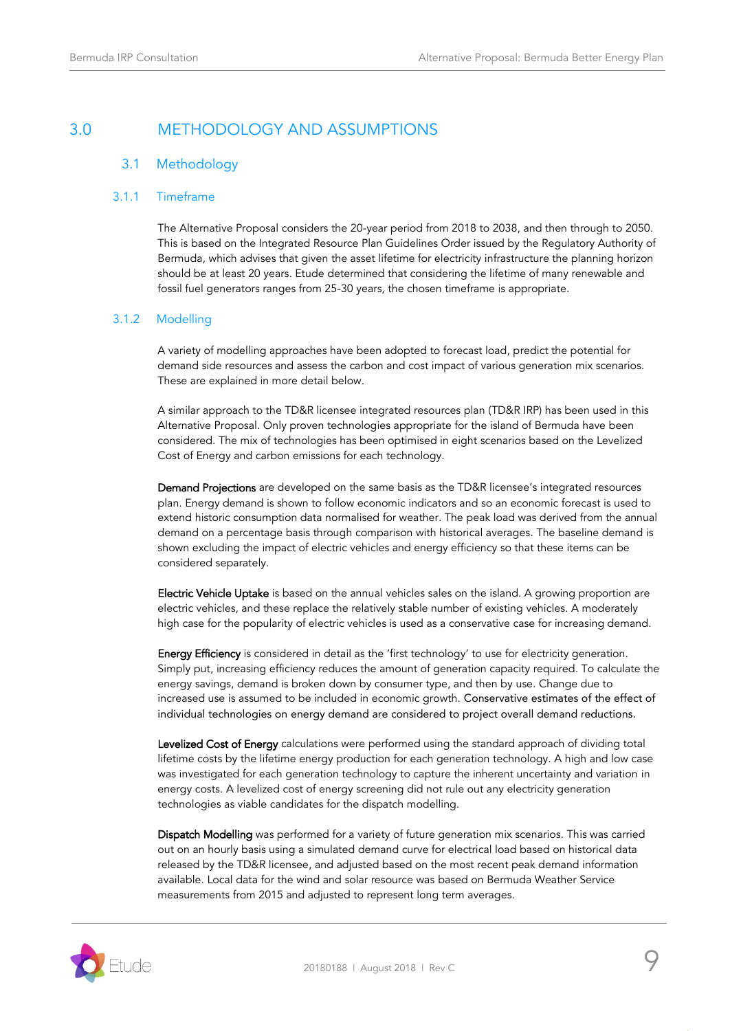# 3.0 METHODOLOGY AND ASSUMPTIONS

## 3.1 Methodology

### 3.1.1 Timeframe

The Alternative Proposal considers the 20-year period from 2018 to 2038, and then through to 2050. This is based on the Integrated Resource Plan Guidelines Order issued by the Regulatory Authority of Bermuda, which advises that given the asset lifetime for electricity infrastructure the planning horizon should be at least 20 years. Etude determined that considering the lifetime of many renewable and fossil fuel generators ranges from 25-30 years, the chosen timeframe is appropriate.

### 3.1.2 Modelling

A variety of modelling approaches have been adopted to forecast load, predict the potential for demand side resources and assess the carbon and cost impact of various generation mix scenarios. These are explained in more detail below.

A similar approach to the TD&R licensee integrated resources plan (TD&R IRP) has been used in this Alternative Proposal. Only proven technologies appropriate for the island of Bermuda have been considered. The mix of technologies has been optimised in eight scenarios based on the Levelized Cost of Energy and carbon emissions for each technology.

**Demand Projections** are developed on the same basis as the TD&R licensee's integrated resources plan. Energy demand is shown to follow economic indicators and so an economic forecast is used to extend historic consumption data normalised for weather. The peak load was derived from the annual demand on a percentage basis through comparison with historical averages. The baseline demand is shown excluding the impact of electric vehicles and energy efficiency so that these items can be considered separately.

**Electric Vehicle Uptake** is based on the annual vehicles sales on the island. A growing proportion are electric vehicles, and these replace the relatively stable number of existing vehicles. A moderately high case for the popularity of electric vehicles is used as a conservative case for increasing demand.

**Energy Efficiency** is considered in detail as the 'first technology' to use for electricity generation. Simply put, increasing efficiency reduces the amount of generation capacity required. To calculate the energy savings, demand is broken down by consumer type, and then by use. Change due to increased use is assumed to be included in economic growth. Conservative estimates of the effect of individual technologies on energy demand are considered to project overall demand reductions.

**Levelized Cost of Energy** calculations were performed using the standard approach of dividing total lifetime costs by the lifetime energy production for each generation technology. A high and low case was investigated for each generation technology to capture the inherent uncertainty and variation in energy costs. A levelized cost of energy screening did not rule out any electricity generation technologies as viable candidates for the dispatch modelling.

**Dispatch Modelling** was performed for a variety of future generation mix scenarios. This was carried out on an hourly basis using a simulated demand curve for electrical load based on historical data released by the TD&R licensee, and adjusted based on the most recent peak demand information available. Local data for the wind and solar resource was based on Bermuda Weather Service measurements from 2015 and adjusted to represent long term averages.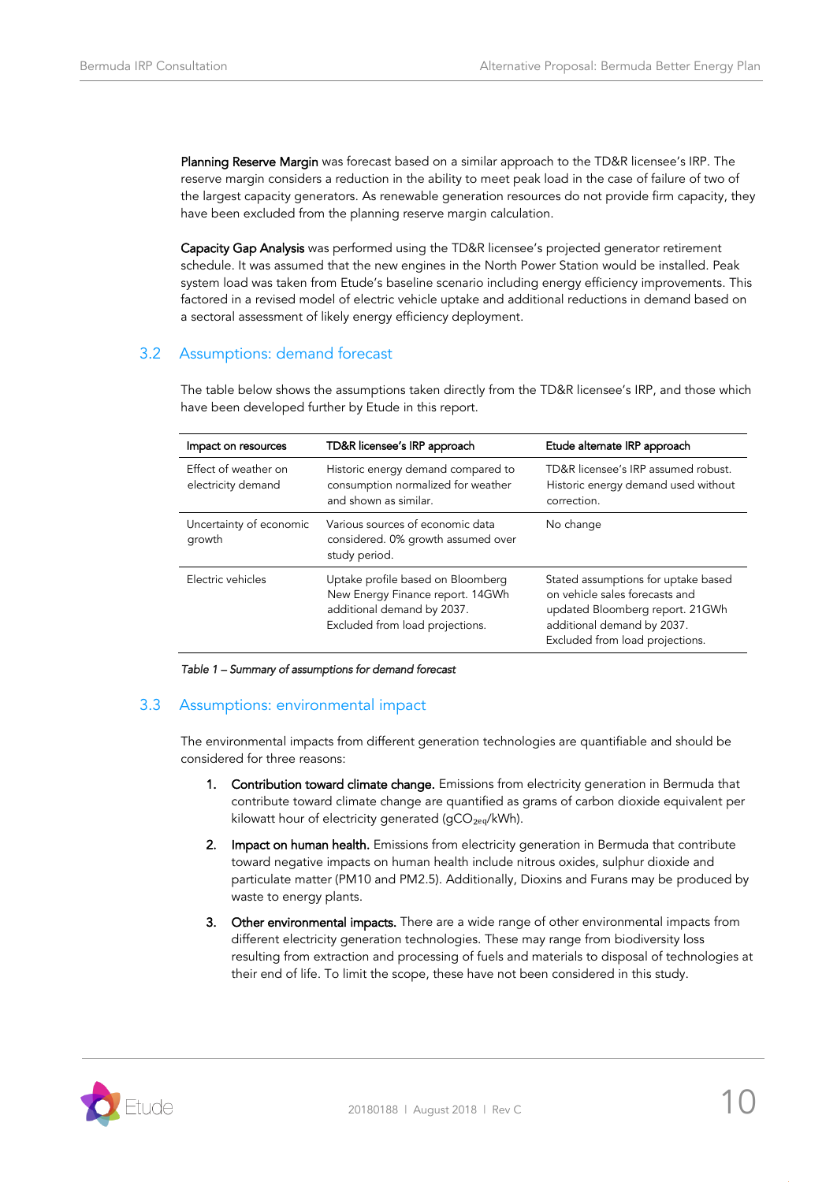**Planning Reserve Margin** was forecast based on a similar approach to the TD&R licensee's IRP. The reserve margin considers a reduction in the ability to meet peak load in the case of failure of two of the largest capacity generators. As renewable generation resources do not provide firm capacity, they have been excluded from the planning reserve margin calculation.

**Capacity Gap Analysis** was performed using the TD&R licensee's projected generator retirement schedule. It was assumed that the new engines in the North Power Station would be installed. Peak system load was taken from Etude's baseline scenario including energy efficiency improvements. This factored in a revised model of electric vehicle uptake and additional reductions in demand based on a sectoral assessment of likely energy efficiency deployment.

## 3.2 Assumptions: demand forecast

The table below shows the assumptions taken directly from the TD&R licensee's IRP, and those which have been developed further by Etude in this report.

| Impact on resources | TD&R licensee's IRP approach | Etude alternate IRP approach |
|---|---|---|
| Effect of weather on electricity demand | Historic energy demand compared to consumption normalized for weather and shown as similar. | TD&R licensee's IRP assumed robust. Historic energy demand used without correction. |
| Uncertainty of economic growth | Various sources of economic data considered. 0% growth assumed over study period. | No change |
| Electric vehicles | Uptake profile based on Bloomberg New Energy Finance report. 14GWh additional demand by 2037. Excluded from load projections. | Stated assumptions for uptake based on vehicle sales forecasts and updated Bloomberg report. 21GWh additional demand by 2037. Excluded from load projections. |

*Table 1 – Summary of assumptions for demand forecast*

## 3.3 Assumptions: environmental impact

The environmental impacts from different generation technologies are quantifiable and should be considered for three reasons:

1. **Contribution toward climate change.** Emissions from electricity generation in Bermuda that contribute toward climate change are quantified as grams of carbon dioxide equivalent per kilowatt hour of electricity generated ($gCO_{2eq}$/kWh).
2. **Impact on human health.** Emissions from electricity generation in Bermuda that contribute toward negative impacts on human health include nitrous oxides, sulphur dioxide and particulate matter (PM10 and PM2.5). Additionally, Dioxins and Furans may be produced by waste to energy plants.
3. **Other environmental impacts.** There are a wide range of other environmental impacts from different electricity generation technologies. These may range from biodiversity loss resulting from extraction and processing of fuels and materials to disposal of technologies at their end of life. To limit the scope, these have not been considered in this study.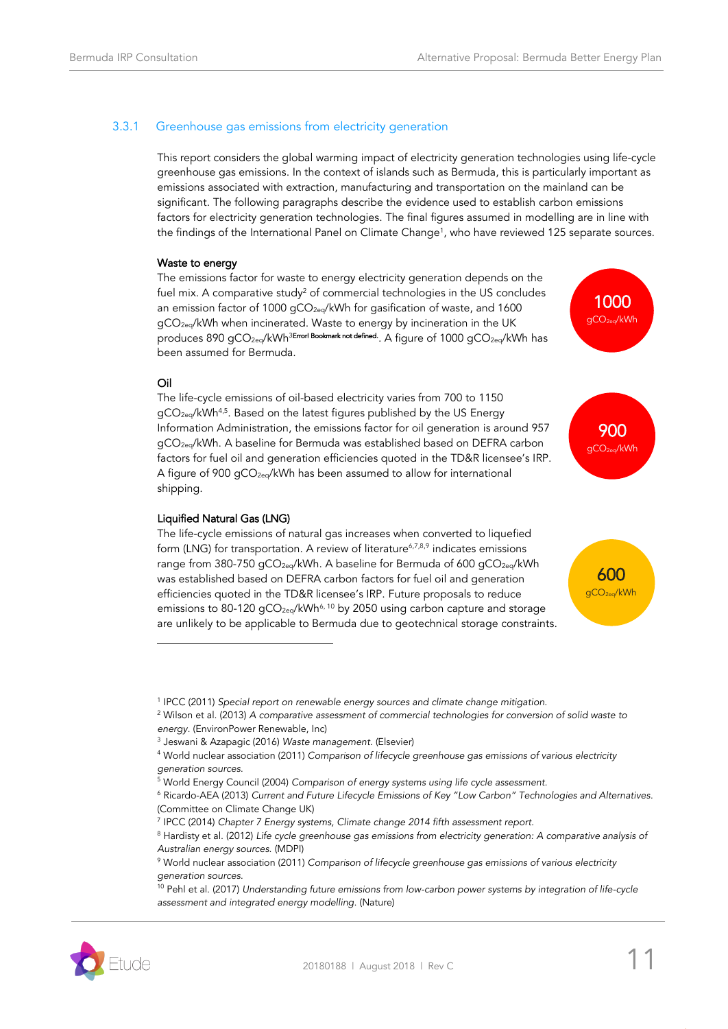### 3.3.1 Greenhouse gas emissions from electricity generation

This report considers the global warming impact of electricity generation technologies using life-cycle greenhouse gas emissions. In the context of islands such as Bermuda, this is particularly important as emissions associated with extraction, manufacturing and transportation on the mainland can be significant. The following paragraphs describe the evidence used to establish carbon emissions factors for electricity generation technologies. The final figures assumed in modelling are in line with the findings of the International Panel on Climate Change[1], who have reviewed 125 separate sources.

#### Waste to energy

The emissions factor for waste to energy electricity generation depends on the fuel mix. A comparative study[2] of commercial technologies in the US concludes an emission factor of 1000 $gCO_{2eq}/kWh$ for gasification of waste, and 1600 $gCO_{2eq}/kWh$ when incinerated. Waste to energy by incineration in the UK produces 890 $gCO_{2eq}/kWh$[3Error! Bookmark not defined.]. A figure of 1000 $gCO_{2eq}/kWh$ has been assumed for Bermuda.

**1000** $gCO_{2eq}/kWh$

#### Oil

The life-cycle emissions of oil-based electricity varies from 700 to 1150 $gCO_{2eq}/kWh$[4,5]. Based on the latest figures published by the US Energy Information Administration, the emissions factor for oil generation is around 957 $gCO_{2eq}/kWh$. A baseline for Bermuda was established based on DEFRA carbon factors for fuel oil and generation efficiencies quoted in the TD&R licensee's IRP. A figure of 900 $gCO_{2eq}/kWh$ has been assumed to allow for international shipping.

**900** $gCO_{2eq}/kWh$

#### Liquified Natural Gas (LNG)

The life-cycle emissions of natural gas increases when converted to liquefied form (LNG) for transportation. A review of literature[6,7,8,9] indicates emissions range from 380-750 $gCO_{2eq}/kWh$. A baseline for Bermuda of 600 $gCO_{2eq}/kWh$ was established based on DEFRA carbon factors for fuel oil and generation efficiencies quoted in the TD&R licensee's IRP. Future proposals to reduce emissions to 80-120 $gCO_{2eq}/kWh$[6, 10] by 2050 using carbon capture and storage are unlikely to be applicable to Bermuda due to geotechnical storage constraints.

**600** $gCO_{2eq}/kWh$

---

[1] IPCC (2011) *Special report on renewable energy sources and climate change mitigation.*

[2] Wilson et al. (2013) *A comparative assessment of commercial technologies for conversion of solid waste to energy.* (EnvironPower Renewable, Inc)

[3] Jeswani & Azapagic (2016) *Waste management.* (Elsevier)

[4] World nuclear association (2011) *Comparison of lifecycle greenhouse gas emissions of various electricity generation sources.*

[5] World Energy Council (2004) *Comparison of energy systems using life cycle assessment.*

[6] Ricardo-AEA (2013) *Current and Future Lifecycle Emissions of Key "Low Carbon" Technologies and Alternatives.* (Committee on Climate Change UK)

[7] IPCC (2014) *Chapter 7 Energy systems, Climate change 2014 fifth assessment report.*

[8] Hardisty et al. (2012) *Life cycle greenhouse gas emissions from electricity generation: A comparative analysis of Australian energy sources.* (MDPI)

[9] World nuclear association (2011) *Comparison of lifecycle greenhouse gas emissions of various electricity generation sources.*

[10] Pehl et al. (2017) *Understanding future emissions from low-carbon power systems by integration of life-cycle assessment and integrated energy modelling.* (Nature)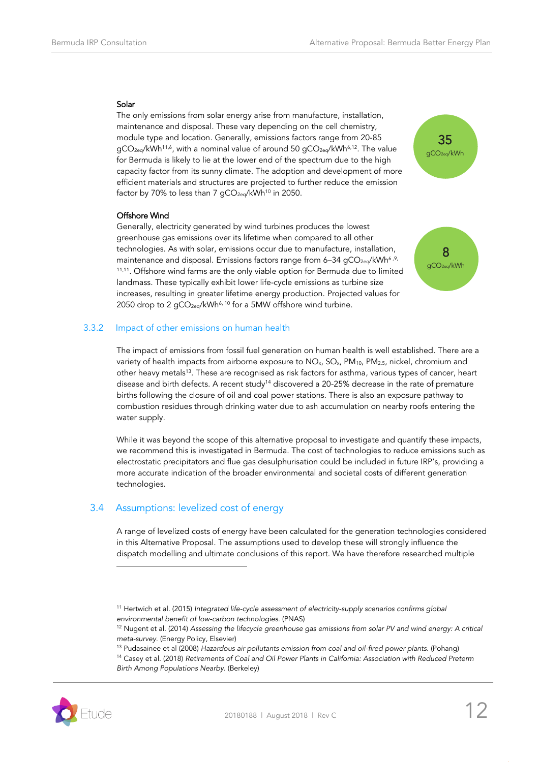#### Solar

The only emissions from solar energy arise from manufacture, installation, maintenance and disposal. These vary depending on the cell chemistry, module type and location. Generally, emissions factors range from 20-85 $gCO_{2eq}/kWh$[11,6], with a nominal value of around 50 $gCO_{2eq}/kWh$[6,12]. The value for Bermuda is likely to lie at the lower end of the spectrum due to the high capacity factor from its sunny climate. The adoption and development of more efficient materials and structures are projected to further reduce the emission factor by 70% to less than 7 $gCO_{2eq}/kWh$[10] in 2050.

**35** $gCO_{2eq}/kWh$

#### Offshore Wind

Generally, electricity generated by wind turbines produces the lowest greenhouse gas emissions over its lifetime when compared to all other technologies. As with solar, emissions occur due to manufacture, installation, maintenance and disposal. Emissions factors range from 6–34 $gCO_{2eq}/kWh$[6,9,11,11]. Offshore wind farms are the only viable option for Bermuda due to limited landmass. These typically exhibit lower life-cycle emissions as turbine size increases, resulting in greater lifetime energy production. Projected values for 2050 drop to 2 $gCO_{2eq}/kWh$[6,10] for a 5MW offshore wind turbine.

**8** $gCO_{2eq}/kWh$

### 3.3.2 Impact of other emissions on human health

The impact of emissions from fossil fuel generation on human health is well established. There are a variety of health impacts from airborne exposure to $NO_x$, $SO_x$, $PM_{10}$, $PM_{2.5}$, nickel, chromium and other heavy metals[13]. These are recognised as risk factors for asthma, various types of cancer, heart disease and birth defects. A recent study[14] discovered a 20-25% decrease in the rate of premature births following the closure of oil and coal power stations. There is also an exposure pathway to combustion residues through drinking water due to ash accumulation on nearby roofs entering the water supply.

While it was beyond the scope of this alternative proposal to investigate and quantify these impacts, we recommend this is investigated in Bermuda. The cost of technologies to reduce emissions such as electrostatic precipitators and flue gas desulphurisation could be included in future IRP's, providing a more accurate indication of the broader environmental and societal costs of different generation technologies.

## 3.4 Assumptions: levelized cost of energy

A range of levelized costs of energy have been calculated for the generation technologies considered in this Alternative Proposal. The assumptions used to develop these will strongly influence the dispatch modelling and ultimate conclusions of this report. We have therefore researched multiple

---

[11] Hertwich et al. (2015) *Integrated life-cycle assessment of electricity-supply scenarios confirms global environmental benefit of low-carbon technologies.* (PNAS)

[12] Nugent et al. (2014) *Assessing the lifecycle greenhouse gas emissions from solar PV and wind energy: A critical meta-survey.* (Energy Policy, Elsevier)

[13] Pudasainee et al (2008) *Hazardous air pollutants emission from coal and oil-fired power plants.* (Pohang)

[14] Casey et al. (2018) *Retirements of Coal and Oil Power Plants in California: Association with Reduced Preterm Birth Among Populations Nearby.* (Berkeley)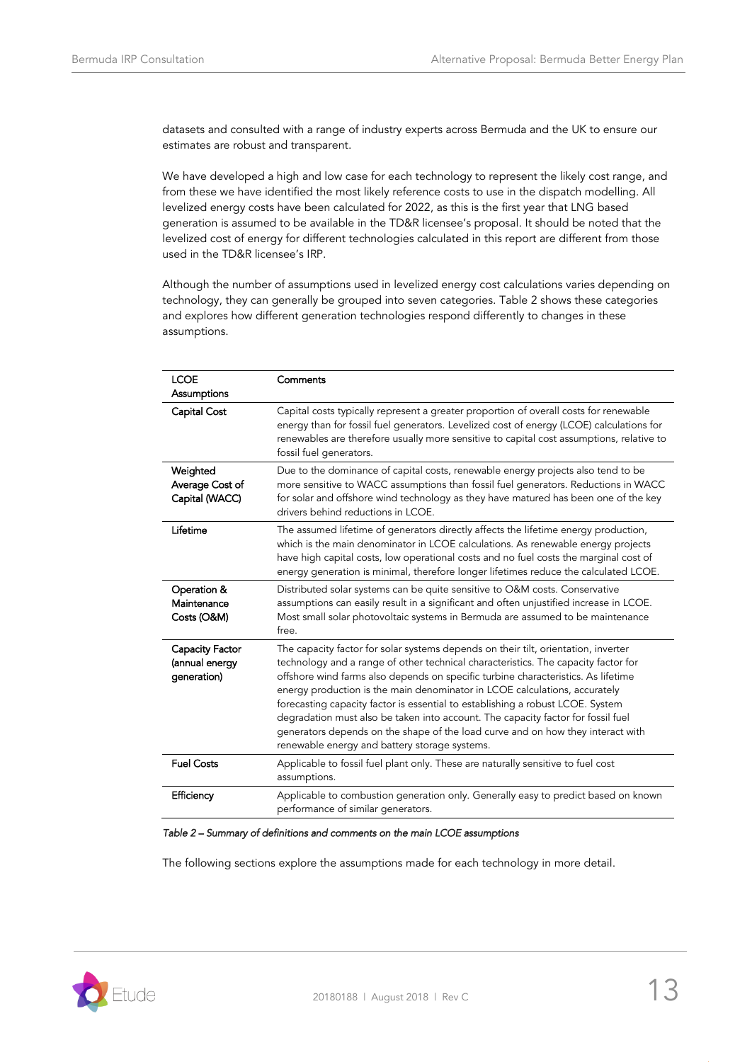datasets and consulted with a range of industry experts across Bermuda and the UK to ensure our estimates are robust and transparent.

We have developed a high and low case for each technology to represent the likely cost range, and from these we have identified the most likely reference costs to use in the dispatch modelling. All levelized energy costs have been calculated for 2022, as this is the first year that LNG based generation is assumed to be available in the TD&R licensee's proposal. It should be noted that the levelized cost of energy for different technologies calculated in this report are different from those used in the TD&R licensee's IRP.

Although the number of assumptions used in levelized energy cost calculations varies depending on technology, they can generally be grouped into seven categories. Table 2 shows these categories and explores how different generation technologies respond differently to changes in these assumptions.

| LCOE Assumptions | Comments |
|---|---|
| Capital Cost | Capital costs typically represent a greater proportion of overall costs for renewable energy than for fossil fuel generators. Levelized cost of energy (LCOE) calculations for renewables are therefore usually more sensitive to capital cost assumptions, relative to fossil fuel generators. |
| Weighted Average Cost of Capital (WACC) | Due to the dominance of capital costs, renewable energy projects also tend to be more sensitive to WACC assumptions than fossil fuel generators. Reductions in WACC for solar and offshore wind technology as they have matured has been one of the key drivers behind reductions in LCOE. |
| Lifetime | The assumed lifetime of generators directly affects the lifetime energy production, which is the main denominator in LCOE calculations. As renewable energy projects have high capital costs, low operational costs and no fuel costs the marginal cost of energy generation is minimal, therefore longer lifetimes reduce the calculated LCOE. |
| Operation & Maintenance Costs (O&M) | Distributed solar systems can be quite sensitive to O&M costs. Conservative assumptions can easily result in a significant and often unjustified increase in LCOE. Most small solar photovoltaic systems in Bermuda are assumed to be maintenance free. |
| Capacity Factor (annual energy generation) | The capacity factor for solar systems depends on their tilt, orientation, inverter technology and a range of other technical characteristics. The capacity factor for offshore wind farms also depends on specific turbine characteristics. As lifetime energy production is the main denominator in LCOE calculations, accurately forecasting capacity factor is essential to establishing a robust LCOE. System degradation must also be taken into account. The capacity factor for fossil fuel generators depends on the shape of the load curve and on how they interact with renewable energy and battery storage systems. |
| Fuel Costs | Applicable to fossil fuel plant only. These are naturally sensitive to fuel cost assumptions. |
| Efficiency | Applicable to combustion generation only. Generally easy to predict based on known performance of similar generators. |

*Table 2 – Summary of definitions and comments on the main LCOE assumptions*

The following sections explore the assumptions made for each technology in more detail.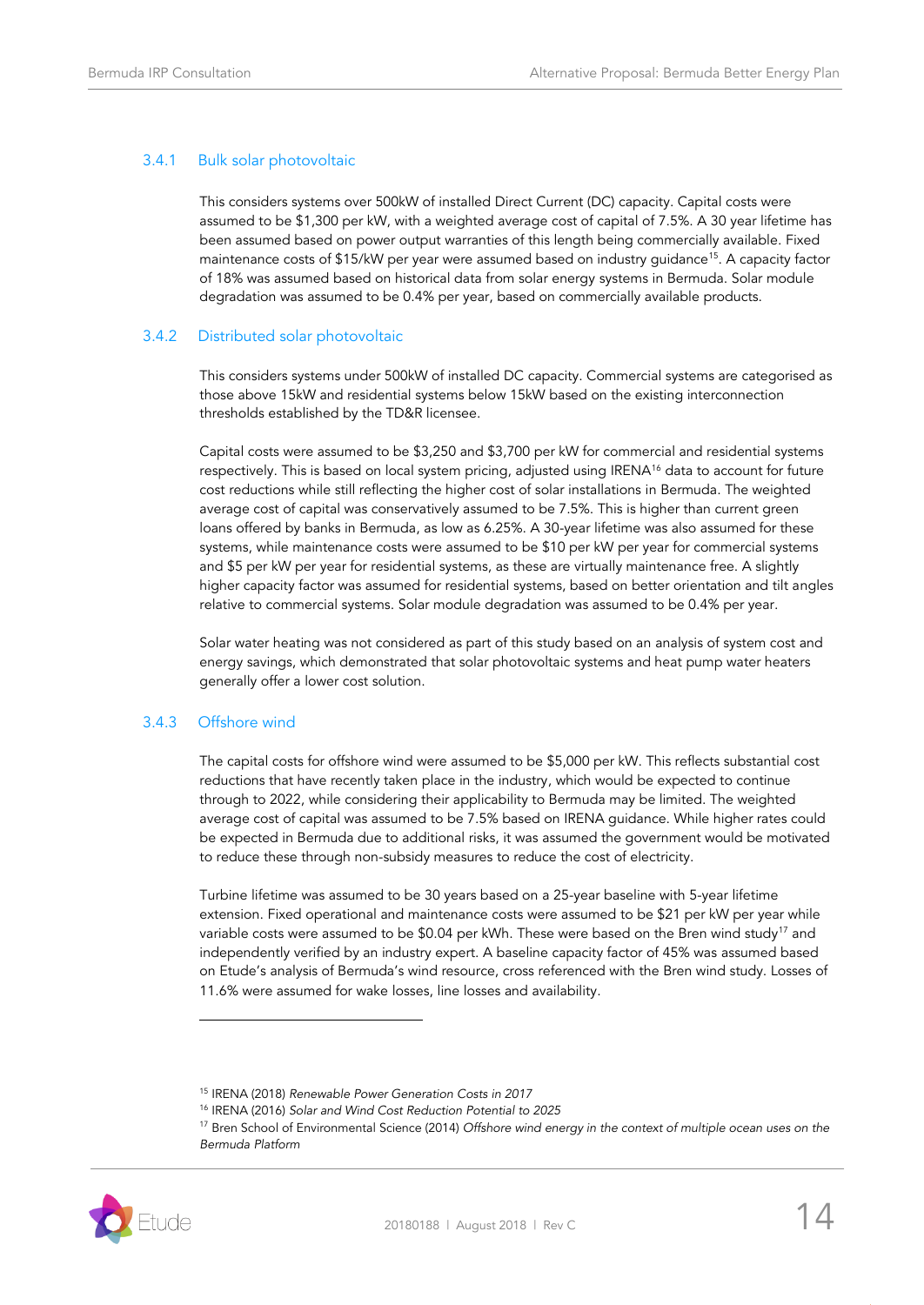### 3.4.1 Bulk solar photovoltaic

This considers systems over 500kW of installed Direct Current (DC) capacity. Capital costs were assumed to be $1,300 per kW, with a weighted average cost of capital of 7.5%. A 30 year lifetime has been assumed based on power output warranties of this length being commercially available. Fixed maintenance costs of $15/kW per year were assumed based on industry guidance[15]. A capacity factor of 18% was assumed based on historical data from solar energy systems in Bermuda. Solar module degradation was assumed to be 0.4% per year, based on commercially available products.

### 3.4.2 Distributed solar photovoltaic

This considers systems under 500kW of installed DC capacity. Commercial systems are categorised as those above 15kW and residential systems below 15kW based on the existing interconnection thresholds established by the TD&R licensee.

Capital costs were assumed to be $3,250 and $3,700 per kW for commercial and residential systems respectively. This is based on local system pricing, adjusted using IRENA[16] data to account for future cost reductions while still reflecting the higher cost of solar installations in Bermuda. The weighted average cost of capital was conservatively assumed to be 7.5%. This is higher than current green loans offered by banks in Bermuda, as low as 6.25%. A 30-year lifetime was also assumed for these systems, while maintenance costs were assumed to be $10 per kW per year for commercial systems and $5 per kW per year for residential systems, as these are virtually maintenance free. A slightly higher capacity factor was assumed for residential systems, based on better orientation and tilt angles relative to commercial systems. Solar module degradation was assumed to be 0.4% per year.

Solar water heating was not considered as part of this study based on an analysis of system cost and energy savings, which demonstrated that solar photovoltaic systems and heat pump water heaters generally offer a lower cost solution.

### 3.4.3 Offshore wind

The capital costs for offshore wind were assumed to be $5,000 per kW. This reflects substantial cost reductions that have recently taken place in the industry, which would be expected to continue through to 2022, while considering their applicability to Bermuda may be limited. The weighted average cost of capital was assumed to be 7.5% based on IRENA guidance. While higher rates could be expected in Bermuda due to additional risks, it was assumed the government would be motivated to reduce these through non-subsidy measures to reduce the cost of electricity.

Turbine lifetime was assumed to be 30 years based on a 25-year baseline with 5-year lifetime extension. Fixed operational and maintenance costs were assumed to be $21 per kW per year while variable costs were assumed to be $0.04 per kWh. These were based on the Bren wind study[17] and independently verified by an industry expert. A baseline capacity factor of 45% was assumed based on Etude's analysis of Bermuda's wind resource, cross referenced with the Bren wind study. Losses of 11.6% were assumed for wake losses, line losses and availability.

---

[15] IRENA (2018) *Renewable Power Generation Costs in 2017*

[16] IRENA (2016) *Solar and Wind Cost Reduction Potential to 2025*

[17] Bren School of Environmental Science (2014) *Offshore wind energy in the context of multiple ocean uses on the Bermuda Platform*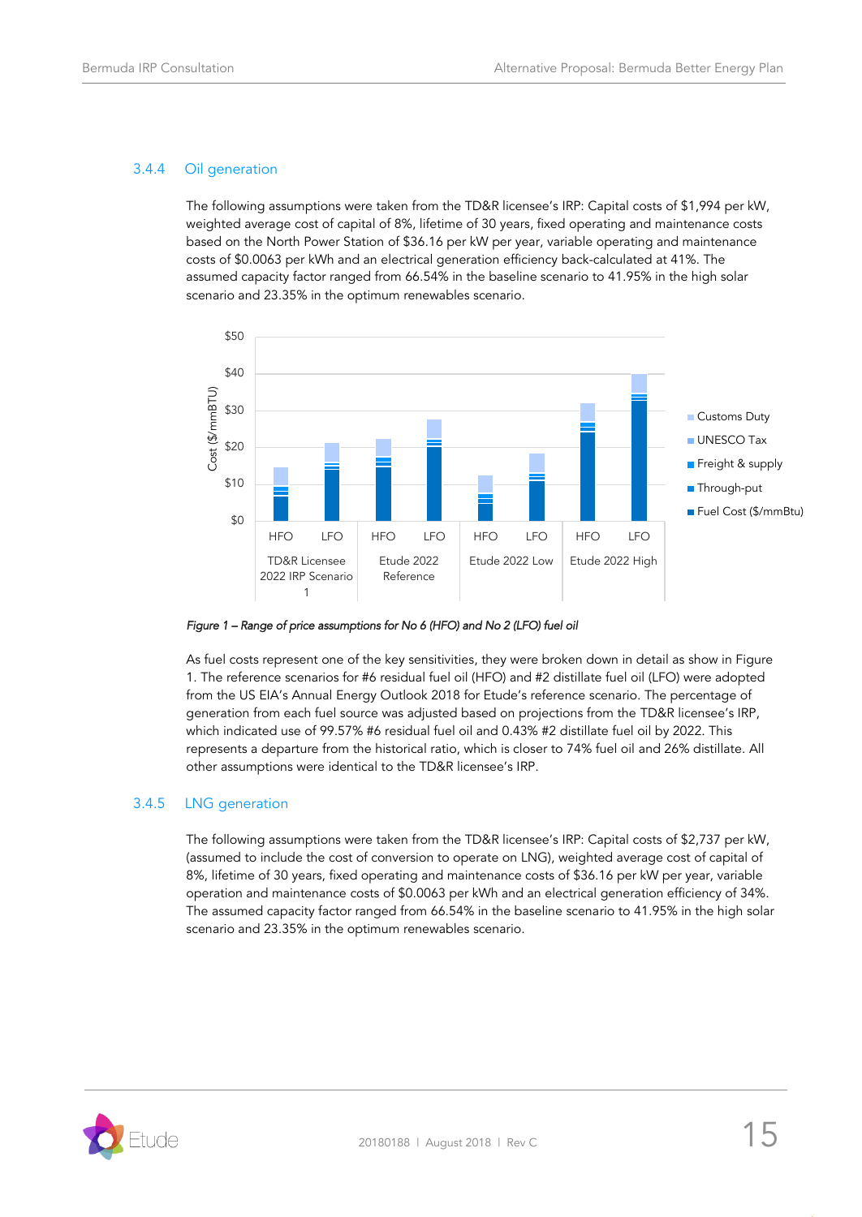### 3.4.4 Oil generation

The following assumptions were taken from the TD&R licensee's IRP: Capital costs of $1,994 per kW, weighted average cost of capital of 8%, lifetime of 30 years, fixed operating and maintenance costs based on the North Power Station of $36.16 per kW per year, variable operating and maintenance costs of $0.0063 per kWh and an electrical generation efficiency back-calculated at 41%. The assumed capacity factor ranged from 66.54% in the baseline scenario to 41.95% in the high solar scenario and 23.35% in the optimum renewables scenario.

*Figure 1 – Range of price assumptions for No 6 (HFO) and No 2 (LFO) fuel oil*

As fuel costs represent one of the key sensitivities, they were broken down in detail as show in Figure 1. The reference scenarios for #6 residual fuel oil (HFO) and #2 distillate fuel oil (LFO) were adopted from the US EIA's Annual Energy Outlook 2018 for Etude's reference scenario. The percentage of generation from each fuel source was adjusted based on projections from the TD&R licensee's IRP, which indicated use of 99.57% #6 residual fuel oil and 0.43% #2 distillate fuel oil by 2022. This represents a departure from the historical ratio, which is closer to 74% fuel oil and 26% distillate. All other assumptions were identical to the TD&R licensee's IRP.

### 3.4.5 LNG generation

The following assumptions were taken from the TD&R licensee's IRP: Capital costs of $2,737 per kW, (assumed to include the cost of conversion to operate on LNG), weighted average cost of capital of 8%, lifetime of 30 years, fixed operating and maintenance costs of $36.16 per kW per year, variable operation and maintenance costs of $0.0063 per kWh and an electrical generation efficiency of 34%. The assumed capacity factor ranged from 66.54% in the baseline scenario to 41.95% in the high solar scenario and 23.35% in the optimum renewables scenario.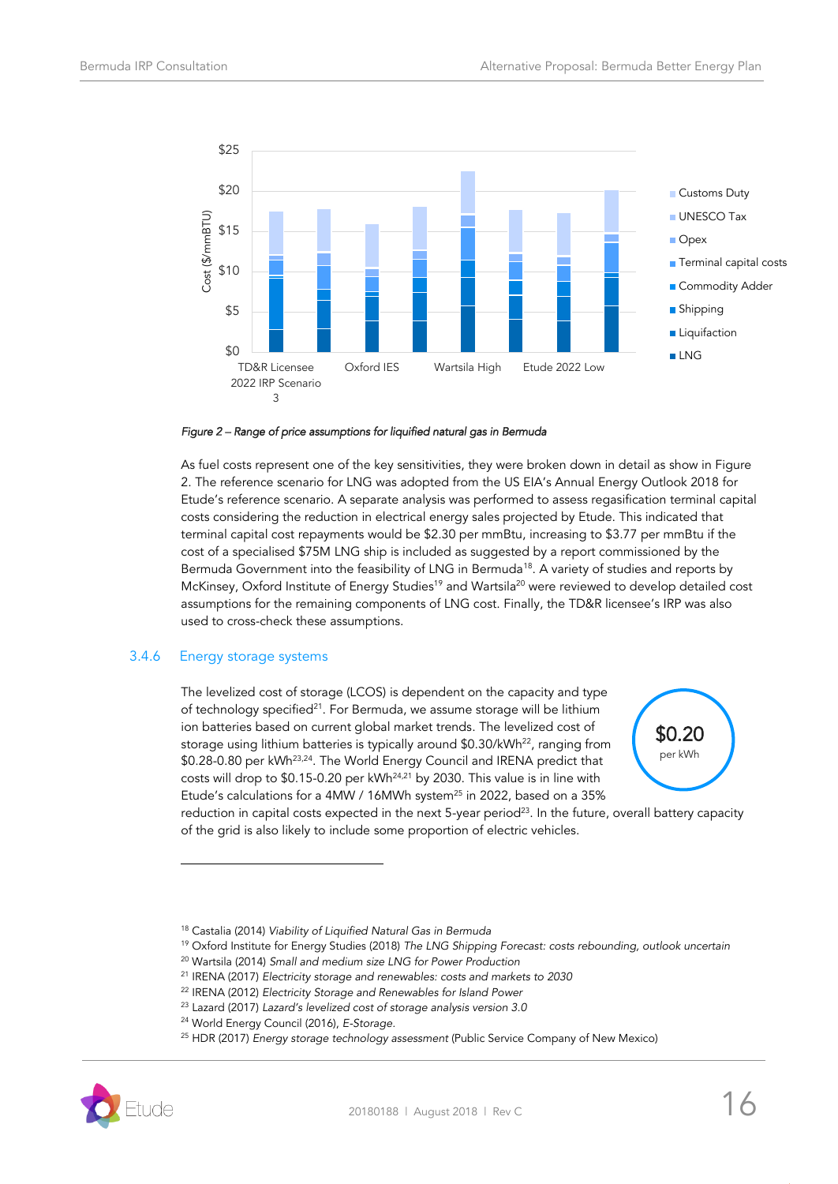Figure 2 – Range of price assumptions for liquified natural gas in Bermuda

As fuel costs represent one of the key sensitivities, they were broken down in detail as show in Figure 2. The reference scenario for LNG was adopted from the US EIA's Annual Energy Outlook 2018 for Etude's reference scenario. A separate analysis was performed to assess regasification terminal capital costs considering the reduction in electrical energy sales projected by Etude. This indicated that terminal capital cost repayments would be $2.30 per mmBtu, increasing to $3.77 per mmBtu if the cost of a specialised $75M LNG ship is included as suggested by a report commissioned by the Bermuda Government into the feasibility of LNG in Bermuda[18]. A variety of studies and reports by McKinsey, Oxford Institute of Energy Studies[19] and Wartsila[20] were reviewed to develop detailed cost assumptions for the remaining components of LNG cost. Finally, the TD&R licensee's IRP was also used to cross-check these assumptions.

### 3.4.6 Energy storage systems

**$0.20** per kWh

The levelized cost of storage (LCOS) is dependent on the capacity and type of technology specified[21]. For Bermuda, we assume storage will be lithium ion batteries based on current global market trends. The levelized cost of storage using lithium batteries is typically around $0.30/kWh[22], ranging from $0.28-0.80 per kWh[23,24]. The World Energy Council and IRENA predict that costs will drop to $0.15-0.20 per kWh[24,21] by 2030. This value is in line with Etude's calculations for a 4MW / 16MWh system[25] in 2022, based on a 35% reduction in capital costs expected in the next 5-year period[23]. In the future, overall battery capacity of the grid is also likely to include some proportion of electric vehicles.

---

[18] Castalia (2014) *Viability of Liquified Natural Gas in Bermuda*

[19] Oxford Institute for Energy Studies (2018) *The LNG Shipping Forecast: costs rebounding, outlook uncertain*

[20] Wartsila (2014) *Small and medium size LNG for Power Production*

[21] IRENA (2017) *Electricity storage and renewables: costs and markets to 2030*

[22] IRENA (2012) *Electricity Storage and Renewables for Island Power*

[23] Lazard (2017) *Lazard's levelized cost of storage analysis version 3.0*

[24] World Energy Council (2016), *E-Storage.*

[25] HDR (2017) *Energy storage technology assessment* (Public Service Company of New Mexico)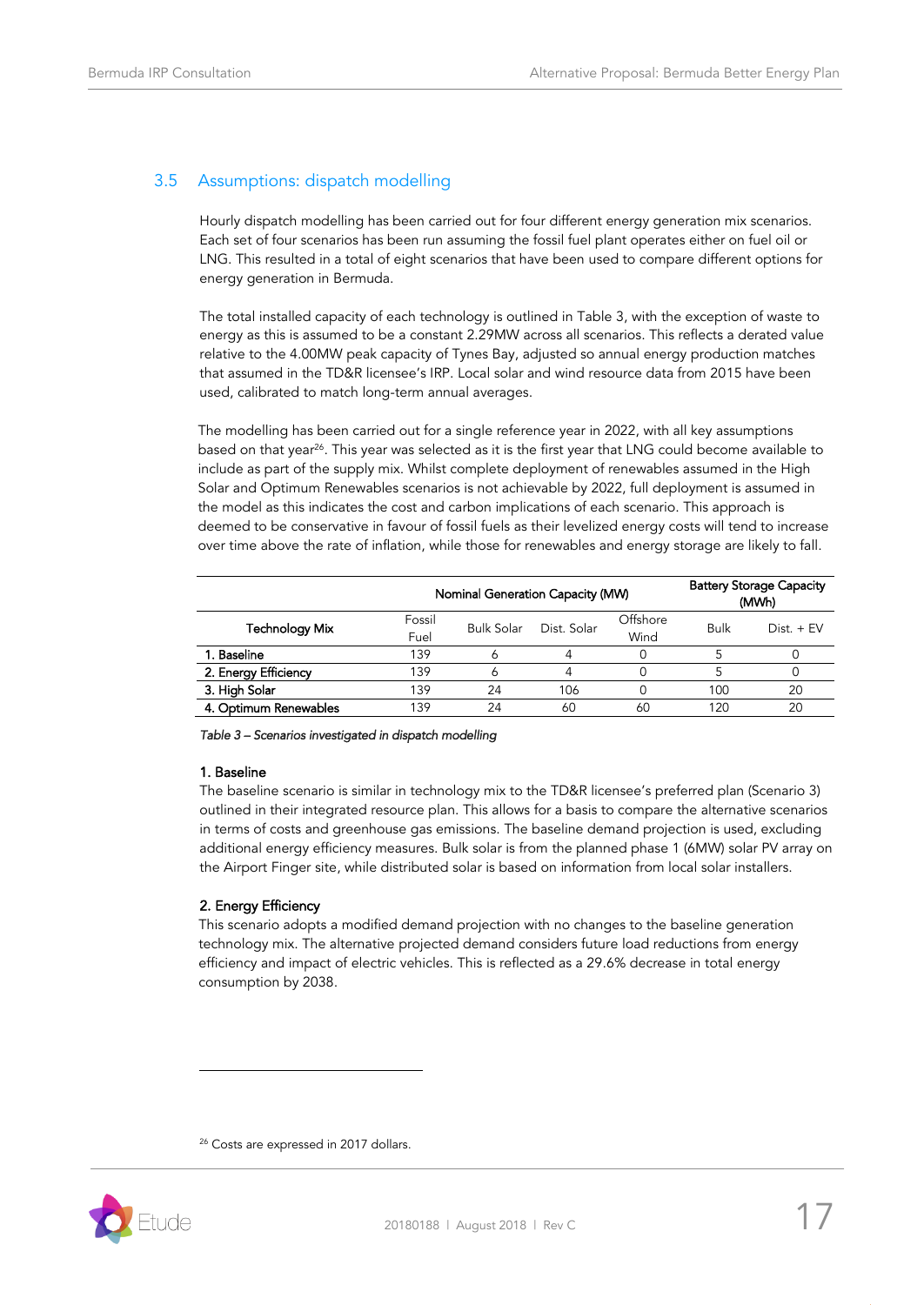## 3.5 Assumptions: dispatch modelling

Hourly dispatch modelling has been carried out for four different energy generation mix scenarios. Each set of four scenarios has been run assuming the fossil fuel plant operates either on fuel oil or LNG. This resulted in a total of eight scenarios that have been used to compare different options for energy generation in Bermuda.

The total installed capacity of each technology is outlined in Table 3, with the exception of waste to energy as this is assumed to be a constant 2.29MW across all scenarios. This reflects a derated value relative to the 4.00MW peak capacity of Tynes Bay, adjusted so annual energy production matches that assumed in the TD&R licensee's IRP. Local solar and wind resource data from 2015 have been used, calibrated to match long-term annual averages.

The modelling has been carried out for a single reference year in 2022, with all key assumptions based on that year[26]. This year was selected as it is the first year that LNG could become available to include as part of the supply mix. Whilst complete deployment of renewables assumed in the High Solar and Optimum Renewables scenarios is not achievable by 2022, full deployment is assumed in the model as this indicates the cost and carbon implications of each scenario. This approach is deemed to be conservative in favour of fossil fuels as their levelized energy costs will tend to increase over time above the rate of inflation, while those for renewables and energy storage are likely to fall.

| | Nominal Generation Capacity (MW) | | | | Battery Storage Capacity (MWh) | |
|---|---|---|---|---|---|---|
| Technology Mix | Fossil Fuel | Bulk Solar | Dist. Solar | Offshore Wind | Bulk | Dist. + EV |
| 1. Baseline | 139 | 6 | 4 | 0 | 5 | 0 |
| 2. Energy Efficiency | 139 | 6 | 4 | 0 | 5 | 0 |
| 3. High Solar | 139 | 24 | 106 | 0 | 100 | 20 |
| 4. Optimum Renewables | 139 | 24 | 60 | 60 | 120 | 20 |

*Table 3 – Scenarios investigated in dispatch modelling*

#### 1. Baseline

The baseline scenario is similar in technology mix to the TD&R licensee's preferred plan (Scenario 3) outlined in their integrated resource plan. This allows for a basis to compare the alternative scenarios in terms of costs and greenhouse gas emissions. The baseline demand projection is used, excluding additional energy efficiency measures. Bulk solar is from the planned phase 1 (6MW) solar PV array on the Airport Finger site, while distributed solar is based on information from local solar installers.

#### 2. Energy Efficiency

This scenario adopts a modified demand projection with no changes to the baseline generation technology mix. The alternative projected demand considers future load reductions from energy efficiency and impact of electric vehicles. This is reflected as a 29.6% decrease in total energy consumption by 2038.

---

[26] Costs are expressed in 2017 dollars.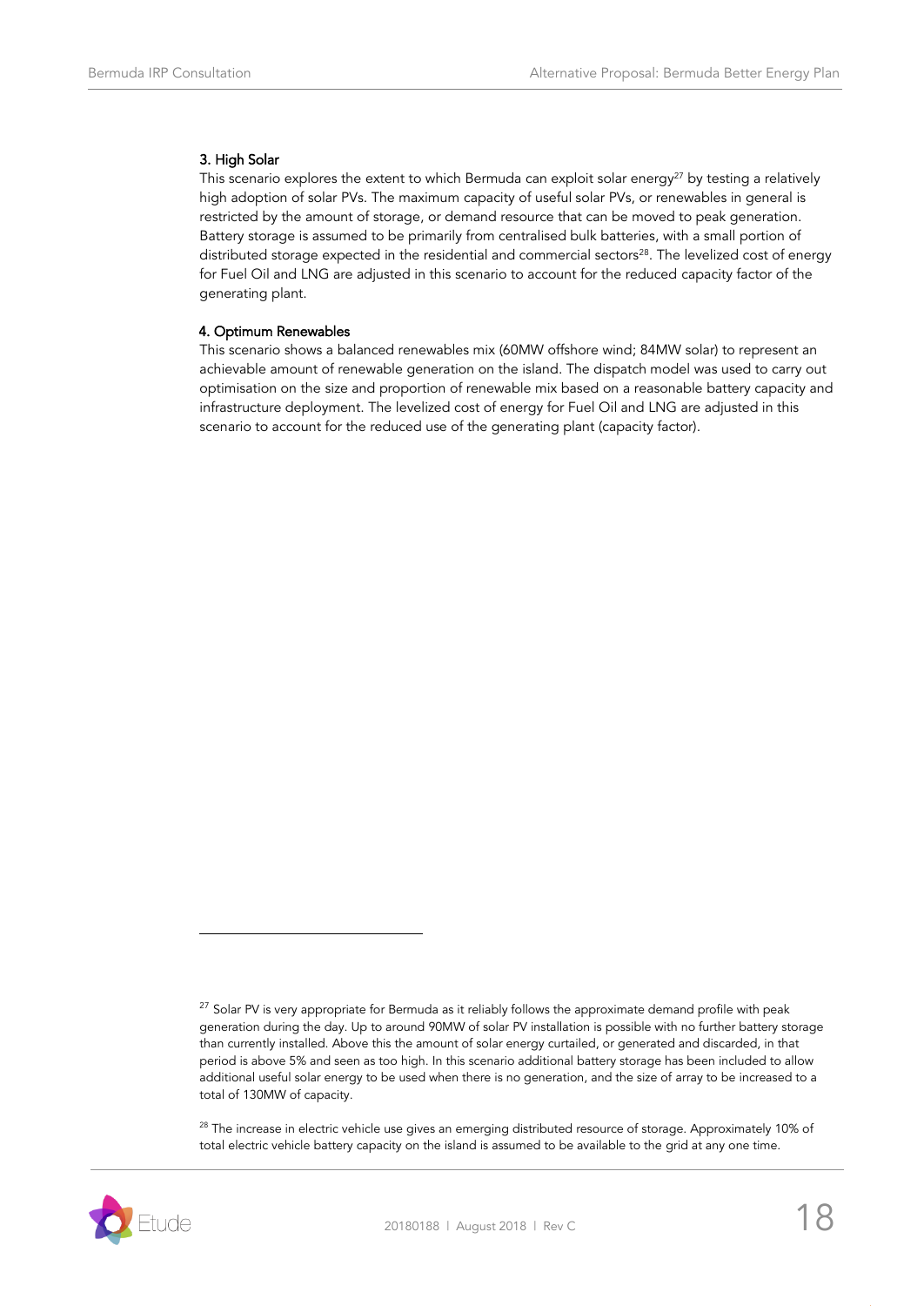#### 3. High Solar

This scenario explores the extent to which Bermuda can exploit solar energy[27] by testing a relatively high adoption of solar PVs. The maximum capacity of useful solar PVs, or renewables in general is restricted by the amount of storage, or demand resource that can be moved to peak generation. Battery storage is assumed to be primarily from centralised bulk batteries, with a small portion of distributed storage expected in the residential and commercial sectors[28]. The levelized cost of energy for Fuel Oil and LNG are adjusted in this scenario to account for the reduced capacity factor of the generating plant.

#### 4. Optimum Renewables

This scenario shows a balanced renewables mix (60MW offshore wind; 84MW solar) to represent an achievable amount of renewable generation on the island. The dispatch model was used to carry out optimisation on the size and proportion of renewable mix based on a reasonable battery capacity and infrastructure deployment. The levelized cost of energy for Fuel Oil and LNG are adjusted in this scenario to account for the reduced use of the generating plant (capacity factor).

---

[27] Solar PV is very appropriate for Bermuda as it reliably follows the approximate demand profile with peak generation during the day. Up to around 90MW of solar PV installation is possible with no further battery storage than currently installed. Above this the amount of solar energy curtailed, or generated and discarded, in that period is above 5% and seen as too high. In this scenario additional battery storage has been included to allow additional useful solar energy to be used when there is no generation, and the size of array to be increased to a total of 130MW of capacity.

[28] The increase in electric vehicle use gives an emerging distributed resource of storage. Approximately 10% of total electric vehicle battery capacity on the island is assumed to be available to the grid at any one time.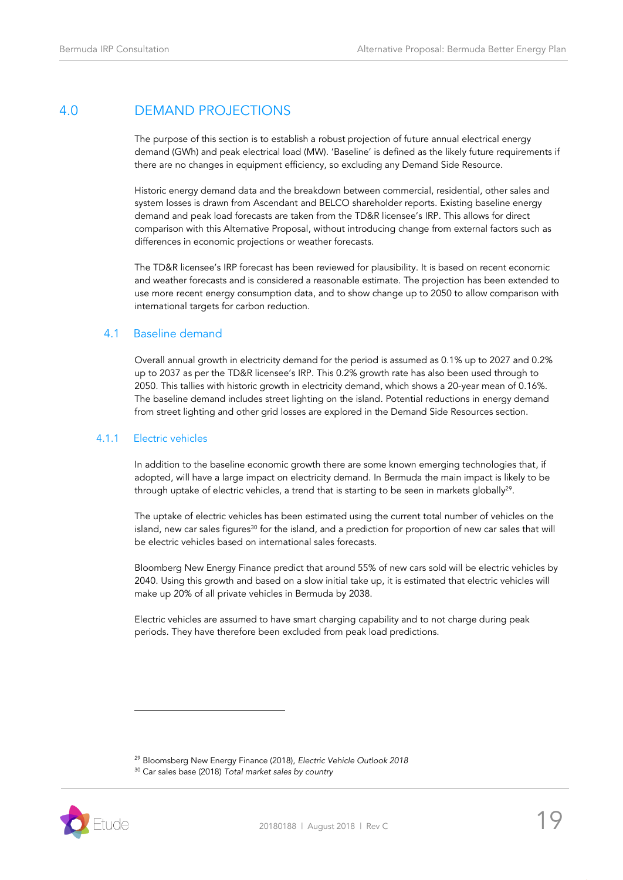# 4.0 DEMAND PROJECTIONS

The purpose of this section is to establish a robust projection of future annual electrical energy demand (GWh) and peak electrical load (MW). 'Baseline' is defined as the likely future requirements if there are no changes in equipment efficiency, so excluding any Demand Side Resource.

Historic energy demand data and the breakdown between commercial, residential, other sales and system losses is drawn from Ascendant and BELCO shareholder reports. Existing baseline energy demand and peak load forecasts are taken from the TD&R licensee's IRP. This allows for direct comparison with this Alternative Proposal, without introducing change from external factors such as differences in economic projections or weather forecasts.

The TD&R licensee's IRP forecast has been reviewed for plausibility. It is based on recent economic and weather forecasts and is considered a reasonable estimate. The projection has been extended to use more recent energy consumption data, and to show change up to 2050 to allow comparison with international targets for carbon reduction.

## 4.1 Baseline demand

Overall annual growth in electricity demand for the period is assumed as 0.1% up to 2027 and 0.2% up to 2037 as per the TD&R licensee's IRP. This 0.2% growth rate has also been used through to 2050. This tallies with historic growth in electricity demand, which shows a 20-year mean of 0.16%. The baseline demand includes street lighting on the island. Potential reductions in energy demand from street lighting and other grid losses are explored in the Demand Side Resources section.

### 4.1.1 Electric vehicles

In addition to the baseline economic growth there are some known emerging technologies that, if adopted, will have a large impact on electricity demand. In Bermuda the main impact is likely to be through uptake of electric vehicles, a trend that is starting to be seen in markets globally[29].

The uptake of electric vehicles has been estimated using the current total number of vehicles on the island, new car sales figures[30] for the island, and a prediction for proportion of new car sales that will be electric vehicles based on international sales forecasts.

Bloomberg New Energy Finance predict that around 55% of new cars sold will be electric vehicles by 2040. Using this growth and based on a slow initial take up, it is estimated that electric vehicles will make up 20% of all private vehicles in Bermuda by 2038.

Electric vehicles are assumed to have smart charging capability and to not charge during peak periods. They have therefore been excluded from peak load predictions.

---

[29] Bloomsberg New Energy Finance (2018), *Electric Vehicle Outlook 2018*

[30] Car sales base (2018) *Total market sales by country*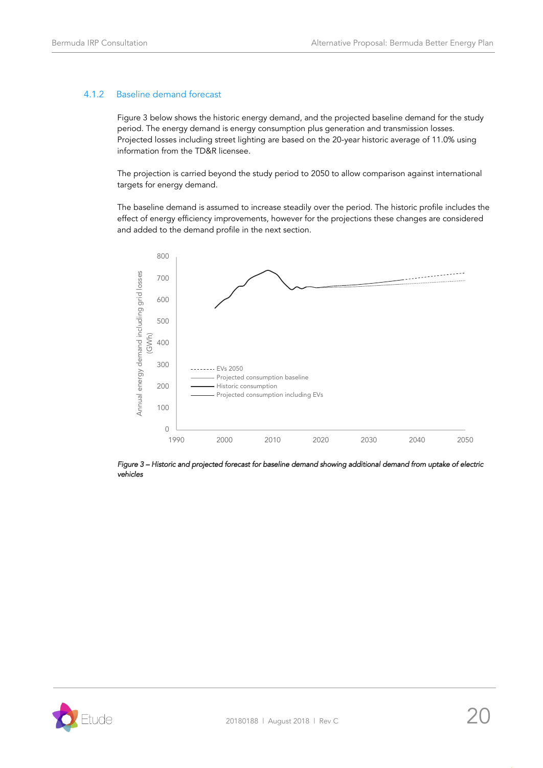### 4.1.2 Baseline demand forecast

Figure 3 below shows the historic energy demand, and the projected baseline demand for the study period. The energy demand is energy consumption plus generation and transmission losses. Projected losses including street lighting are based on the 20-year historic average of 11.0% using information from the TD&R licensee.

The projection is carried beyond the study period to 2050 to allow comparison against international targets for energy demand.

The baseline demand is assumed to increase steadily over the period. The historic profile includes the effect of energy efficiency improvements, however for the projections these changes are considered and added to the demand profile in the next section.

*Figure 3 – Historic and projected forecast for baseline demand showing additional demand from uptake of electric vehicles*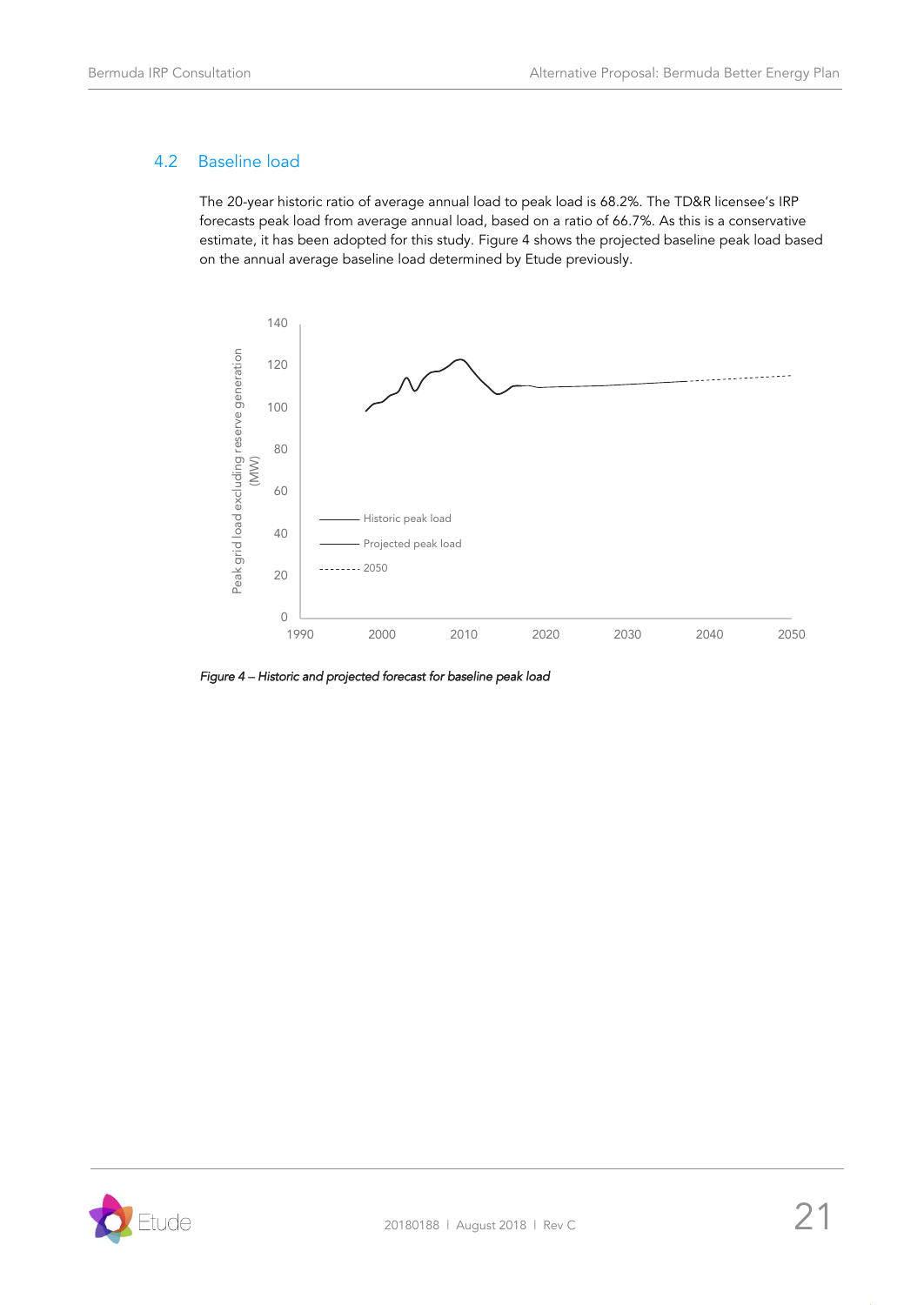## 4.2 Baseline load

The 20-year historic ratio of average annual load to peak load is 68.2%. The TD&R licensee's IRP forecasts peak load from average annual load, based on a ratio of 66.7%. As this is a conservative estimate, it has been adopted for this study. Figure 4 shows the projected baseline peak load based on the annual average baseline load determined by Etude previously.

*Figure 4 – Historic and projected forecast for baseline peak load*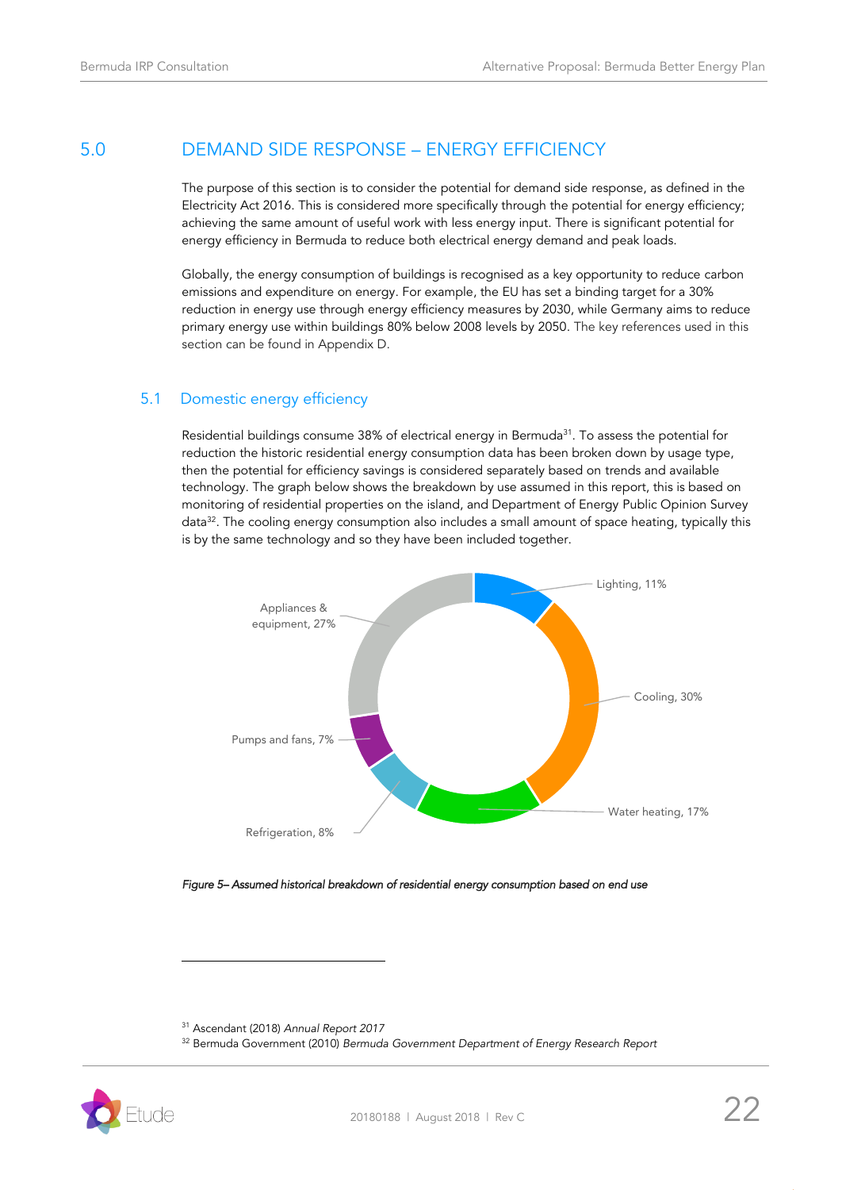# 5.0 DEMAND SIDE RESPONSE – ENERGY EFFICIENCY

The purpose of this section is to consider the potential for demand side response, as defined in the Electricity Act 2016. This is considered more specifically through the potential for energy efficiency; achieving the same amount of useful work with less energy input. There is significant potential for energy efficiency in Bermuda to reduce both electrical energy demand and peak loads.

Globally, the energy consumption of buildings is recognised as a key opportunity to reduce carbon emissions and expenditure on energy. For example, the EU has set a binding target for a 30% reduction in energy use through energy efficiency measures by 2030, while Germany aims to reduce primary energy use within buildings 80% below 2008 levels by 2050. The key references used in this section can be found in Appendix D.

## 5.1 Domestic energy efficiency

Residential buildings consume 38% of electrical energy in Bermuda[31]. To assess the potential for reduction the historic residential energy consumption data has been broken down by usage type, then the potential for efficiency savings is considered separately based on trends and available technology. The graph below shows the breakdown by use assumed in this report, this is based on monitoring of residential properties on the island, and Department of Energy Public Opinion Survey data[32]. The cooling energy consumption also includes a small amount of space heating, typically this is by the same technology and so they have been included together.

| End use | Share |
|---|---|
| Lighting | 11% |
| Cooling | 30% |
| Water heating | 17% |
| Refrigeration | 8% |
| Pumps and fans | 7% |
| Appliances & equipment | 27% |

*Figure 5– Assumed historical breakdown of residential energy consumption based on end use*

[31] Ascendant (2018) *Annual Report 2017*

[32] Bermuda Government (2010) *Bermuda Government Department of Energy Research Report*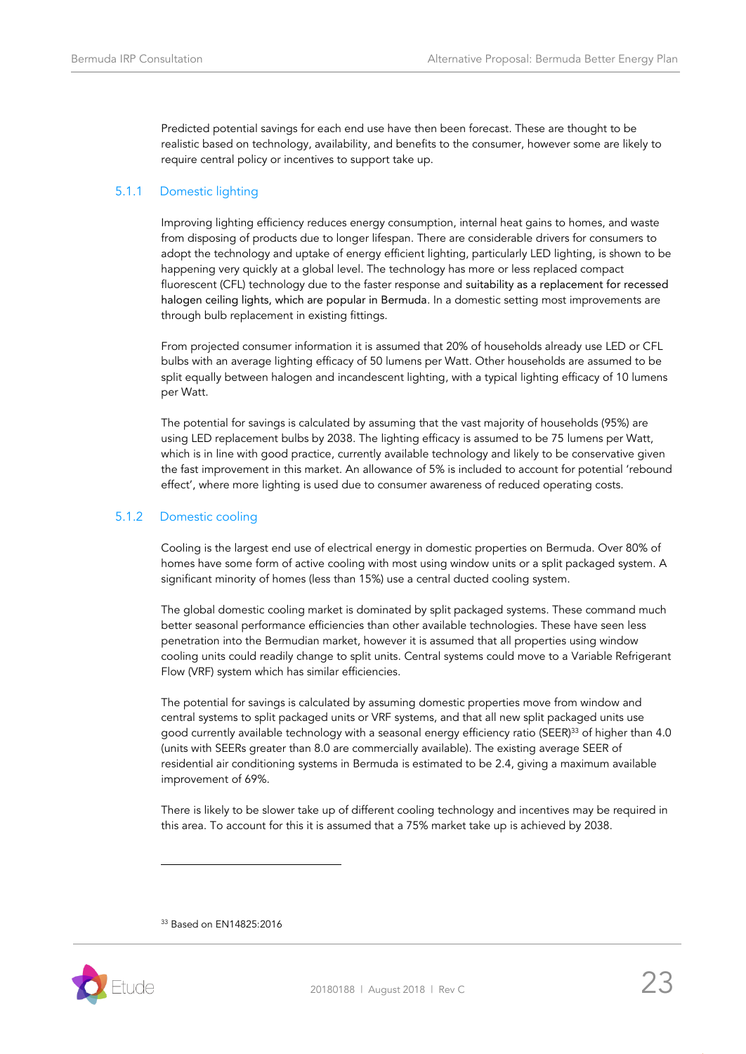Predicted potential savings for each end use have then been forecast. These are thought to be realistic based on technology, availability, and benefits to the consumer, however some are likely to require central policy or incentives to support take up.

### 5.1.1 Domestic lighting

Improving lighting efficiency reduces energy consumption, internal heat gains to homes, and waste from disposing of products due to longer lifespan. There are considerable drivers for consumers to adopt the technology and uptake of energy efficient lighting, particularly LED lighting, is shown to be happening very quickly at a global level. The technology has more or less replaced compact fluorescent (CFL) technology due to the faster response and suitability as a replacement for recessed halogen ceiling lights, which are popular in Bermuda. In a domestic setting most improvements are through bulb replacement in existing fittings.

From projected consumer information it is assumed that 20% of households already use LED or CFL bulbs with an average lighting efficacy of 50 lumens per Watt. Other households are assumed to be split equally between halogen and incandescent lighting, with a typical lighting efficacy of 10 lumens per Watt.

The potential for savings is calculated by assuming that the vast majority of households (95%) are using LED replacement bulbs by 2038. The lighting efficacy is assumed to be 75 lumens per Watt, which is in line with good practice, currently available technology and likely to be conservative given the fast improvement in this market. An allowance of 5% is included to account for potential 'rebound effect', where more lighting is used due to consumer awareness of reduced operating costs.

### 5.1.2 Domestic cooling

Cooling is the largest end use of electrical energy in domestic properties on Bermuda. Over 80% of homes have some form of active cooling with most using window units or a split packaged system. A significant minority of homes (less than 15%) use a central ducted cooling system.

The global domestic cooling market is dominated by split packaged systems. These command much better seasonal performance efficiencies than other available technologies. These have seen less penetration into the Bermudian market, however it is assumed that all properties using window cooling units could readily change to split units. Central systems could move to a Variable Refrigerant Flow (VRF) system which has similar efficiencies.

The potential for savings is calculated by assuming domestic properties move from window and central systems to split packaged units or VRF systems, and that all new split packaged units use good currently available technology with a seasonal energy efficiency ratio (SEER)[33] of higher than 4.0 (units with SEERs greater than 8.0 are commercially available). The existing average SEER of residential air conditioning systems in Bermuda is estimated to be 2.4, giving a maximum available improvement of 69%.

There is likely to be slower take up of different cooling technology and incentives may be required in this area. To account for this it is assumed that a 75% market take up is achieved by 2038.

---

[33] Based on EN14825:2016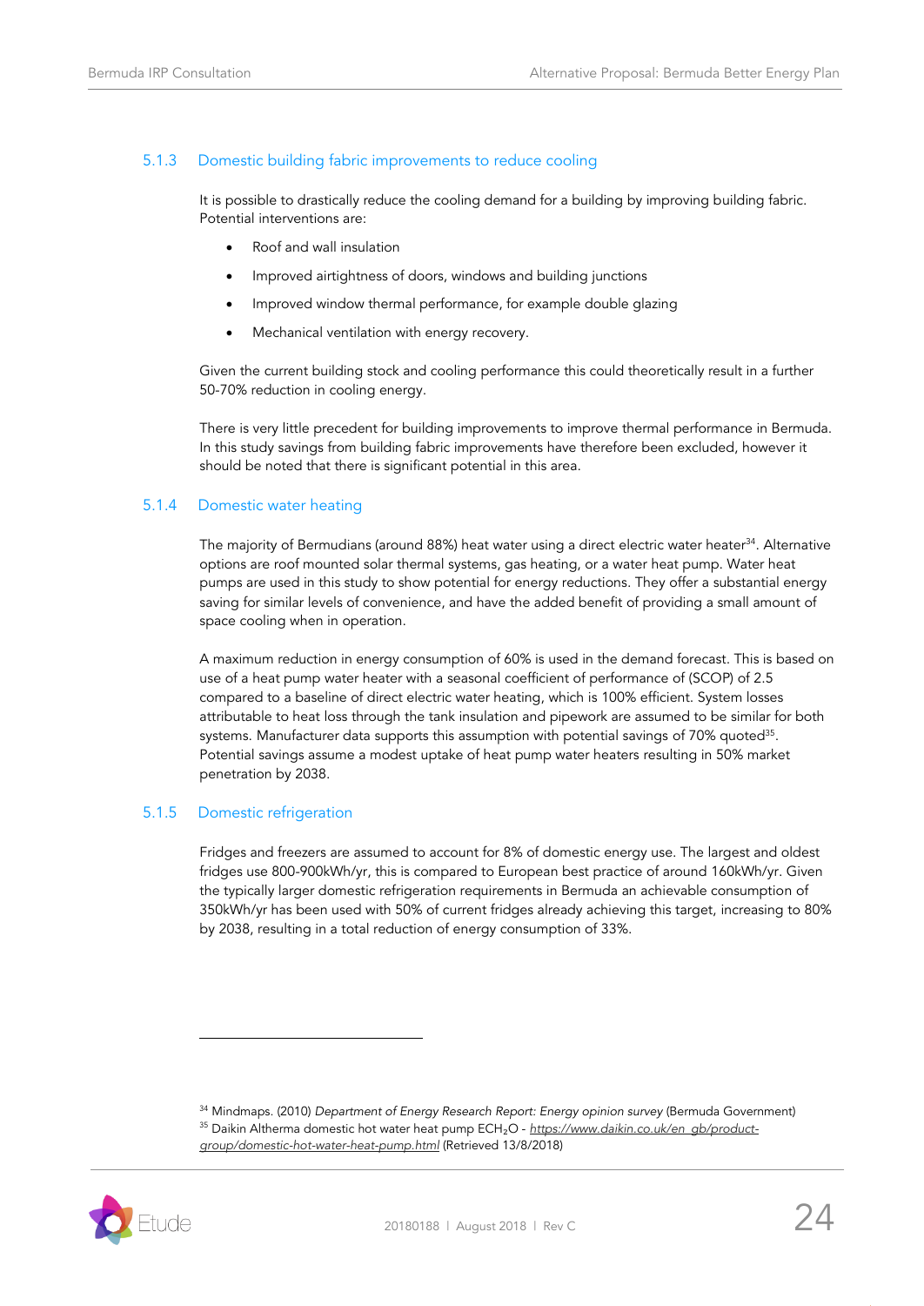### 5.1.3 Domestic building fabric improvements to reduce cooling

It is possible to drastically reduce the cooling demand for a building by improving building fabric. Potential interventions are:

- Roof and wall insulation
- Improved airtightness of doors, windows and building junctions
- Improved window thermal performance, for example double glazing
- Mechanical ventilation with energy recovery.

Given the current building stock and cooling performance this could theoretically result in a further 50-70% reduction in cooling energy.

There is very little precedent for building improvements to improve thermal performance in Bermuda. In this study savings from building fabric improvements have therefore been excluded, however it should be noted that there is significant potential in this area.

### 5.1.4 Domestic water heating

The majority of Bermudians (around 88%) heat water using a direct electric water heater[34]. Alternative options are roof mounted solar thermal systems, gas heating, or a water heat pump. Water heat pumps are used in this study to show potential for energy reductions. They offer a substantial energy saving for similar levels of convenience, and have the added benefit of providing a small amount of space cooling when in operation.

A maximum reduction in energy consumption of 60% is used in the demand forecast. This is based on use of a heat pump water heater with a seasonal coefficient of performance of (SCOP) of 2.5 compared to a baseline of direct electric water heating, which is 100% efficient. System losses attributable to heat loss through the tank insulation and pipework are assumed to be similar for both systems. Manufacturer data supports this assumption with potential savings of 70% quoted[35]. Potential savings assume a modest uptake of heat pump water heaters resulting in 50% market penetration by 2038.

### 5.1.5 Domestic refrigeration

Fridges and freezers are assumed to account for 8% of domestic energy use. The largest and oldest fridges use 800-900kWh/yr, this is compared to European best practice of around 160kWh/yr. Given the typically larger domestic refrigeration requirements in Bermuda an achievable consumption of 350kWh/yr has been used with 50% of current fridges already achieving this target, increasing to 80% by 2038, resulting in a total reduction of energy consumption of 33%.

---

[34] Mindmaps. (2010) *Department of Energy Research Report: Energy opinion survey* (Bermuda Government)

[35] Daikin Altherma domestic hot water heat pump ECH$_2$O - *https://www.daikin.co.uk/en_gb/product-group/domestic-hot-water-heat-pump.html* (Retrieved 13/8/2018)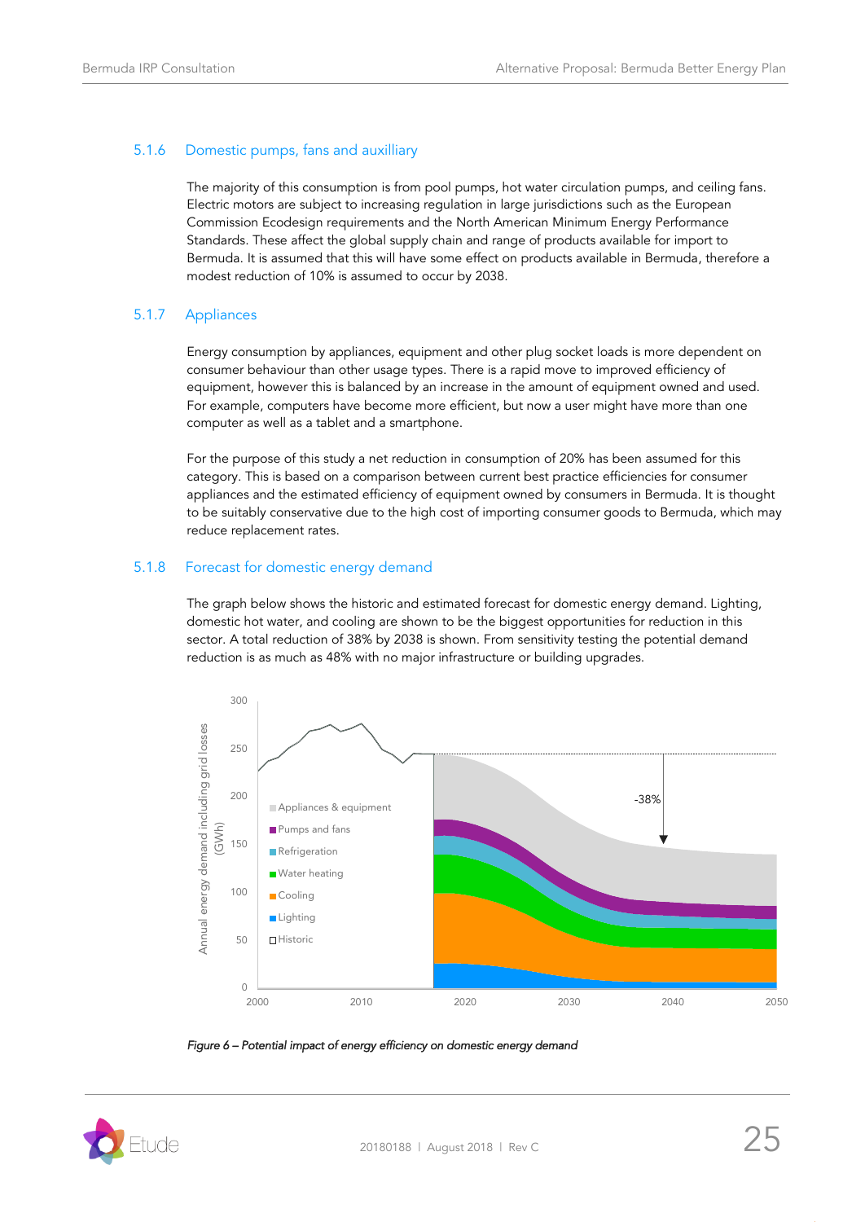### 5.1.6 Domestic pumps, fans and auxilliary

The majority of this consumption is from pool pumps, hot water circulation pumps, and ceiling fans. Electric motors are subject to increasing regulation in large jurisdictions such as the European Commission Ecodesign requirements and the North American Minimum Energy Performance Standards. These affect the global supply chain and range of products available for import to Bermuda. It is assumed that this will have some effect on products available in Bermuda, therefore a modest reduction of 10% is assumed to occur by 2038.

### 5.1.7 Appliances

Energy consumption by appliances, equipment and other plug socket loads is more dependent on consumer behaviour than other usage types. There is a rapid move to improved efficiency of equipment, however this is balanced by an increase in the amount of equipment owned and used. For example, computers have become more efficient, but now a user might have more than one computer as well as a tablet and a smartphone.

For the purpose of this study a net reduction in consumption of 20% has been assumed for this category. This is based on a comparison between current best practice efficiencies for consumer appliances and the estimated efficiency of equipment owned by consumers in Bermuda. It is thought to be suitably conservative due to the high cost of importing consumer goods to Bermuda, which may reduce replacement rates.

### 5.1.8 Forecast for domestic energy demand

The graph below shows the historic and estimated forecast for domestic energy demand. Lighting, domestic hot water, and cooling are shown to be the biggest opportunities for reduction in this sector. A total reduction of 38% by 2038 is shown. From sensitivity testing the potential demand reduction is as much as 48% with no major infrastructure or building upgrades.

*Figure 6 – Potential impact of energy efficiency on domestic energy demand*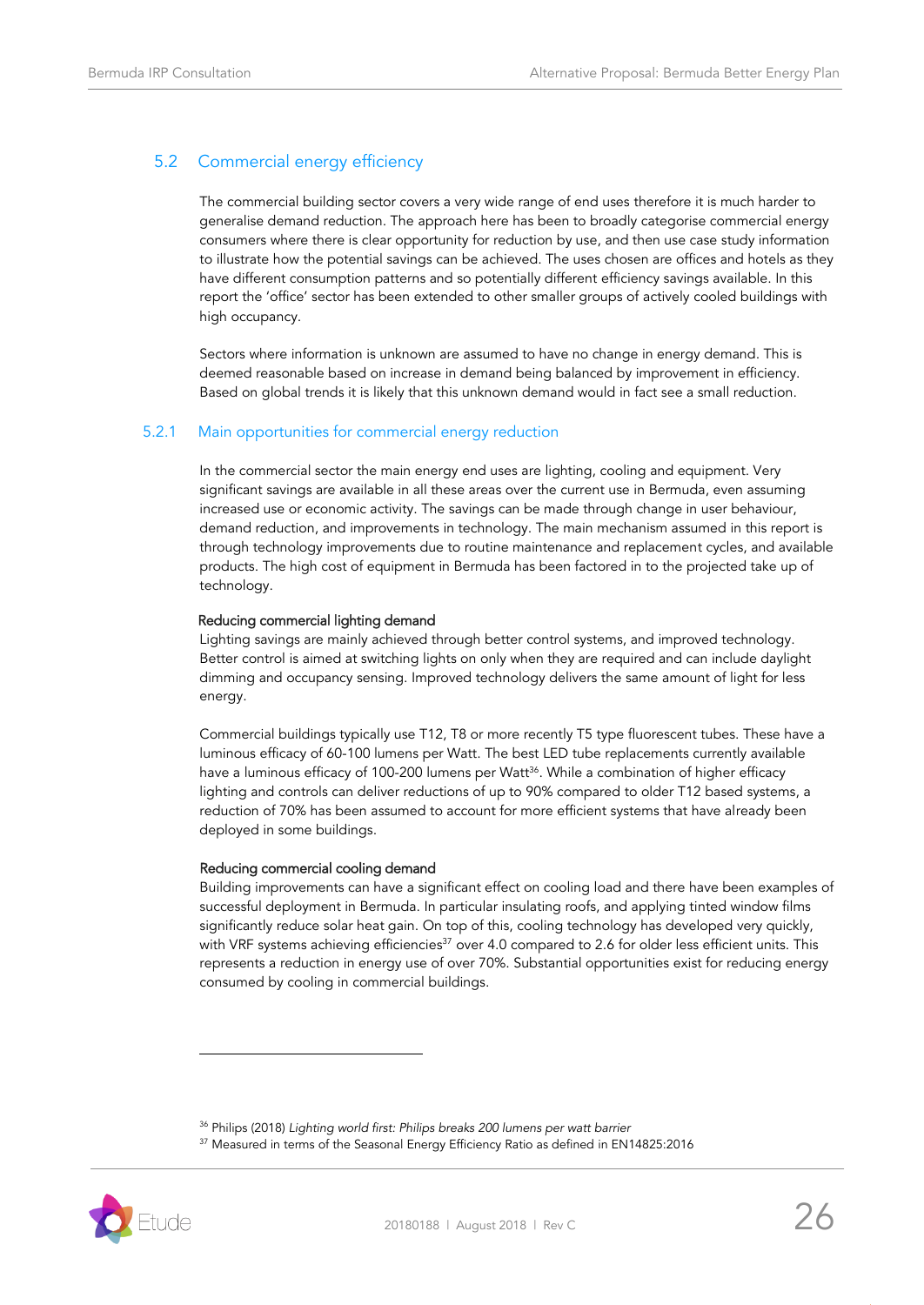## 5.2 Commercial energy efficiency

The commercial building sector covers a very wide range of end uses therefore it is much harder to generalise demand reduction. The approach here has been to broadly categorise commercial energy consumers where there is clear opportunity for reduction by use, and then use case study information to illustrate how the potential savings can be achieved. The uses chosen are offices and hotels as they have different consumption patterns and so potentially different efficiency savings available. In this report the 'office' sector has been extended to other smaller groups of actively cooled buildings with high occupancy.

Sectors where information is unknown are assumed to have no change in energy demand. This is deemed reasonable based on increase in demand being balanced by improvement in efficiency. Based on global trends it is likely that this unknown demand would in fact see a small reduction.

### 5.2.1 Main opportunities for commercial energy reduction

In the commercial sector the main energy end uses are lighting, cooling and equipment. Very significant savings are available in all these areas over the current use in Bermuda, even assuming increased use or economic activity. The savings can be made through change in user behaviour, demand reduction, and improvements in technology. The main mechanism assumed in this report is through technology improvements due to routine maintenance and replacement cycles, and available products. The high cost of equipment in Bermuda has been factored in to the projected take up of technology.

#### Reducing commercial lighting demand

Lighting savings are mainly achieved through better control systems, and improved technology. Better control is aimed at switching lights on only when they are required and can include daylight dimming and occupancy sensing. Improved technology delivers the same amount of light for less energy.

Commercial buildings typically use T12, T8 or more recently T5 type fluorescent tubes. These have a luminous efficacy of 60-100 lumens per Watt. The best LED tube replacements currently available have a luminous efficacy of 100-200 lumens per Watt[36]. While a combination of higher efficacy lighting and controls can deliver reductions of up to 90% compared to older T12 based systems, a reduction of 70% has been assumed to account for more efficient systems that have already been deployed in some buildings.

#### Reducing commercial cooling demand

Building improvements can have a significant effect on cooling load and there have been examples of successful deployment in Bermuda. In particular insulating roofs, and applying tinted window films significantly reduce solar heat gain. On top of this, cooling technology has developed very quickly, with VRF systems achieving efficiencies[37] over 4.0 compared to 2.6 for older less efficient units. This represents a reduction in energy use of over 70%. Substantial opportunities exist for reducing energy consumed by cooling in commercial buildings.

---

[36] Philips (2018) *Lighting world first: Philips breaks 200 lumens per watt barrier*

[37] Measured in terms of the Seasonal Energy Efficiency Ratio as defined in EN14825:2016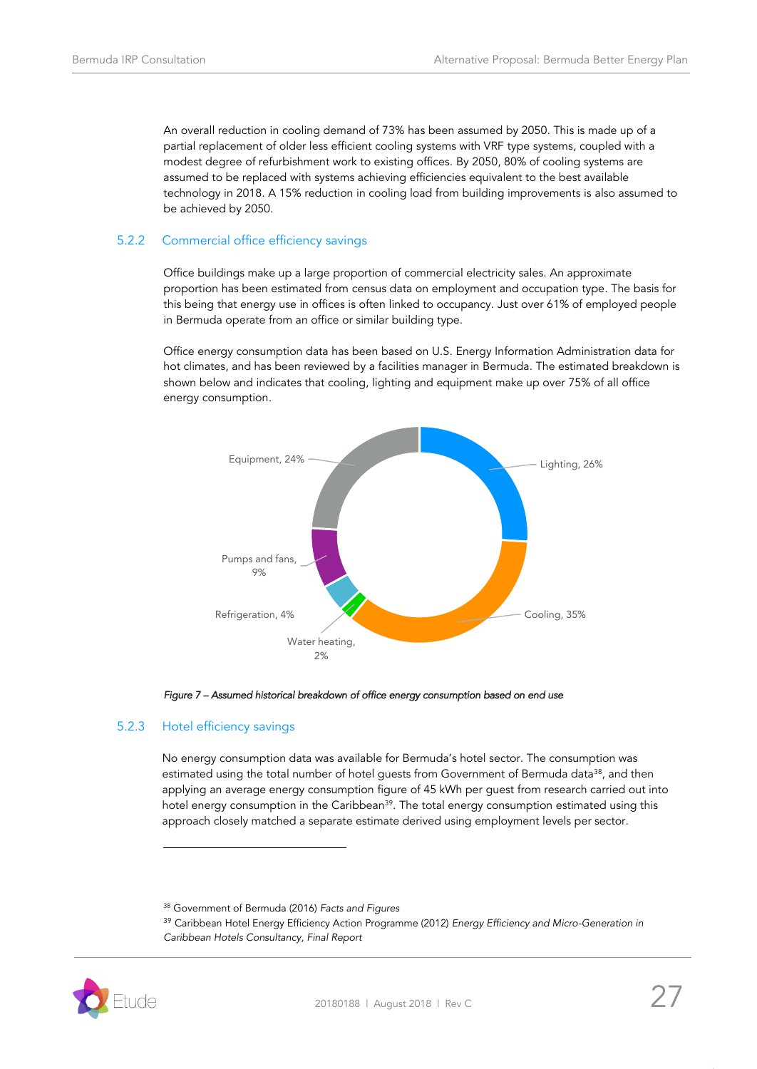An overall reduction in cooling demand of 73% has been assumed by 2050. This is made up of a partial replacement of older less efficient cooling systems with VRF type systems, coupled with a modest degree of refurbishment work to existing offices. By 2050, 80% of cooling systems are assumed to be replaced with systems achieving efficiencies equivalent to the best available technology in 2018. A 15% reduction in cooling load from building improvements is also assumed to be achieved by 2050.

### 5.2.2 Commercial office efficiency savings

Office buildings make up a large proportion of commercial electricity sales. An approximate proportion has been estimated from census data on employment and occupation type. The basis for this being that energy use in offices is often linked to occupancy. Just over 61% of employed people in Bermuda operate from an office or similar building type.

Office energy consumption data has been based on U.S. Energy Information Administration data for hot climates, and has been reviewed by a facilities manager in Bermuda. The estimated breakdown is shown below and indicates that cooling, lighting and equipment make up over 75% of all office energy consumption.

| End use | Share |
|---|---|
| Lighting | 26% |
| Cooling | 35% |
| Water heating | 2% |
| Refrigeration | 4% |
| Pumps and fans | 9% |
| Equipment | 24% |

*Figure 7 – Assumed historical breakdown of office energy consumption based on end use*

### 5.2.3 Hotel efficiency savings

No energy consumption data was available for Bermuda's hotel sector. The consumption was estimated using the total number of hotel guests from Government of Bermuda data[38], and then applying an average energy consumption figure of 45 kWh per guest from research carried out into hotel energy consumption in the Caribbean[39]. The total energy consumption estimated using this approach closely matched a separate estimate derived using employment levels per sector.

---

[38] Government of Bermuda (2016) *Facts and Figures*

[39] Caribbean Hotel Energy Efficiency Action Programme (2012) *Energy Efficiency and Micro-Generation in Caribbean Hotels Consultancy, Final Report*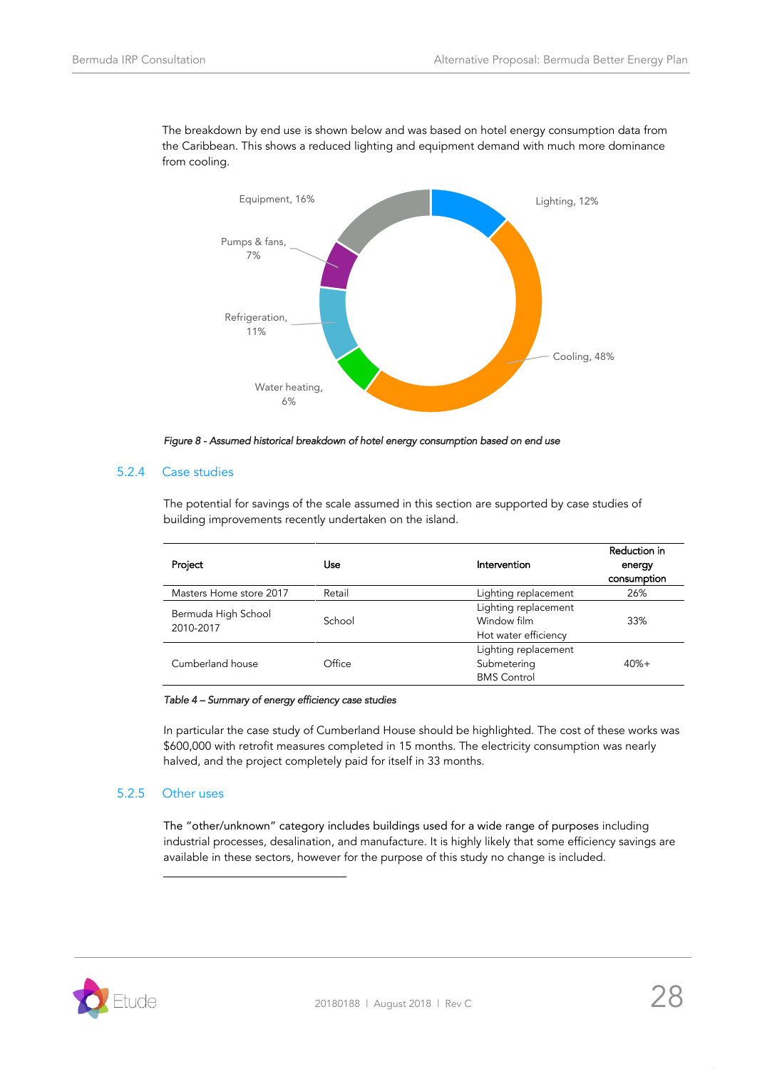The breakdown by end use is shown below and was based on hotel energy consumption data from the Caribbean. This shows a reduced lighting and equipment demand with much more dominance from cooling.

Equipment, 16%

Lighting, 12%

Pumps & fans, 7%

Refrigeration, 11%

Cooling, 48%

Water heating, 6%

*Figure 8 - Assumed historical breakdown of hotel energy consumption based on end use*

### 5.2.4 Case studies

The potential for savings of the scale assumed in this section are supported by case studies of building improvements recently undertaken on the island.

| Project | Use | Intervention | Reduction in energy consumption |
|---|---|---|---|
| Masters Home store 2017 | Retail | Lighting replacement | 26% |
| Bermuda High School 2010-2017 | School | Lighting replacement<br>Window film<br>Hot water efficiency | 33% |
| Cumberland house | Office | Lighting replacement<br>Submetering<br>BMS Control | 40%+ |

*Table 4 – Summary of energy efficiency case studies*

In particular the case study of Cumberland House should be highlighted. The cost of these works was $600,000 with retrofit measures completed in 15 months. The electricity consumption was nearly halved, and the project completely paid for itself in 33 months.

### 5.2.5 Other uses

The "other/unknown" category includes buildings used for a wide range of purposes including industrial processes, desalination, and manufacture. It is highly likely that some efficiency savings are available in these sectors, however for the purpose of this study no change is included.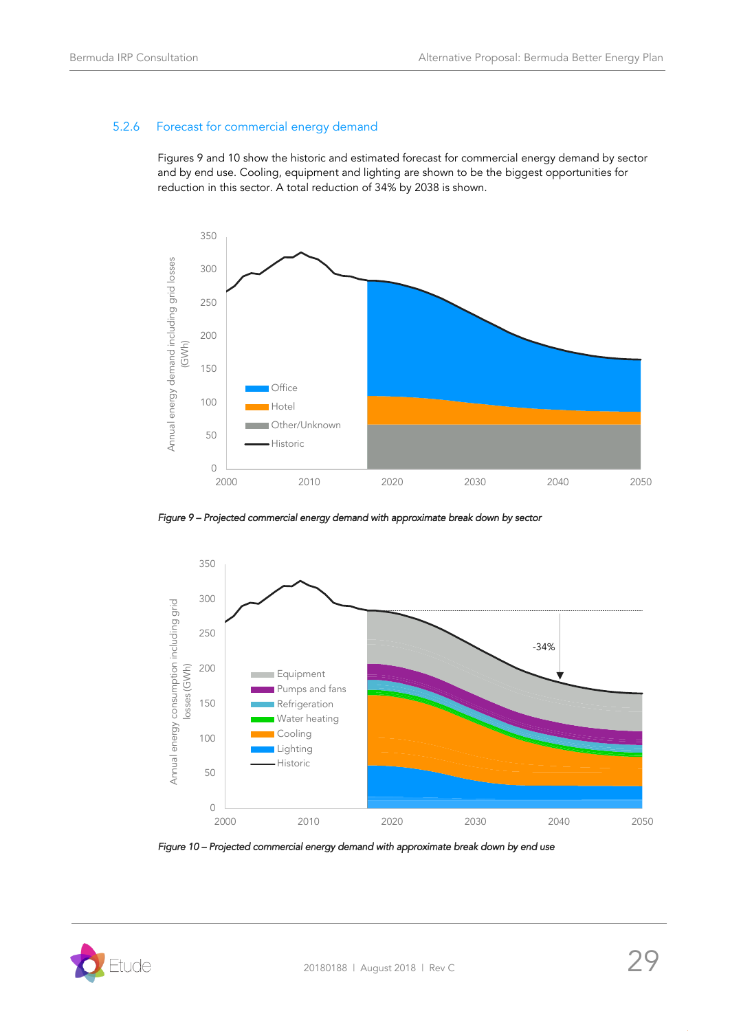### 5.2.6 Forecast for commercial energy demand

Figures 9 and 10 show the historic and estimated forecast for commercial energy demand by sector and by end use. Cooling, equipment and lighting are shown to be the biggest opportunities for reduction in this sector. A total reduction of 34% by 2038 is shown.

*Figure 9 – Projected commercial energy demand with approximate break down by sector*

*Figure 10 – Projected commercial energy demand with approximate break down by end use*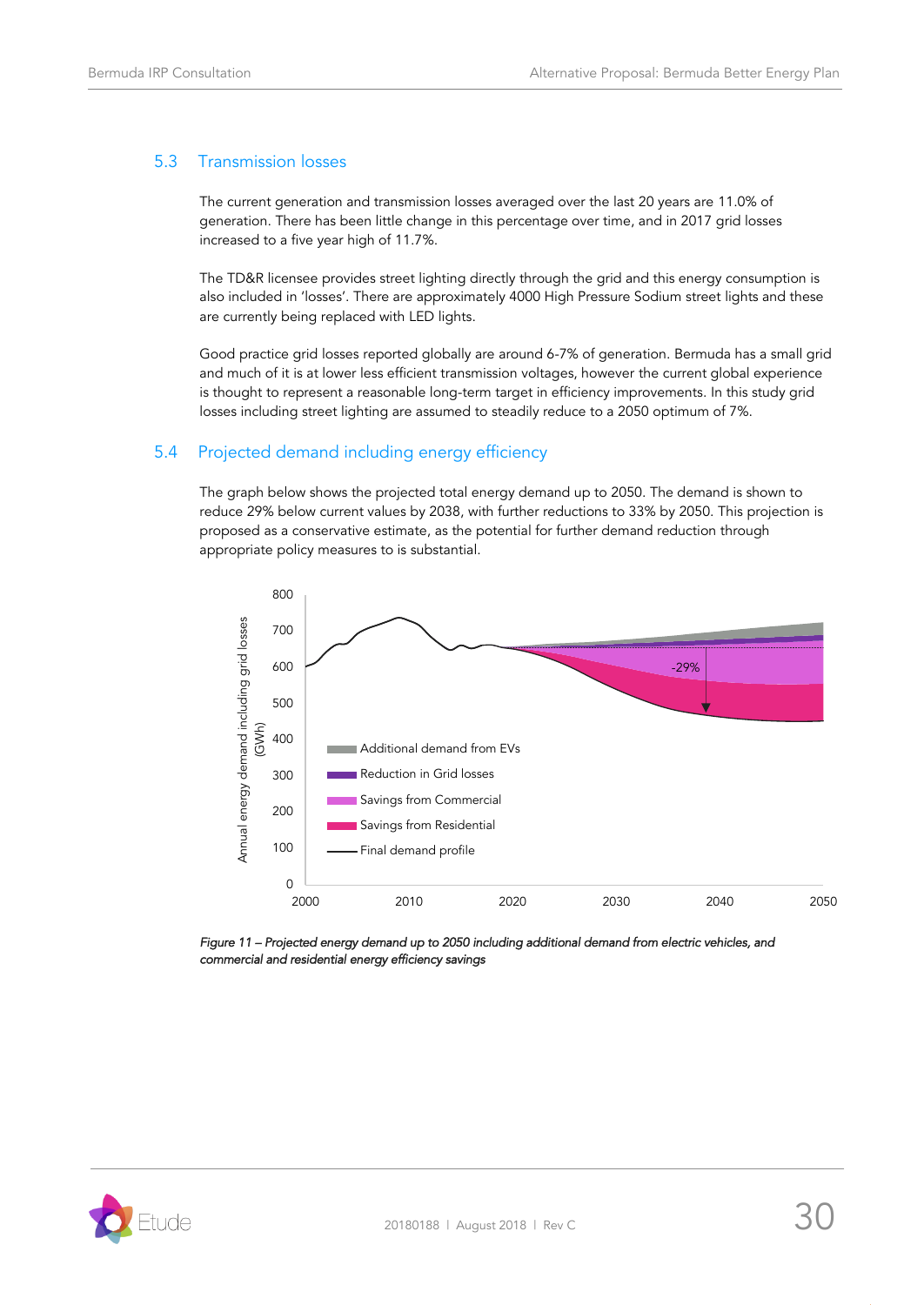## 5.3 Transmission losses

The current generation and transmission losses averaged over the last 20 years are 11.0% of generation. There has been little change in this percentage over time, and in 2017 grid losses increased to a five year high of 11.7%.

The TD&R licensee provides street lighting directly through the grid and this energy consumption is also included in 'losses'. There are approximately 4000 High Pressure Sodium street lights and these are currently being replaced with LED lights.

Good practice grid losses reported globally are around 6-7% of generation. Bermuda has a small grid and much of it is at lower less efficient transmission voltages, however the current global experience is thought to represent a reasonable long-term target in efficiency improvements. In this study grid losses including street lighting are assumed to steadily reduce to a 2050 optimum of 7%.

## 5.4 Projected demand including energy efficiency

The graph below shows the projected total energy demand up to 2050. The demand is shown to reduce 29% below current values by 2038, with further reductions to 33% by 2050. This projection is proposed as a conservative estimate, as the potential for further demand reduction through appropriate policy measures to is substantial.

*Figure 11 – Projected energy demand up to 2050 including additional demand from electric vehicles, and commercial and residential energy efficiency savings*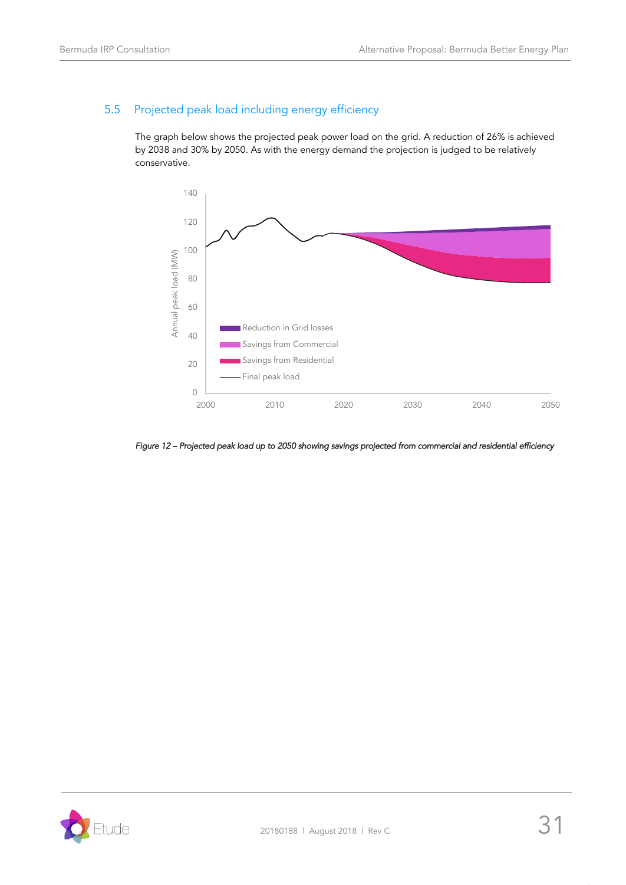## 5.5 Projected peak load including energy efficiency

The graph below shows the projected peak power load on the grid. A reduction of 26% is achieved by 2038 and 30% by 2050. As with the energy demand the projection is judged to be relatively conservative.

*Figure 12 – Projected peak load up to 2050 showing savings projected from commercial and residential efficiency*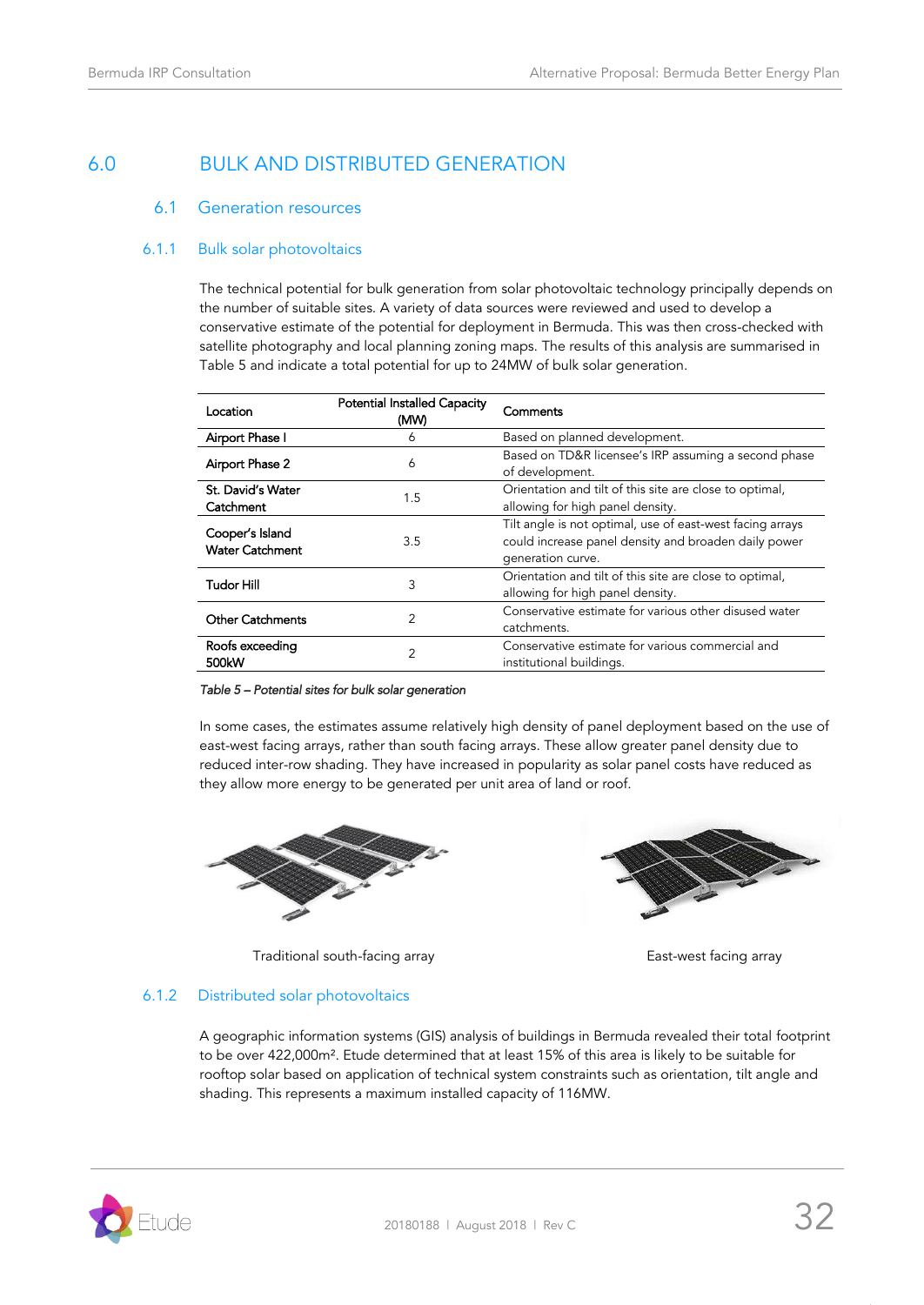# 6.0 BULK AND DISTRIBUTED GENERATION

## 6.1 Generation resources

### 6.1.1 Bulk solar photovoltaics

The technical potential for bulk generation from solar photovoltaic technology principally depends on the number of suitable sites. A variety of data sources were reviewed and used to develop a conservative estimate of the potential for deployment in Bermuda. This was then cross-checked with satellite photography and local planning zoning maps. The results of this analysis are summarised in Table 5 and indicate a total potential for up to 24MW of bulk solar generation.

| Location | Potential Installed Capacity (MW) | Comments |
|---|---|---|
| Airport Phase I | 6 | Based on planned development. |
| Airport Phase 2 | 6 | Based on TD&R licensee's IRP assuming a second phase of development. |
| St. David's Water Catchment | 1.5 | Orientation and tilt of this site are close to optimal, allowing for high panel density. |
| Cooper's Island Water Catchment | 3.5 | Tilt angle is not optimal, use of east-west facing arrays could increase panel density and broaden daily power generation curve. |
| Tudor Hill | 3 | Orientation and tilt of this site are close to optimal, allowing for high panel density. |
| Other Catchments | 2 | Conservative estimate for various other disused water catchments. |
| Roofs exceeding 500kW | 2 | Conservative estimate for various commercial and institutional buildings. |

*Table 5 – Potential sites for bulk solar generation*

In some cases, the estimates assume relatively high density of panel deployment based on the use of east-west facing arrays, rather than south facing arrays. These allow greater panel density due to reduced inter-row shading. They have increased in popularity as solar panel costs have reduced as they allow more energy to be generated per unit area of land or roof.

Traditional south-facing array

East-west facing array

### 6.1.2 Distributed solar photovoltaics

A geographic information systems (GIS) analysis of buildings in Bermuda revealed their total footprint to be over 422,000m². Etude determined that at least 15% of this area is likely to be suitable for rooftop solar based on application of technical system constraints such as orientation, tilt angle and shading. This represents a maximum installed capacity of 116MW.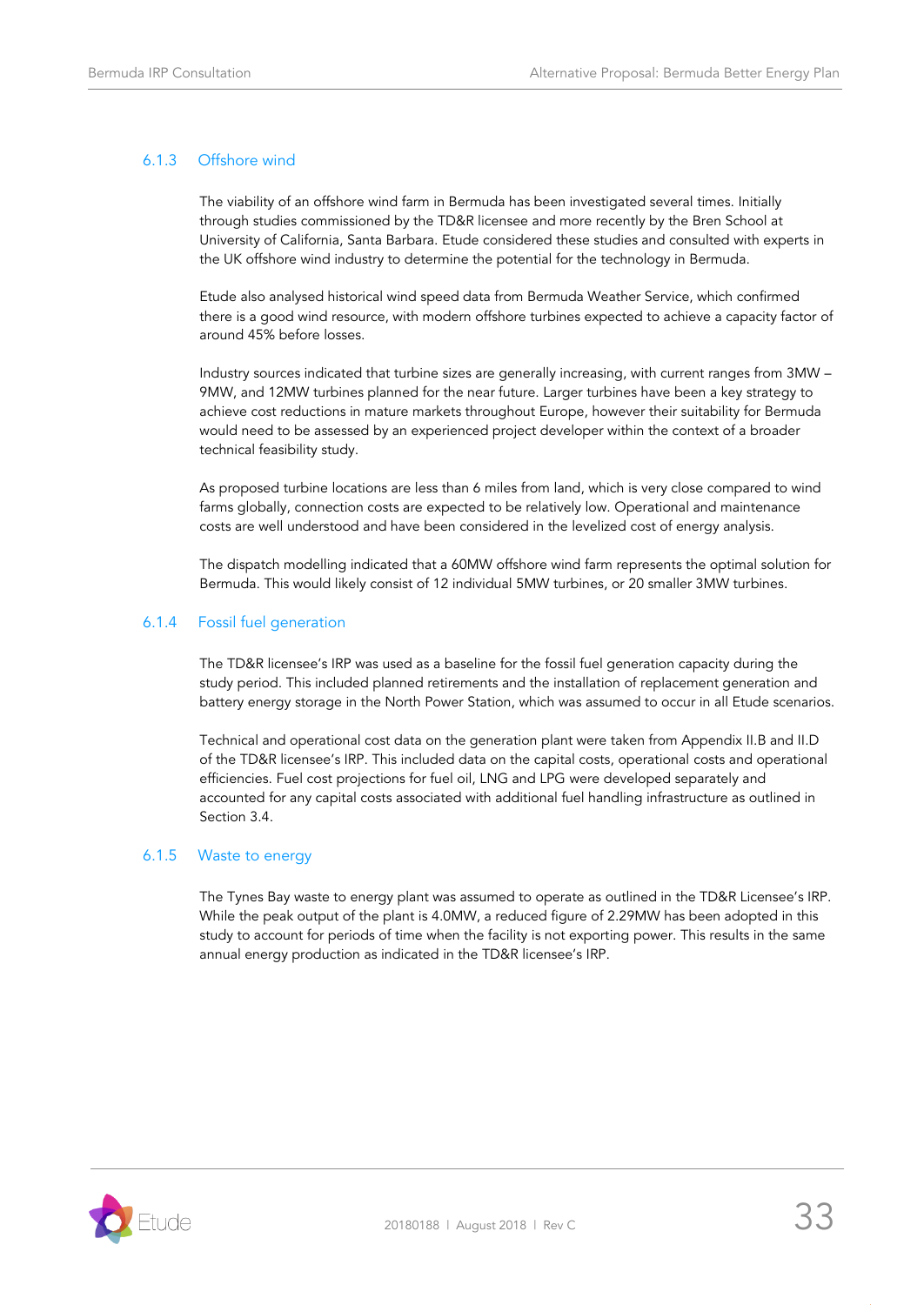### 6.1.3 Offshore wind

The viability of an offshore wind farm in Bermuda has been investigated several times. Initially through studies commissioned by the TD&R licensee and more recently by the Bren School at University of California, Santa Barbara. Etude considered these studies and consulted with experts in the UK offshore wind industry to determine the potential for the technology in Bermuda.

Etude also analysed historical wind speed data from Bermuda Weather Service, which confirmed there is a good wind resource, with modern offshore turbines expected to achieve a capacity factor of around 45% before losses.

Industry sources indicated that turbine sizes are generally increasing, with current ranges from 3MW – 9MW, and 12MW turbines planned for the near future. Larger turbines have been a key strategy to achieve cost reductions in mature markets throughout Europe, however their suitability for Bermuda would need to be assessed by an experienced project developer within the context of a broader technical feasibility study.

As proposed turbine locations are less than 6 miles from land, which is very close compared to wind farms globally, connection costs are expected to be relatively low. Operational and maintenance costs are well understood and have been considered in the levelized cost of energy analysis.

The dispatch modelling indicated that a 60MW offshore wind farm represents the optimal solution for Bermuda. This would likely consist of 12 individual 5MW turbines, or 20 smaller 3MW turbines.

### 6.1.4 Fossil fuel generation

The TD&R licensee's IRP was used as a baseline for the fossil fuel generation capacity during the study period. This included planned retirements and the installation of replacement generation and battery energy storage in the North Power Station, which was assumed to occur in all Etude scenarios.

Technical and operational cost data on the generation plant were taken from Appendix II.B and II.D of the TD&R licensee's IRP. This included data on the capital costs, operational costs and operational efficiencies. Fuel cost projections for fuel oil, LNG and LPG were developed separately and accounted for any capital costs associated with additional fuel handling infrastructure as outlined in Section 3.4.

### 6.1.5 Waste to energy

The Tynes Bay waste to energy plant was assumed to operate as outlined in the TD&R Licensee's IRP. While the peak output of the plant is 4.0MW, a reduced figure of 2.29MW has been adopted in this study to account for periods of time when the facility is not exporting power. This results in the same annual energy production as indicated in the TD&R licensee's IRP.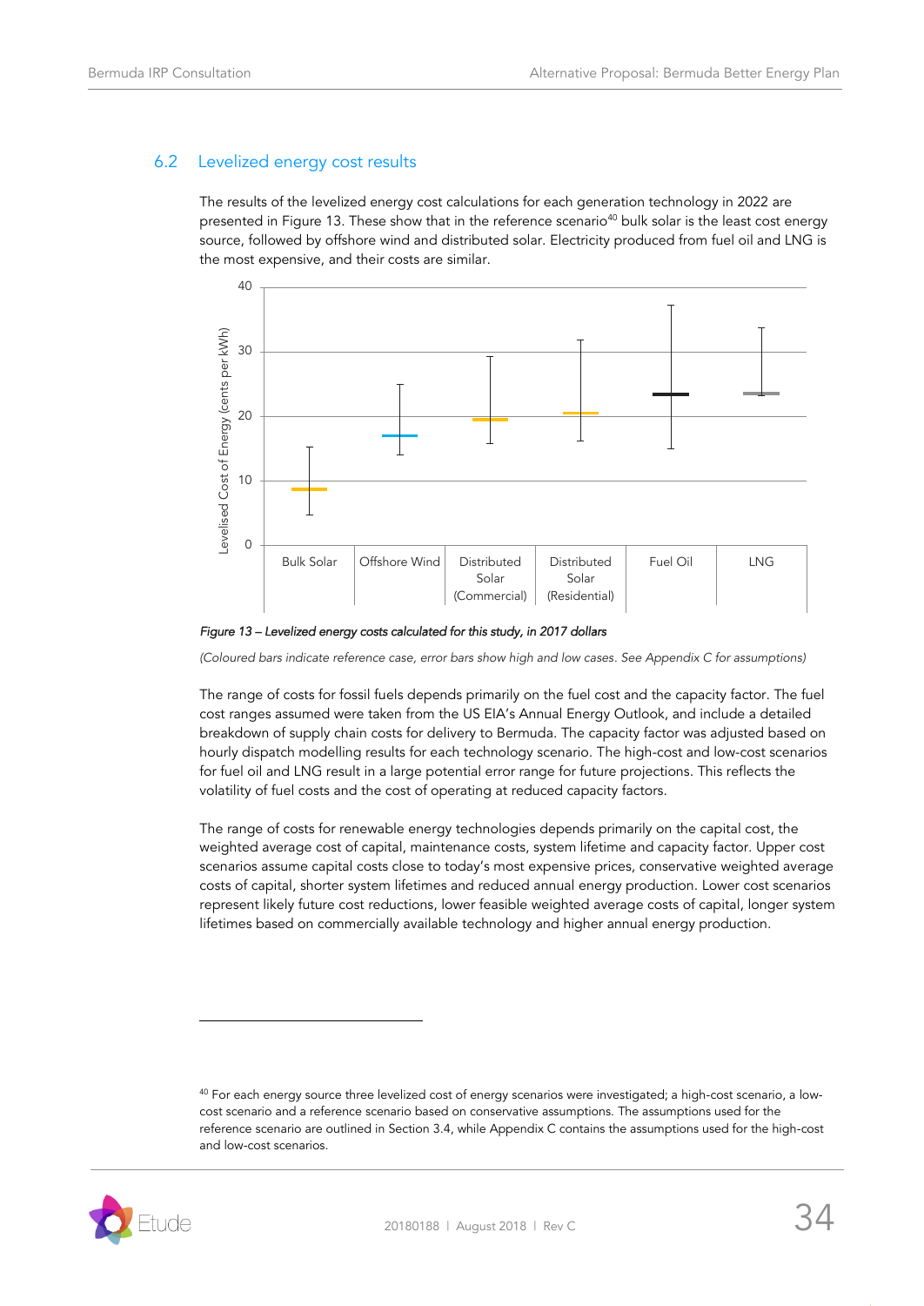## 6.2 Levelized energy cost results

The results of the levelized energy cost calculations for each generation technology in 2022 are presented in Figure 13. These show that in the reference scenario[40] bulk solar is the least cost energy source, followed by offshore wind and distributed solar. Electricity produced from fuel oil and LNG is the most expensive, and their costs are similar.

*Figure 13 – Levelized energy costs calculated for this study, in 2017 dollars*

*(Coloured bars indicate reference case, error bars show high and low cases. See Appendix C for assumptions)*

The range of costs for fossil fuels depends primarily on the fuel cost and the capacity factor. The fuel cost ranges assumed were taken from the US EIA's Annual Energy Outlook, and include a detailed breakdown of supply chain costs for delivery to Bermuda. The capacity factor was adjusted based on hourly dispatch modelling results for each technology scenario. The high-cost and low-cost scenarios for fuel oil and LNG result in a large potential error range for future projections. This reflects the volatility of fuel costs and the cost of operating at reduced capacity factors.

The range of costs for renewable energy technologies depends primarily on the capital cost, the weighted average cost of capital, maintenance costs, system lifetime and capacity factor. Upper cost scenarios assume capital costs close to today's most expensive prices, conservative weighted average costs of capital, shorter system lifetimes and reduced annual energy production. Lower cost scenarios represent likely future cost reductions, lower feasible weighted average costs of capital, longer system lifetimes based on commercially available technology and higher annual energy production.

[40] For each energy source three levelized cost of energy scenarios were investigated; a high-cost scenario, a low-cost scenario and a reference scenario based on conservative assumptions. The assumptions used for the reference scenario are outlined in Section 3.4, while Appendix C contains the assumptions used for the high-cost and low-cost scenarios.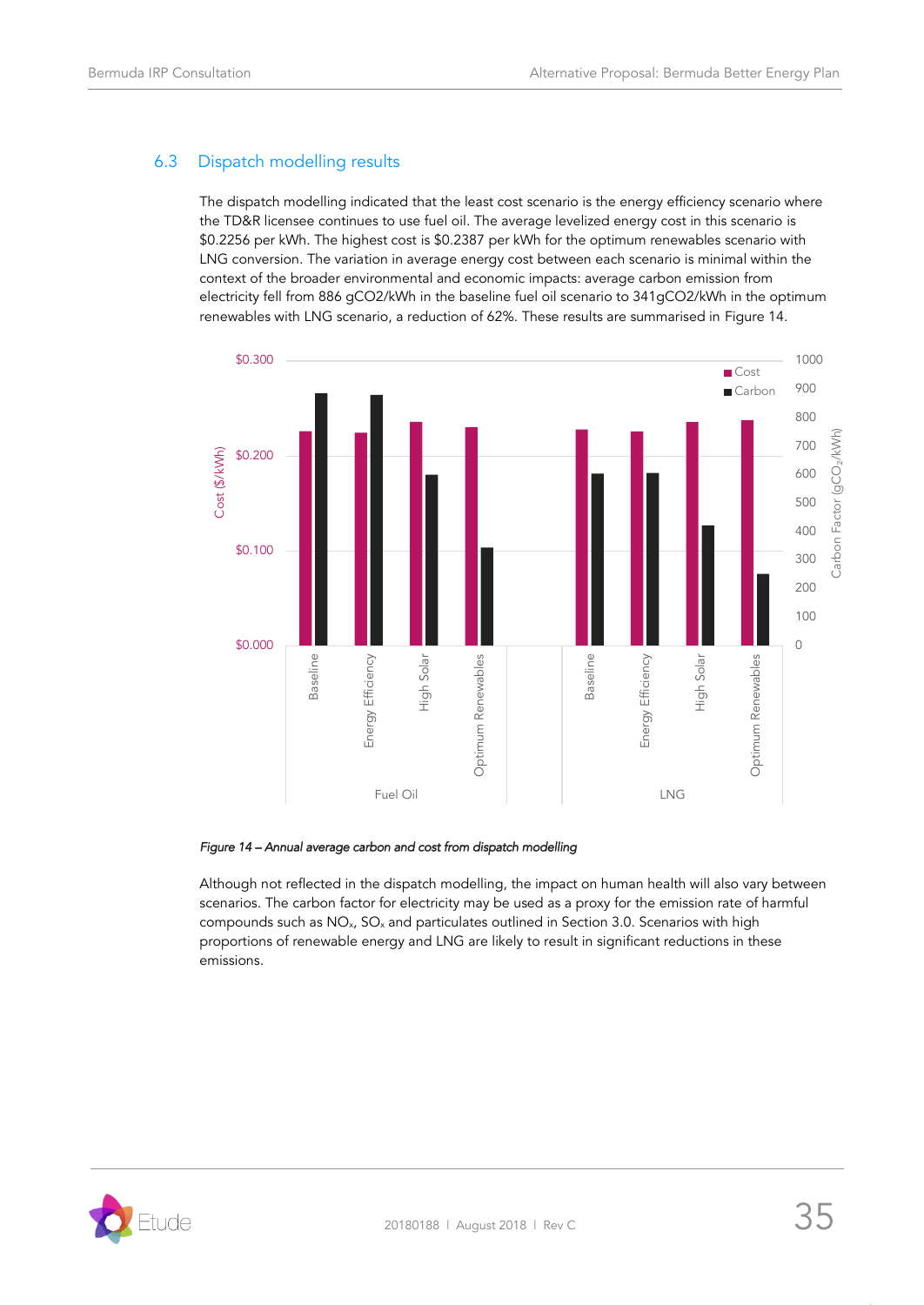## 6.3 Dispatch modelling results

The dispatch modelling indicated that the least cost scenario is the energy efficiency scenario where the TD&R licensee continues to use fuel oil. The average levelized energy cost in this scenario is \$0.2256 per kWh. The highest cost is \$0.2387 per kWh for the optimum renewables scenario with LNG conversion. The variation in average energy cost between each scenario is minimal within the context of the broader environmental and economic impacts: average carbon emission from electricity fell from 886 gCO2/kWh in the baseline fuel oil scenario to 341gCO2/kWh in the optimum renewables with LNG scenario, a reduction of 62%. These results are summarised in Figure 14.

*Figure 14 – Annual average carbon and cost from dispatch modelling*

Although not reflected in the dispatch modelling, the impact on human health will also vary between scenarios. The carbon factor for electricity may be used as a proxy for the emission rate of harmful compounds such as $NO_x$, $SO_x$ and particulates outlined in Section 3.0. Scenarios with high proportions of renewable energy and LNG are likely to result in significant reductions in these emissions.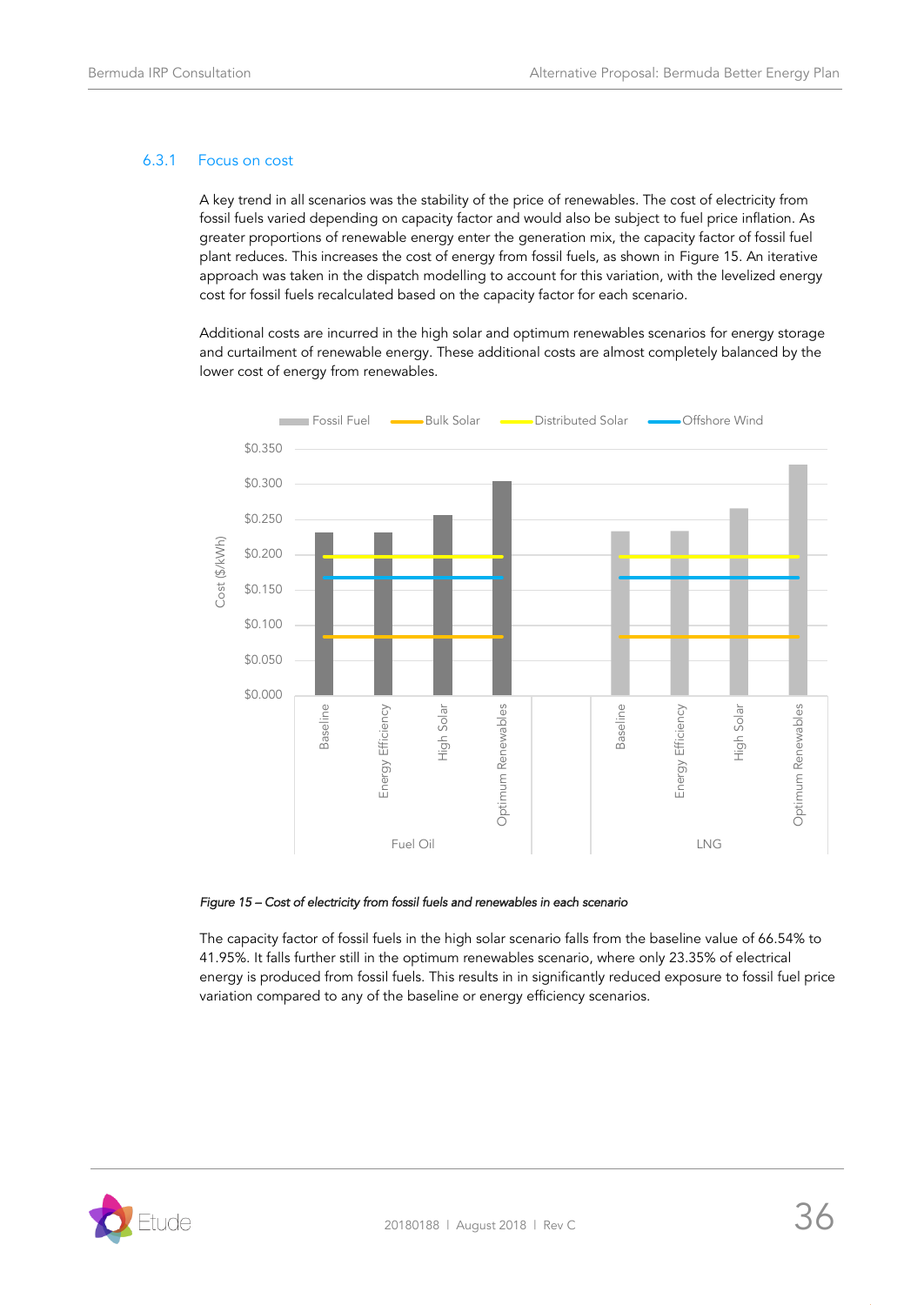### 6.3.1 Focus on cost

A key trend in all scenarios was the stability of the price of renewables. The cost of electricity from fossil fuels varied depending on capacity factor and would also be subject to fuel price inflation. As greater proportions of renewable energy enter the generation mix, the capacity factor of fossil fuel plant reduces. This increases the cost of energy from fossil fuels, as shown in Figure 15. An iterative approach was taken in the dispatch modelling to account for this variation, with the levelized energy cost for fossil fuels recalculated based on the capacity factor for each scenario.

Additional costs are incurred in the high solar and optimum renewables scenarios for energy storage and curtailment of renewable energy. These additional costs are almost completely balanced by the lower cost of energy from renewables.

*Figure 15 – Cost of electricity from fossil fuels and renewables in each scenario*

The capacity factor of fossil fuels in the high solar scenario falls from the baseline value of 66.54% to 41.95%. It falls further still in the optimum renewables scenario, where only 23.35% of electrical energy is produced from fossil fuels. This results in in significantly reduced exposure to fossil fuel price variation compared to any of the baseline or energy efficiency scenarios.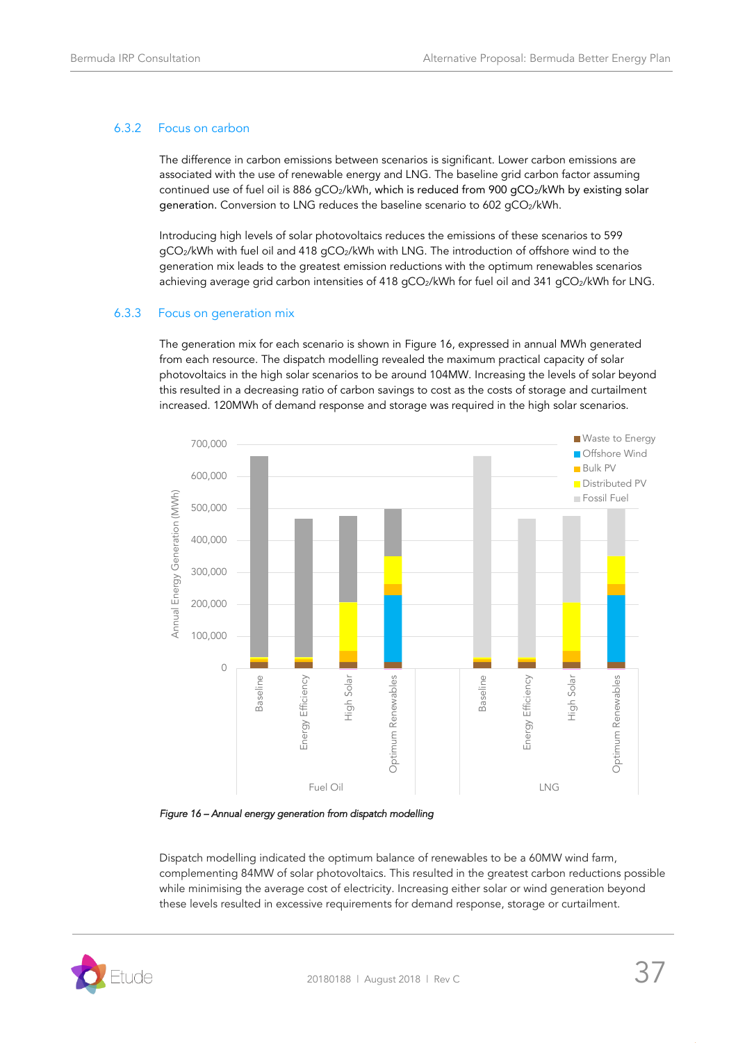### 6.3.2 Focus on carbon

The difference in carbon emissions between scenarios is significant. Lower carbon emissions are associated with the use of renewable energy and LNG. The baseline grid carbon factor assuming continued use of fuel oil is 886 $gCO_2/kWh$, which is reduced from 900 $gCO_2/kWh$ by existing solar generation. Conversion to LNG reduces the baseline scenario to 602 $gCO_2/kWh$.

Introducing high levels of solar photovoltaics reduces the emissions of these scenarios to 599 $gCO_2/kWh$ with fuel oil and 418 $gCO_2/kWh$ with LNG. The introduction of offshore wind to the generation mix leads to the greatest emission reductions with the optimum renewables scenarios achieving average grid carbon intensities of 418 $gCO_2/kWh$ for fuel oil and 341 $gCO_2/kWh$ for LNG.

### 6.3.3 Focus on generation mix

The generation mix for each scenario is shown in Figure 16, expressed in annual MWh generated from each resource. The dispatch modelling revealed the maximum practical capacity of solar photovoltaics in the high solar scenarios to be around 104MW. Increasing the levels of solar beyond this resulted in a decreasing ratio of carbon savings to cost as the costs of storage and curtailment increased. 120MWh of demand response and storage was required in the high solar scenarios.

*Figure 16 – Annual energy generation from dispatch modelling*

Dispatch modelling indicated the optimum balance of renewables to be a 60MW wind farm, complementing 84MW of solar photovoltaics. This resulted in the greatest carbon reductions possible while minimising the average cost of electricity. Increasing either solar or wind generation beyond these levels resulted in excessive requirements for demand response, storage or curtailment.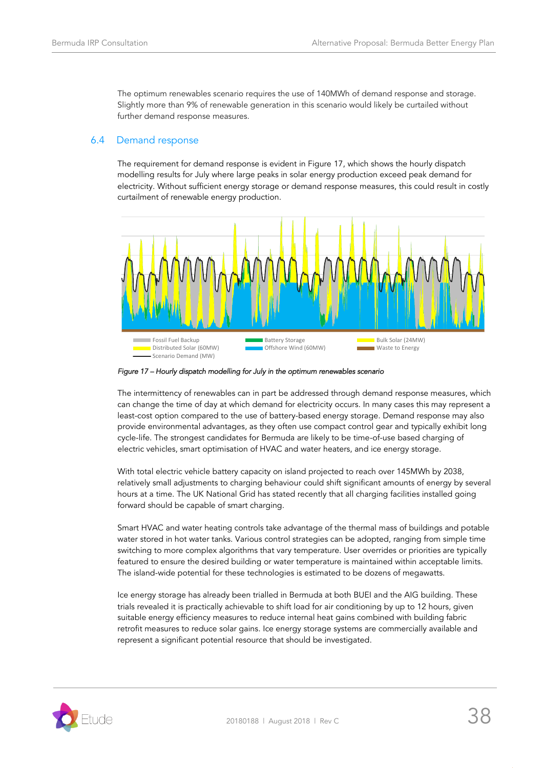The optimum renewables scenario requires the use of 140MWh of demand response and storage. Slightly more than 9% of renewable generation in this scenario would likely be curtailed without further demand response measures.

## 6.4 Demand response

The requirement for demand response is evident in Figure 17, which shows the hourly dispatch modelling results for July where large peaks in solar energy production exceed peak demand for electricity. Without sufficient energy storage or demand response measures, this could result in costly curtailment of renewable energy production.

*Figure 17 – Hourly dispatch modelling for July in the optimum renewables scenario*

The intermittency of renewables can in part be addressed through demand response measures, which can change the time of day at which demand for electricity occurs. In many cases this may represent a least-cost option compared to the use of battery-based energy storage. Demand response may also provide environmental advantages, as they often use compact control gear and typically exhibit long cycle-life. The strongest candidates for Bermuda are likely to be time-of-use based charging of electric vehicles, smart optimisation of HVAC and water heaters, and ice energy storage.

With total electric vehicle battery capacity on island projected to reach over 145MWh by 2038, relatively small adjustments to charging behaviour could shift significant amounts of energy by several hours at a time. The UK National Grid has stated recently that all charging facilities installed going forward should be capable of smart charging.

Smart HVAC and water heating controls take advantage of the thermal mass of buildings and potable water stored in hot water tanks. Various control strategies can be adopted, ranging from simple time switching to more complex algorithms that vary temperature. User overrides or priorities are typically featured to ensure the desired building or water temperature is maintained within acceptable limits. The island-wide potential for these technologies is estimated to be dozens of megawatts.

Ice energy storage has already been trialled in Bermuda at both BUEI and the AIG building. These trials revealed it is practically achievable to shift load for air conditioning by up to 12 hours, given suitable energy efficiency measures to reduce internal heat gains combined with building fabric retrofit measures to reduce solar gains. Ice energy storage systems are commercially available and represent a significant potential resource that should be investigated.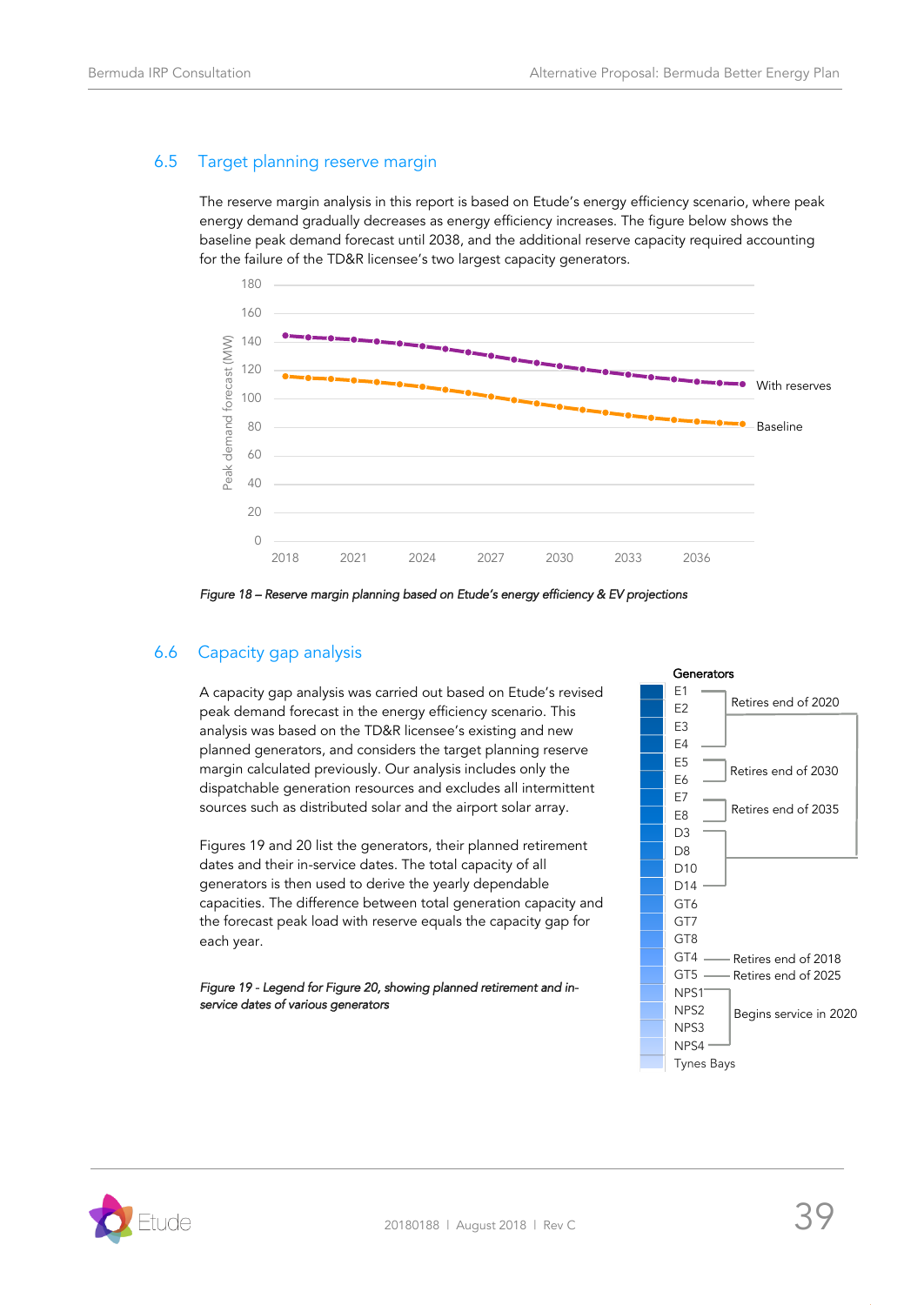## 6.5 Target planning reserve margin

The reserve margin analysis in this report is based on Etude's energy efficiency scenario, where peak energy demand gradually decreases as energy efficiency increases. The figure below shows the baseline peak demand forecast until 2038, and the additional reserve capacity required accounting for the failure of the TD&R licensee's two largest capacity generators.

*Figure 18 – Reserve margin planning based on Etude's energy efficiency & EV projections*

## 6.6 Capacity gap analysis

A capacity gap analysis was carried out based on Etude's revised peak demand forecast in the energy efficiency scenario. This analysis was based on the TD&R licensee's existing and new planned generators, and considers the target planning reserve margin calculated previously. Our analysis includes only the dispatchable generation resources and excludes all intermittent sources such as distributed solar and the airport solar array.

Figures 19 and 20 list the generators, their planned retirement dates and their in-service dates. The total capacity of all generators is then used to derive the yearly dependable capacities. The difference between total generation capacity and the forecast peak load with reserve equals the capacity gap for each year.

*Figure 19 - Legend for Figure 20, showing planned retirement and in-service dates of various generators*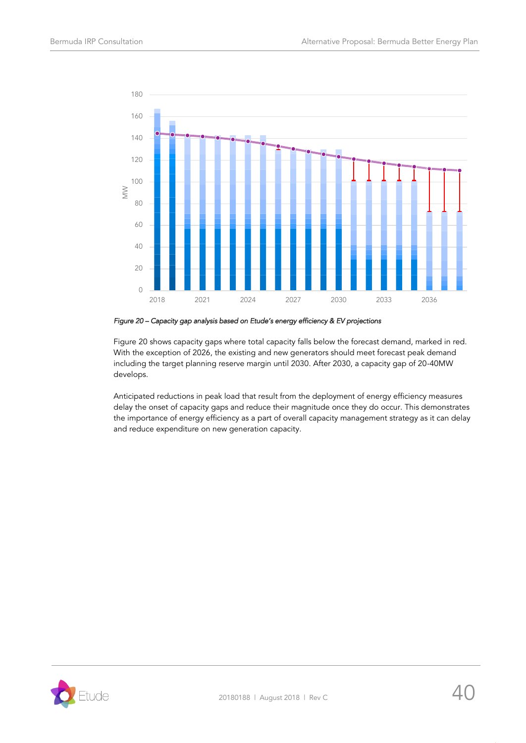*Figure 20 – Capacity gap analysis based on Etude's energy efficiency & EV projections*

Figure 20 shows capacity gaps where total capacity falls below the forecast demand, marked in red. With the exception of 2026, the existing and new generators should meet forecast peak demand including the target planning reserve margin until 2030. After 2030, a capacity gap of 20-40MW develops.

Anticipated reductions in peak load that result from the deployment of energy efficiency measures delay the onset of capacity gaps and reduce their magnitude once they do occur. This demonstrates the importance of energy efficiency as a part of overall capacity management strategy as it can delay and reduce expenditure on new generation capacity.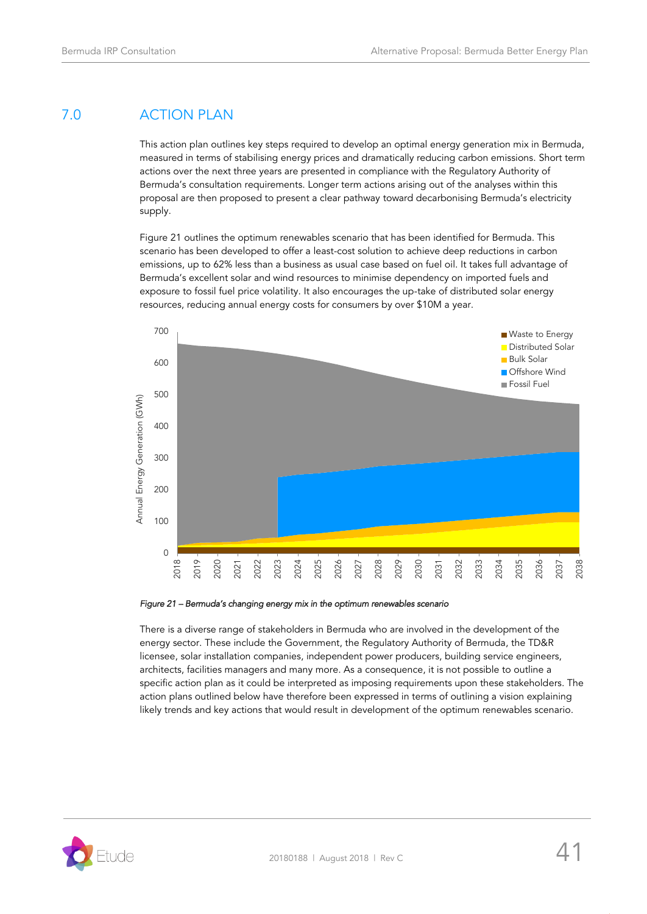# 7.0 ACTION PLAN

This action plan outlines key steps required to develop an optimal energy generation mix in Bermuda, measured in terms of stabilising energy prices and dramatically reducing carbon emissions. Short term actions over the next three years are presented in compliance with the Regulatory Authority of Bermuda's consultation requirements. Longer term actions arising out of the analyses within this proposal are then proposed to present a clear pathway toward decarbonising Bermuda's electricity supply.

Figure 21 outlines the optimum renewables scenario that has been identified for Bermuda. This scenario has been developed to offer a least-cost solution to achieve deep reductions in carbon emissions, up to 62% less than a business as usual case based on fuel oil. It takes full advantage of Bermuda's excellent solar and wind resources to minimise dependency on imported fuels and exposure to fossil fuel price volatility. It also encourages the up-take of distributed solar energy resources, reducing annual energy costs for consumers by over $10M a year.

*Figure 21 – Bermuda's changing energy mix in the optimum renewables scenario*

There is a diverse range of stakeholders in Bermuda who are involved in the development of the energy sector. These include the Government, the Regulatory Authority of Bermuda, the TD&R licensee, solar installation companies, independent power producers, building service engineers, architects, facilities managers and many more. As a consequence, it is not possible to outline a specific action plan as it could be interpreted as imposing requirements upon these stakeholders. The action plans outlined below have therefore been expressed in terms of outlining a vision explaining likely trends and key actions that would result in development of the optimum renewables scenario.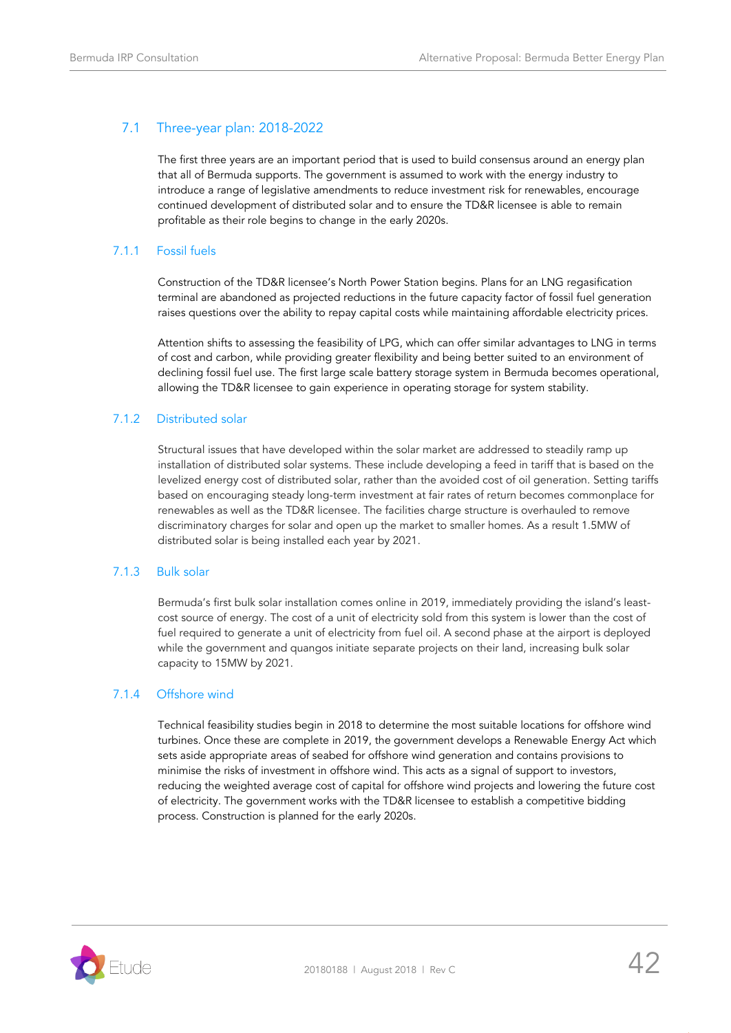## 7.1 Three-year plan: 2018-2022

The first three years are an important period that is used to build consensus around an energy plan that all of Bermuda supports. The government is assumed to work with the energy industry to introduce a range of legislative amendments to reduce investment risk for renewables, encourage continued development of distributed solar and to ensure the TD&R licensee is able to remain profitable as their role begins to change in the early 2020s.

### 7.1.1 Fossil fuels

Construction of the TD&R licensee's North Power Station begins. Plans for an LNG regasification terminal are abandoned as projected reductions in the future capacity factor of fossil fuel generation raises questions over the ability to repay capital costs while maintaining affordable electricity prices.

Attention shifts to assessing the feasibility of LPG, which can offer similar advantages to LNG in terms of cost and carbon, while providing greater flexibility and being better suited to an environment of declining fossil fuel use. The first large scale battery storage system in Bermuda becomes operational, allowing the TD&R licensee to gain experience in operating storage for system stability.

### 7.1.2 Distributed solar

Structural issues that have developed within the solar market are addressed to steadily ramp up installation of distributed solar systems. These include developing a feed in tariff that is based on the levelized energy cost of distributed solar, rather than the avoided cost of oil generation. Setting tariffs based on encouraging steady long-term investment at fair rates of return becomes commonplace for renewables as well as the TD&R licensee. The facilities charge structure is overhauled to remove discriminatory charges for solar and open up the market to smaller homes. As a result 1.5MW of distributed solar is being installed each year by 2021.

### 7.1.3 Bulk solar

Bermuda's first bulk solar installation comes online in 2019, immediately providing the island's least-cost source of energy. The cost of a unit of electricity sold from this system is lower than the cost of fuel required to generate a unit of electricity from fuel oil. A second phase at the airport is deployed while the government and quangos initiate separate projects on their land, increasing bulk solar capacity to 15MW by 2021.

### 7.1.4 Offshore wind

Technical feasibility studies begin in 2018 to determine the most suitable locations for offshore wind turbines. Once these are complete in 2019, the government develops a Renewable Energy Act which sets aside appropriate areas of seabed for offshore wind generation and contains provisions to minimise the risks of investment in offshore wind. This acts as a signal of support to investors, reducing the weighted average cost of capital for offshore wind projects and lowering the future cost of electricity. The government works with the TD&R licensee to establish a competitive bidding process. Construction is planned for the early 2020s.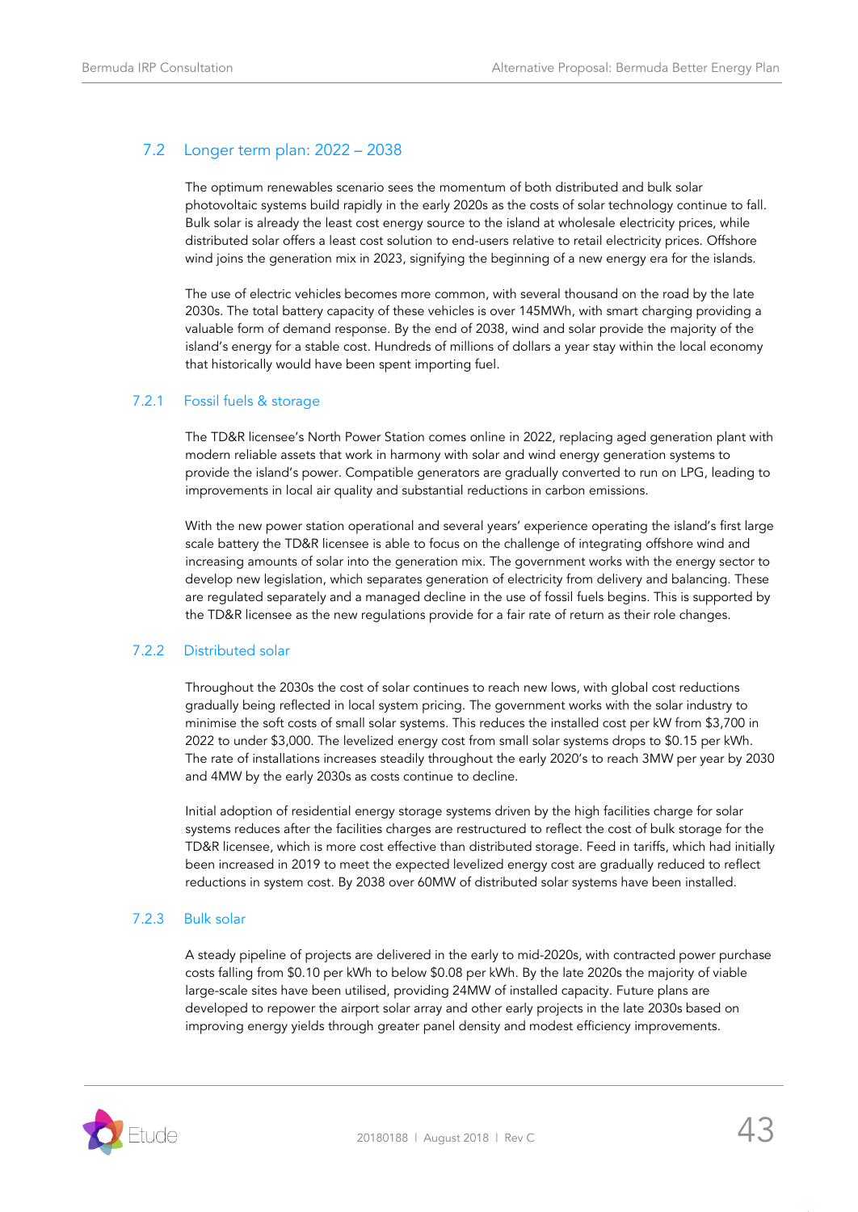## 7.2 Longer term plan: 2022 – 2038

The optimum renewables scenario sees the momentum of both distributed and bulk solar photovoltaic systems build rapidly in the early 2020s as the costs of solar technology continue to fall. Bulk solar is already the least cost energy source to the island at wholesale electricity prices, while distributed solar offers a least cost solution to end-users relative to retail electricity prices. Offshore wind joins the generation mix in 2023, signifying the beginning of a new energy era for the islands.

The use of electric vehicles becomes more common, with several thousand on the road by the late 2030s. The total battery capacity of these vehicles is over 145MWh, with smart charging providing a valuable form of demand response. By the end of 2038, wind and solar provide the majority of the island's energy for a stable cost. Hundreds of millions of dollars a year stay within the local economy that historically would have been spent importing fuel.

### 7.2.1 Fossil fuels & storage

The TD&R licensee's North Power Station comes online in 2022, replacing aged generation plant with modern reliable assets that work in harmony with solar and wind energy generation systems to provide the island's power. Compatible generators are gradually converted to run on LPG, leading to improvements in local air quality and substantial reductions in carbon emissions.

With the new power station operational and several years' experience operating the island's first large scale battery the TD&R licensee is able to focus on the challenge of integrating offshore wind and increasing amounts of solar into the generation mix. The government works with the energy sector to develop new legislation, which separates generation of electricity from delivery and balancing. These are regulated separately and a managed decline in the use of fossil fuels begins. This is supported by the TD&R licensee as the new regulations provide for a fair rate of return as their role changes.

### 7.2.2 Distributed solar

Throughout the 2030s the cost of solar continues to reach new lows, with global cost reductions gradually being reflected in local system pricing. The government works with the solar industry to minimise the soft costs of small solar systems. This reduces the installed cost per kW from $3,700 in 2022 to under $3,000. The levelized energy cost from small solar systems drops to $0.15 per kWh. The rate of installations increases steadily throughout the early 2020's to reach 3MW per year by 2030 and 4MW by the early 2030s as costs continue to decline.

Initial adoption of residential energy storage systems driven by the high facilities charge for solar systems reduces after the facilities charges are restructured to reflect the cost of bulk storage for the TD&R licensee, which is more cost effective than distributed storage. Feed in tariffs, which had initially been increased in 2019 to meet the expected levelized energy cost are gradually reduced to reflect reductions in system cost. By 2038 over 60MW of distributed solar systems have been installed.

### 7.2.3 Bulk solar

A steady pipeline of projects are delivered in the early to mid-2020s, with contracted power purchase costs falling from $0.10 per kWh to below $0.08 per kWh. By the late 2020s the majority of viable large-scale sites have been utilised, providing 24MW of installed capacity. Future plans are developed to repower the airport solar array and other early projects in the late 2030s based on improving energy yields through greater panel density and modest efficiency improvements.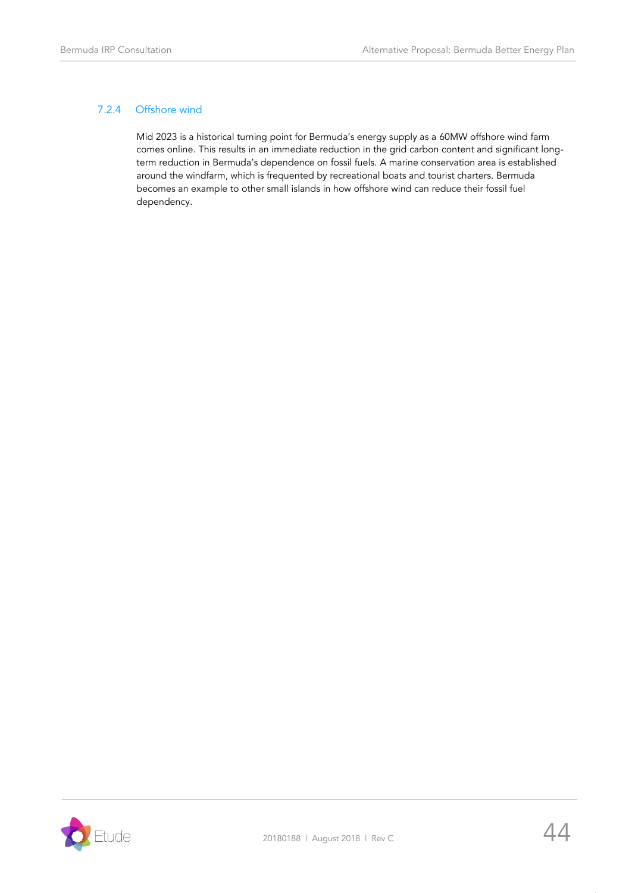### 7.2.4 Offshore wind

Mid 2023 is a historical turning point for Bermuda's energy supply as a 60MW offshore wind farm comes online. This results in an immediate reduction in the grid carbon content and significant long-term reduction in Bermuda's dependence on fossil fuels. A marine conservation area is established around the windfarm, which is frequented by recreational boats and tourist charters. Bermuda becomes an example to other small islands in how offshore wind can reduce their fossil fuel dependency.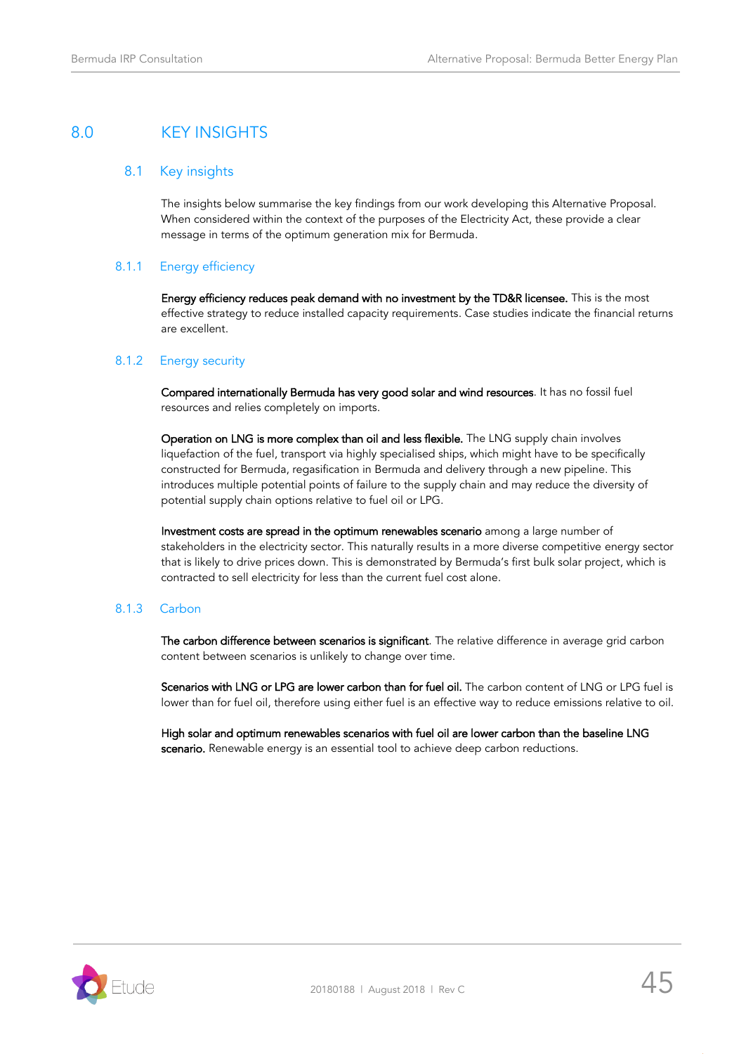# 8.0 KEY INSIGHTS

## 8.1 Key insights

The insights below summarise the key findings from our work developing this Alternative Proposal. When considered within the context of the purposes of the Electricity Act, these provide a clear message in terms of the optimum generation mix for Bermuda.

### 8.1.1 Energy efficiency

**Energy efficiency reduces peak demand with no investment by the TD&R licensee.** This is the most effective strategy to reduce installed capacity requirements. Case studies indicate the financial returns are excellent.

### 8.1.2 Energy security

**Compared internationally Bermuda has very good solar and wind resources**. It has no fossil fuel resources and relies completely on imports.

**Operation on LNG is more complex than oil and less flexible.** The LNG supply chain involves liquefaction of the fuel, transport via highly specialised ships, which might have to be specifically constructed for Bermuda, regasification in Bermuda and delivery through a new pipeline. This introduces multiple potential points of failure to the supply chain and may reduce the diversity of potential supply chain options relative to fuel oil or LPG.

**Investment costs are spread in the optimum renewables scenario** among a large number of stakeholders in the electricity sector. This naturally results in a more diverse competitive energy sector that is likely to drive prices down. This is demonstrated by Bermuda's first bulk solar project, which is contracted to sell electricity for less than the current fuel cost alone.

### 8.1.3 Carbon

**The carbon difference between scenarios is significant**. The relative difference in average grid carbon content between scenarios is unlikely to change over time.

**Scenarios with LNG or LPG are lower carbon than for fuel oil.** The carbon content of LNG or LPG fuel is lower than for fuel oil, therefore using either fuel is an effective way to reduce emissions relative to oil.

**High solar and optimum renewables scenarios with fuel oil are lower carbon than the baseline LNG scenario.** Renewable energy is an essential tool to achieve deep carbon reductions.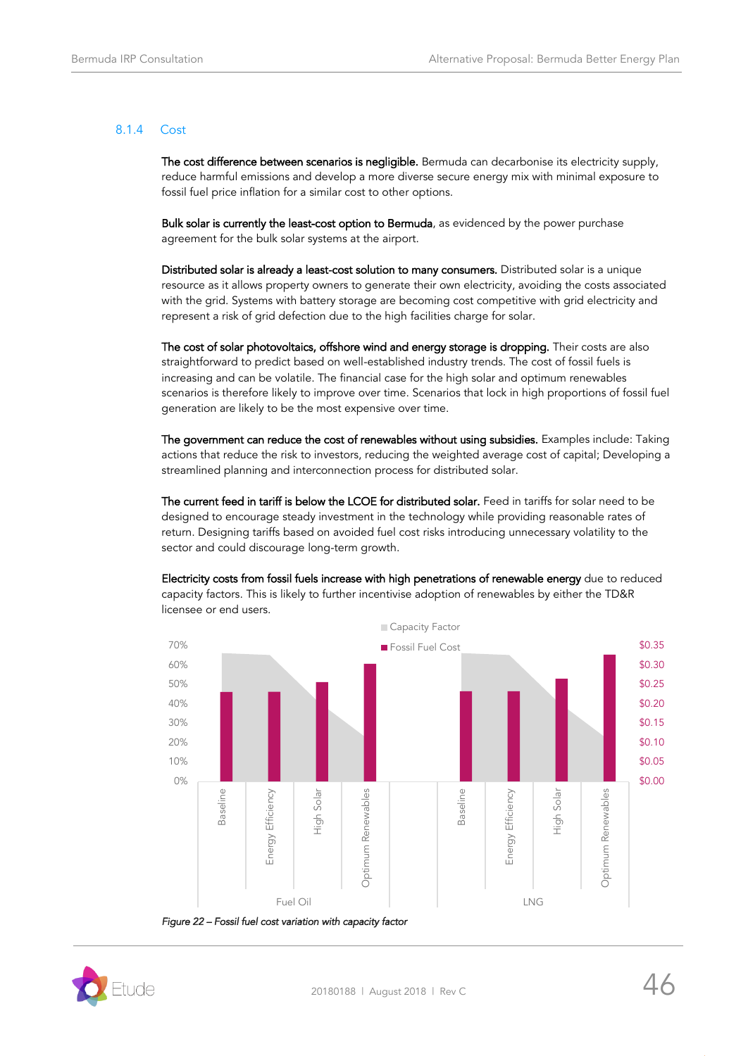### 8.1.4 Cost

**The cost difference between scenarios is negligible.** Bermuda can decarbonise its electricity supply, reduce harmful emissions and develop a more diverse secure energy mix with minimal exposure to fossil fuel price inflation for a similar cost to other options.

**Bulk solar is currently the least-cost option to Bermuda**, as evidenced by the power purchase agreement for the bulk solar systems at the airport.

**Distributed solar is already a least-cost solution to many consumers.** Distributed solar is a unique resource as it allows property owners to generate their own electricity, avoiding the costs associated with the grid. Systems with battery storage are becoming cost competitive with grid electricity and represent a risk of grid defection due to the high facilities charge for solar.

**The cost of solar photovoltaics, offshore wind and energy storage is dropping.** Their costs are also straightforward to predict based on well-established industry trends. The cost of fossil fuels is increasing and can be volatile. The financial case for the high solar and optimum renewables scenarios is therefore likely to improve over time. Scenarios that lock in high proportions of fossil fuel generation are likely to be the most expensive over time.

**The government can reduce the cost of renewables without using subsidies.** Examples include: Taking actions that reduce the risk to investors, reducing the weighted average cost of capital; Developing a streamlined planning and interconnection process for distributed solar.

**The current feed in tariff is below the LCOE for distributed solar.** Feed in tariffs for solar need to be designed to encourage steady investment in the technology while providing reasonable rates of return. Designing tariffs based on avoided fuel cost risks introducing unnecessary volatility to the sector and could discourage long-term growth.

**Electricity costs from fossil fuels increase with high penetrations of renewable energy** due to reduced capacity factors. This is likely to further incentivise adoption of renewables by either the TD&R licensee or end users.

*Figure 22 – Fossil fuel cost variation with capacity factor*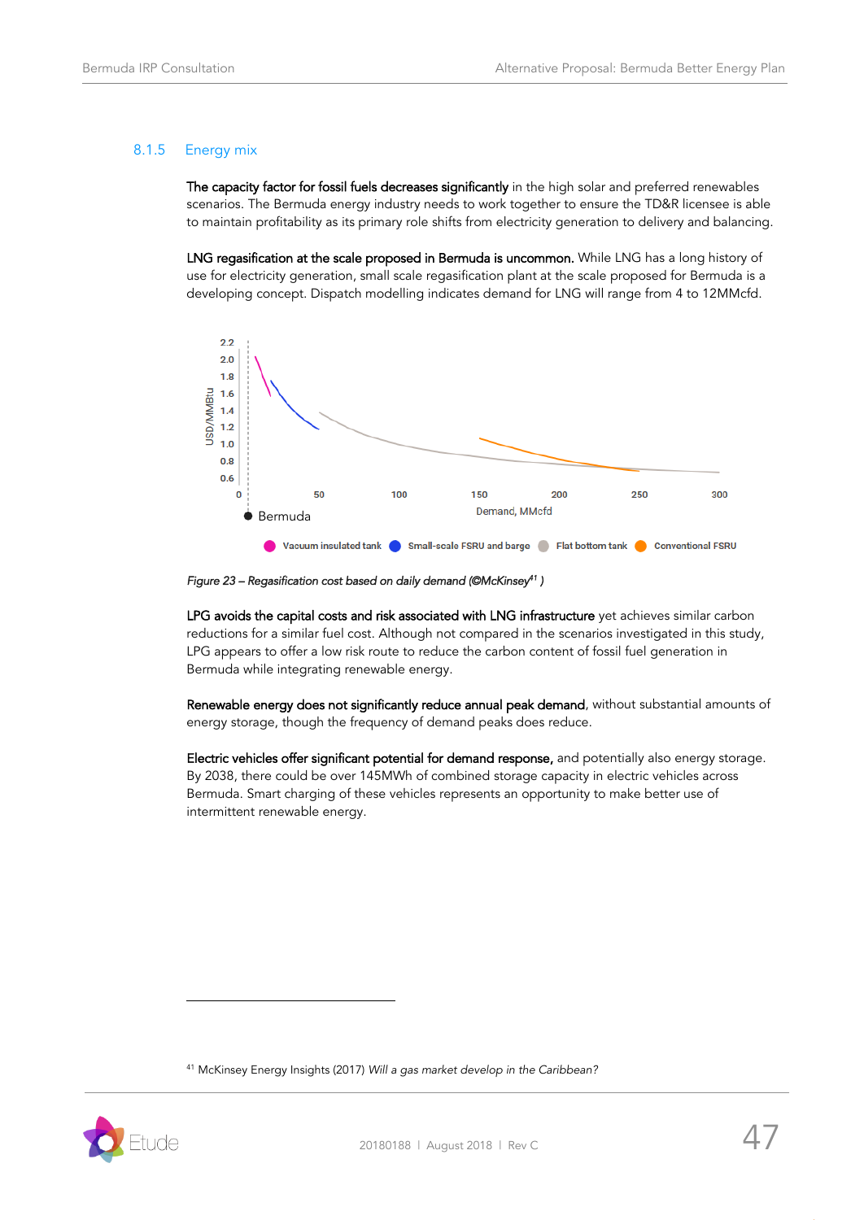### 8.1.5 Energy mix

**The capacity factor for fossil fuels decreases significantly** in the high solar and preferred renewables scenarios. The Bermuda energy industry needs to work together to ensure the TD&R licensee is able to maintain profitability as its primary role shifts from electricity generation to delivery and balancing.

**LNG regasification at the scale proposed in Bermuda is uncommon.** While LNG has a long history of use for electricity generation, small scale regasification plant at the scale proposed for Bermuda is a developing concept. Dispatch modelling indicates demand for LNG will range from 4 to 12MMcfd.

*Figure 23 – Regasification cost based on daily demand (©McKinsey[41] )*

**LPG avoids the capital costs and risk associated with LNG infrastructure** yet achieves similar carbon reductions for a similar fuel cost. Although not compared in the scenarios investigated in this study, LPG appears to offer a low risk route to reduce the carbon content of fossil fuel generation in Bermuda while integrating renewable energy.

**Renewable energy does not significantly reduce annual peak demand**, without substantial amounts of energy storage, though the frequency of demand peaks does reduce.

**Electric vehicles offer significant potential for demand response,** and potentially also energy storage. By 2038, there could be over 145MWh of combined storage capacity in electric vehicles across Bermuda. Smart charging of these vehicles represents an opportunity to make better use of intermittent renewable energy.

[41] McKinsey Energy Insights (2017) *Will a gas market develop in the Caribbean?*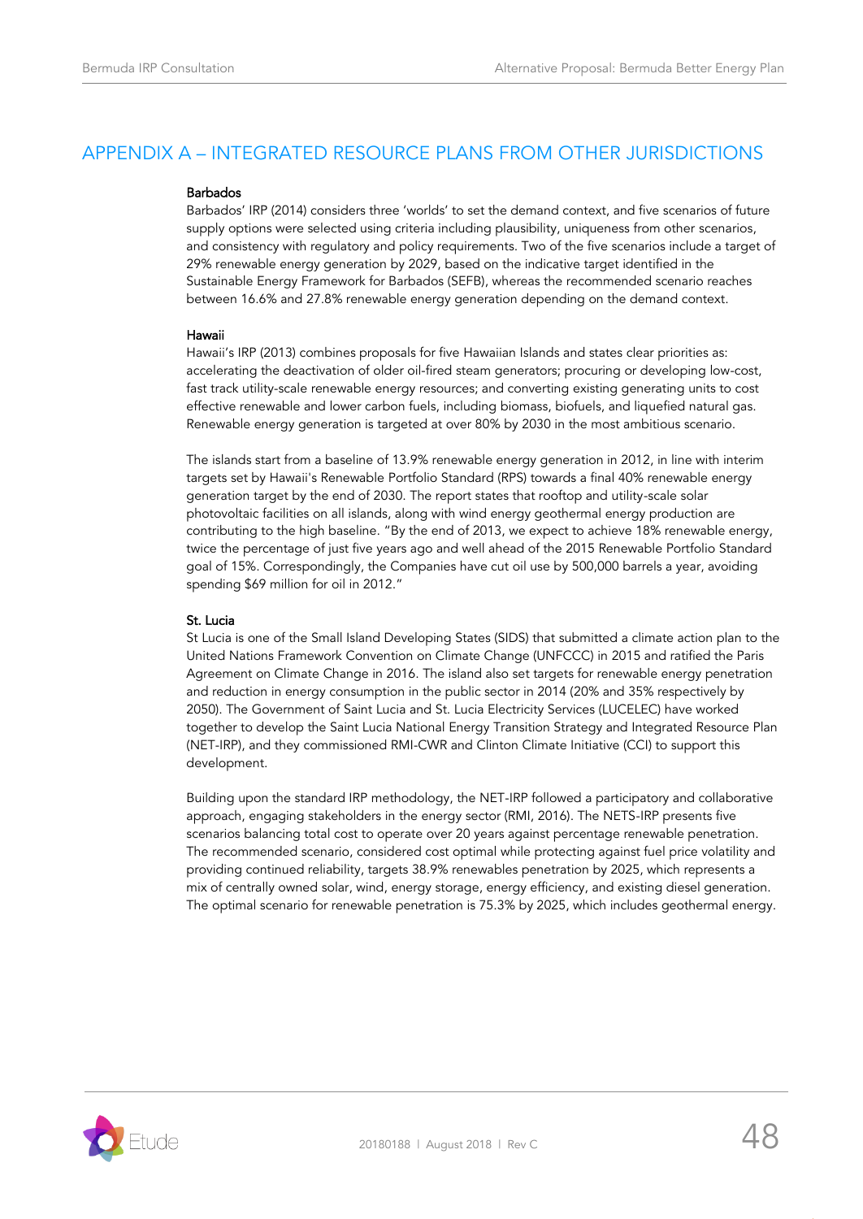## APPENDIX A – INTEGRATED RESOURCE PLANS FROM OTHER JURISDICTIONS

**Barbados**

Barbados' IRP (2014) considers three 'worlds' to set the demand context, and five scenarios of future supply options were selected using criteria including plausibility, uniqueness from other scenarios, and consistency with regulatory and policy requirements. Two of the five scenarios include a target of 29% renewable energy generation by 2029, based on the indicative target identified in the Sustainable Energy Framework for Barbados (SEFB), whereas the recommended scenario reaches between 16.6% and 27.8% renewable energy generation depending on the demand context.

**Hawaii**

Hawaii's IRP (2013) combines proposals for five Hawaiian Islands and states clear priorities as: accelerating the deactivation of older oil-fired steam generators; procuring or developing low-cost, fast track utility-scale renewable energy resources; and converting existing generating units to cost effective renewable and lower carbon fuels, including biomass, biofuels, and liquefied natural gas. Renewable energy generation is targeted at over 80% by 2030 in the most ambitious scenario.

The islands start from a baseline of 13.9% renewable energy generation in 2012, in line with interim targets set by Hawaii's Renewable Portfolio Standard (RPS) towards a final 40% renewable energy generation target by the end of 2030. The report states that rooftop and utility-scale solar photovoltaic facilities on all islands, along with wind energy geothermal energy production are contributing to the high baseline. "By the end of 2013, we expect to achieve 18% renewable energy, twice the percentage of just five years ago and well ahead of the 2015 Renewable Portfolio Standard goal of 15%. Correspondingly, the Companies have cut oil use by 500,000 barrels a year, avoiding spending $69 million for oil in 2012."

**St. Lucia**

St Lucia is one of the Small Island Developing States (SIDS) that submitted a climate action plan to the United Nations Framework Convention on Climate Change (UNFCCC) in 2015 and ratified the Paris Agreement on Climate Change in 2016. The island also set targets for renewable energy penetration and reduction in energy consumption in the public sector in 2014 (20% and 35% respectively by 2050). The Government of Saint Lucia and St. Lucia Electricity Services (LUCELEC) have worked together to develop the Saint Lucia National Energy Transition Strategy and Integrated Resource Plan (NET-IRP), and they commissioned RMI-CWR and Clinton Climate Initiative (CCI) to support this development.

Building upon the standard IRP methodology, the NET-IRP followed a participatory and collaborative approach, engaging stakeholders in the energy sector (RMI, 2016). The NETS-IRP presents five scenarios balancing total cost to operate over 20 years against percentage renewable penetration. The recommended scenario, considered cost optimal while protecting against fuel price volatility and providing continued reliability, targets 38.9% renewables penetration by 2025, which represents a mix of centrally owned solar, wind, energy storage, energy efficiency, and existing diesel generation. The optimal scenario for renewable penetration is 75.3% by 2025, which includes geothermal energy.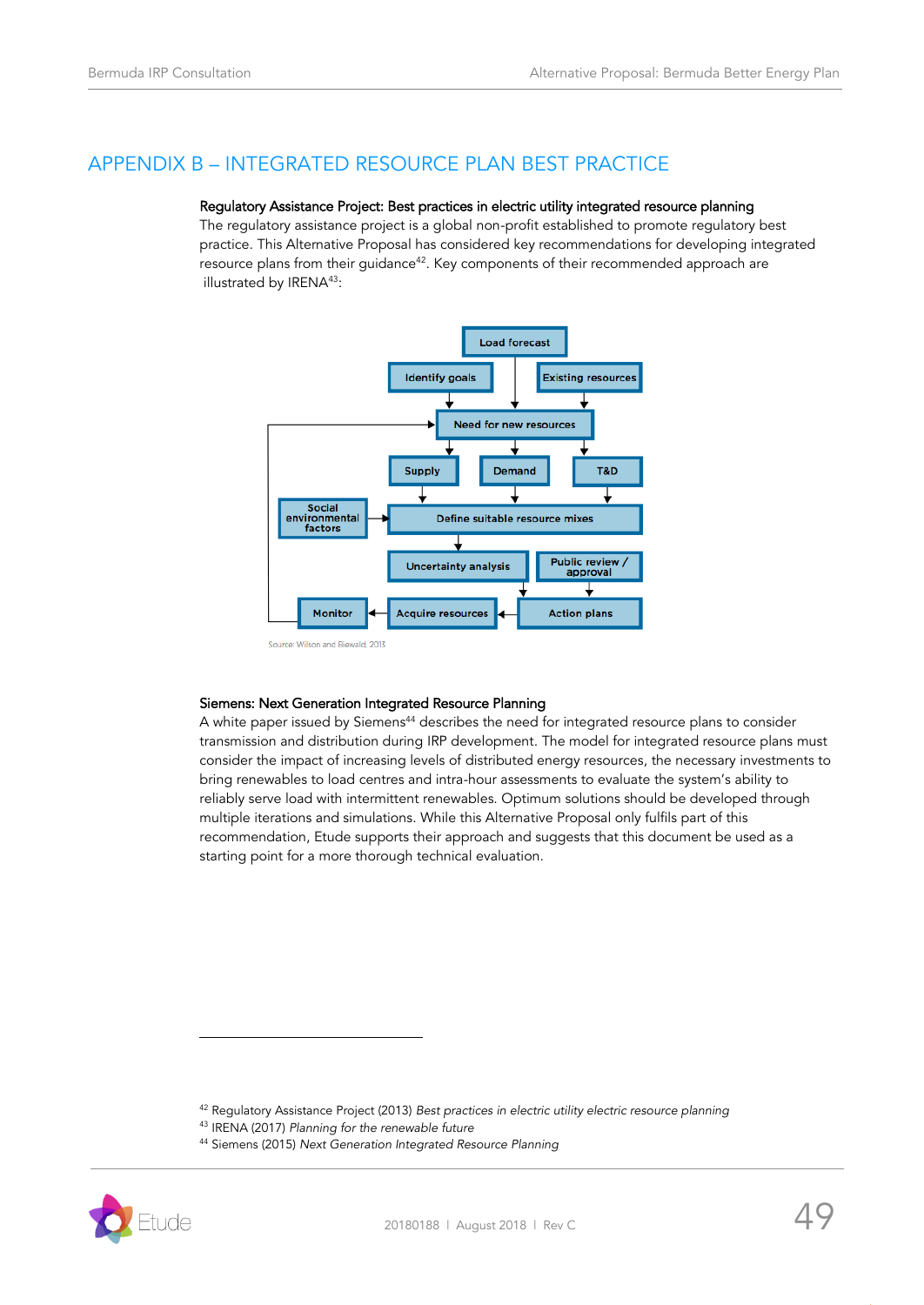# APPENDIX B – INTEGRATED RESOURCE PLAN BEST PRACTICE

**Regulatory Assistance Project: Best practices in electric utility integrated resource planning**

The regulatory assistance project is a global non-profit established to promote regulatory best practice. This Alternative Proposal has considered key recommendations for developing integrated resource plans from their guidance[42]. Key components of their recommended approach are illustrated by IRENA[43]:

Source: Wilson and Biewald, 2013

**Siemens: Next Generation Integrated Resource Planning**

A white paper issued by Siemens[44] describes the need for integrated resource plans to consider transmission and distribution during IRP development. The model for integrated resource plans must consider the impact of increasing levels of distributed energy resources, the necessary investments to bring renewables to load centres and intra-hour assessments to evaluate the system's ability to reliably serve load with intermittent renewables. Optimum solutions should be developed through multiple iterations and simulations. While this Alternative Proposal only fulfils part of this recommendation, Etude supports their approach and suggests that this document be used as a starting point for a more thorough technical evaluation.

---

[42] Regulatory Assistance Project (2013) *Best practices in electric utility electric resource planning*

[43] IRENA (2017) *Planning for the renewable future*

[44] Siemens (2015) *Next Generation Integrated Resource Planning*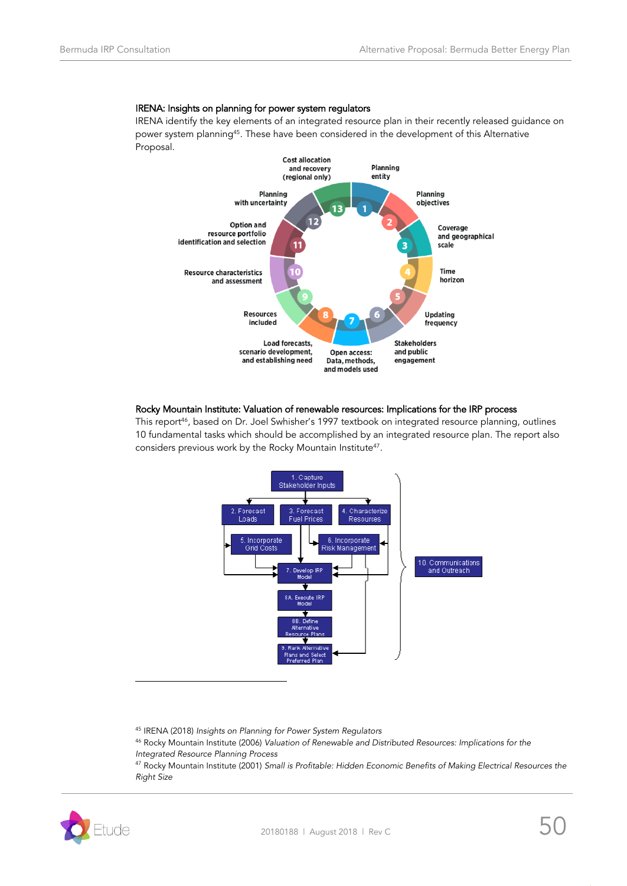### IRENA: Insights on planning for power system regulators

IRENA identify the key elements of an integrated resource plan in their recently released guidance on power system planning[45]. These have been considered in the development of this Alternative Proposal.

1. Planning entity
2. Planning objectives
3. Coverage and geographical scale
4. Time horizon
5. Updating frequency
6. Stakeholders and public engagement
7. Open access: Data, methods, and models used
8. Load forecasts, scenario development, and establishing need
9. Resources included
10. Resource characteristics and assessment
11. Option and resource portfolio identification and selection
12. Planning with uncertainty
13. Cost allocation and recovery (regional only)

### Rocky Mountain Institute: Valuation of renewable resources: Implications for the IRP process

This report[46], based on Dr. Joel Swisher's 1997 textbook on integrated resource planning, outlines 10 fundamental tasks which should be accomplished by an integrated resource plan. The report also considers previous work by the Rocky Mountain Institute[47].

- 1. Capture Stakeholder Inputs
- 2. Forecast Loads
- 3. Forecast Fuel Prices
- 4. Characterize Resources
- 5. Incorporate Grid Costs
- 6. Incorporate Risk Management
- 7. Develop IRP Model
- 8A. Execute IRP Model
- 8B. Define Alternative Resource Plans
- 9. Rank Alternative Plans and Select Preferred Plan
- 10. Communications and Outreach

---

[45] IRENA (2018) *Insights on Planning for Power System Regulators*

[46] Rocky Mountain Institute (2006) *Valuation of Renewable and Distributed Resources: Implications for the Integrated Resource Planning Process*

[47] Rocky Mountain Institute (2001) *Small is Profitable: Hidden Economic Benefits of Making Electrical Resources the Right Size*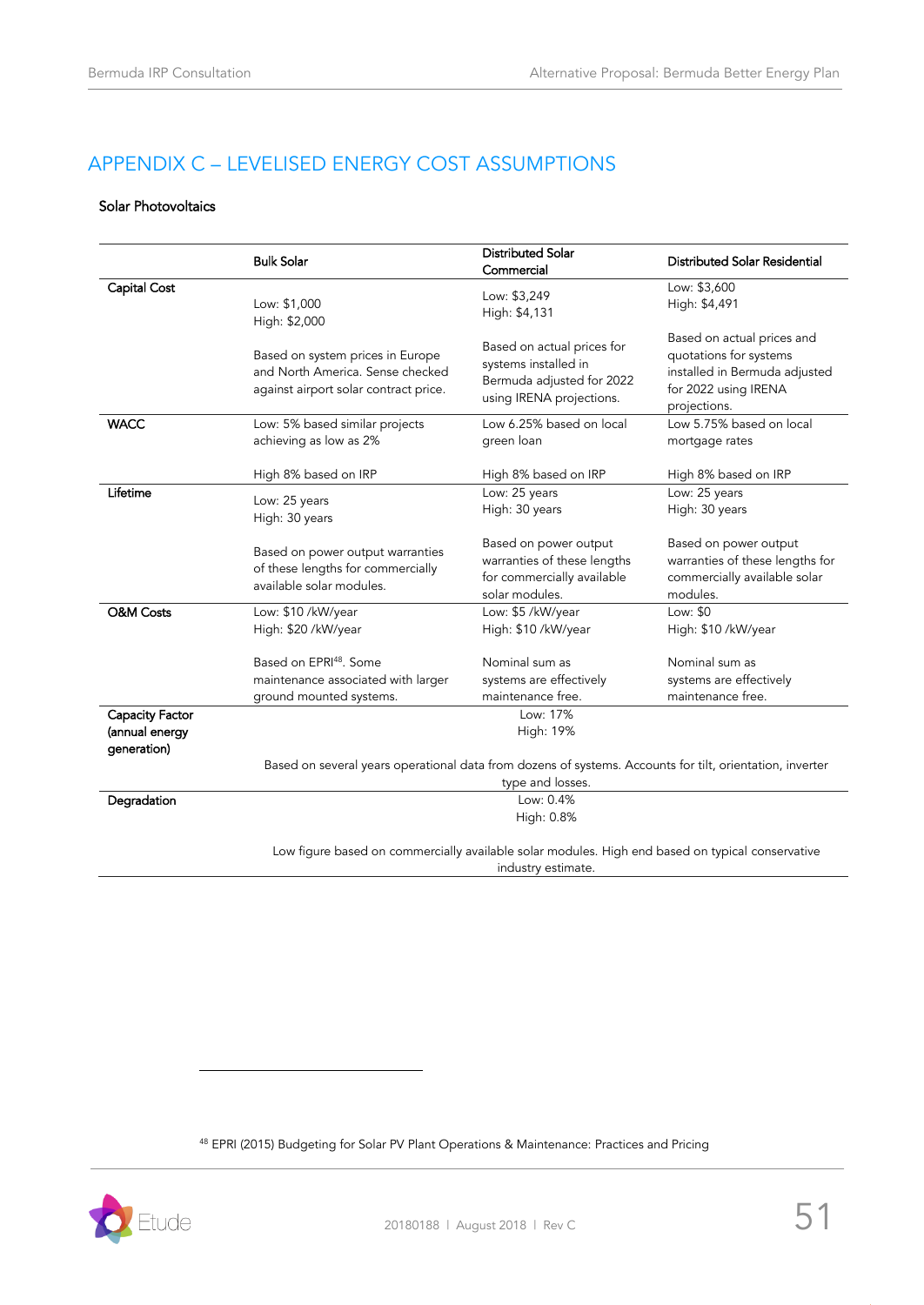# APPENDIX C – LEVELISED ENERGY COST ASSUMPTIONS

### Solar Photovoltaics

| | Bulk Solar | Distributed Solar Commercial | Distributed Solar Residential |
|---|---|---|---|
| **Capital Cost** | Low: $1,000<br>High: $2,000<br><br>Based on system prices in Europe and North America. Sense checked against airport solar contract price. | Low: $3,249<br>High: $4,131<br><br>Based on actual prices for systems installed in Bermuda adjusted for 2022 using IRENA projections. | Low: $3,600<br>High: $4,491<br><br>Based on actual prices and quotations for systems installed in Bermuda adjusted for 2022 using IRENA projections. |
| **WACC** | Low: 5% based similar projects achieving as low as 2%<br><br>High 8% based on IRP | Low 6.25% based on local green loan<br><br>High 8% based on IRP | Low 5.75% based on local mortgage rates<br><br>High 8% based on IRP |
| **Lifetime** | Low: 25 years<br>High: 30 years<br><br>Based on power output warranties of these lengths for commercially available solar modules. | Low: 25 years<br>High: 30 years<br><br>Based on power output warranties of these lengths for commercially available solar modules. | Low: 25 years<br>High: 30 years<br><br>Based on power output warranties of these lengths for commercially available solar modules. |
| **O&M Costs** | Low: $10 /kW/year<br>High: $20 /kW/year<br><br>Based on EPRI[48]. Some maintenance associated with larger ground mounted systems. | Low: $5 /kW/year<br>High: $10 /kW/year<br><br>Nominal sum as systems are effectively maintenance free. | Low: $0<br>High: $10 /kW/year<br><br>Nominal sum as systems are effectively maintenance free. |
| **Capacity Factor (annual energy generation)** | Low: 17%<br>High: 19%<br><br>Based on several years operational data from dozens of systems. Accounts for tilt, orientation, inverter type and losses. | | |
| **Degradation** | Low: 0.4%<br>High: 0.8%<br><br>Low figure based on commercially available solar modules. High end based on typical conservative industry estimate. | | |

[48] EPRI (2015) Budgeting for Solar PV Plant Operations & Maintenance: Practices and Pricing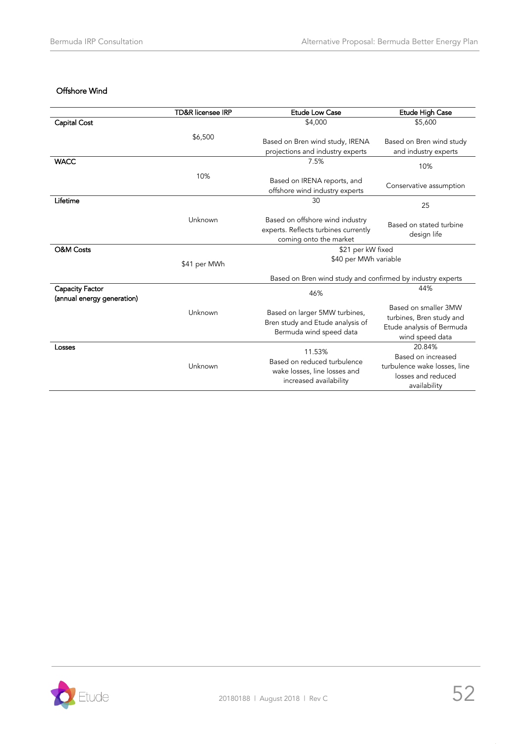### Offshore Wind

| | TD&R licensee IRP | Etude Low Case | Etude High Case |
|---|---|---|---|
| **Capital Cost** | $6,500 | $4,000<br>Based on Bren wind study, IRENA projections and industry experts | $5,600<br>Based on Bren wind study and industry experts |
| **WACC** | 10% | 7.5%<br>Based on IRENA reports, and offshore wind industry experts | 10%<br>Conservative assumption |
| **Lifetime** | Unknown | 30<br>Based on offshore wind industry experts. Reflects turbines currently coming onto the market | 25<br>Based on stated turbine design life |
| **O&M Costs** | $41 per MWh | $21 per kW fixed<br>$40 per MWh variable<br>Based on Bren wind study and confirmed by industry experts | |
| **Capacity Factor (annual energy generation)** | Unknown | 46%<br>Based on larger 5MW turbines, Bren study and Etude analysis of Bermuda wind speed data | 44%<br>Based on smaller 3MW turbines, Bren study and Etude analysis of Bermuda wind speed data |
| **Losses** | Unknown | 11.53%<br>Based on reduced turbulence wake losses, line losses and increased availability | 20.84%<br>Based on increased turbulence wake losses, line losses and reduced availability |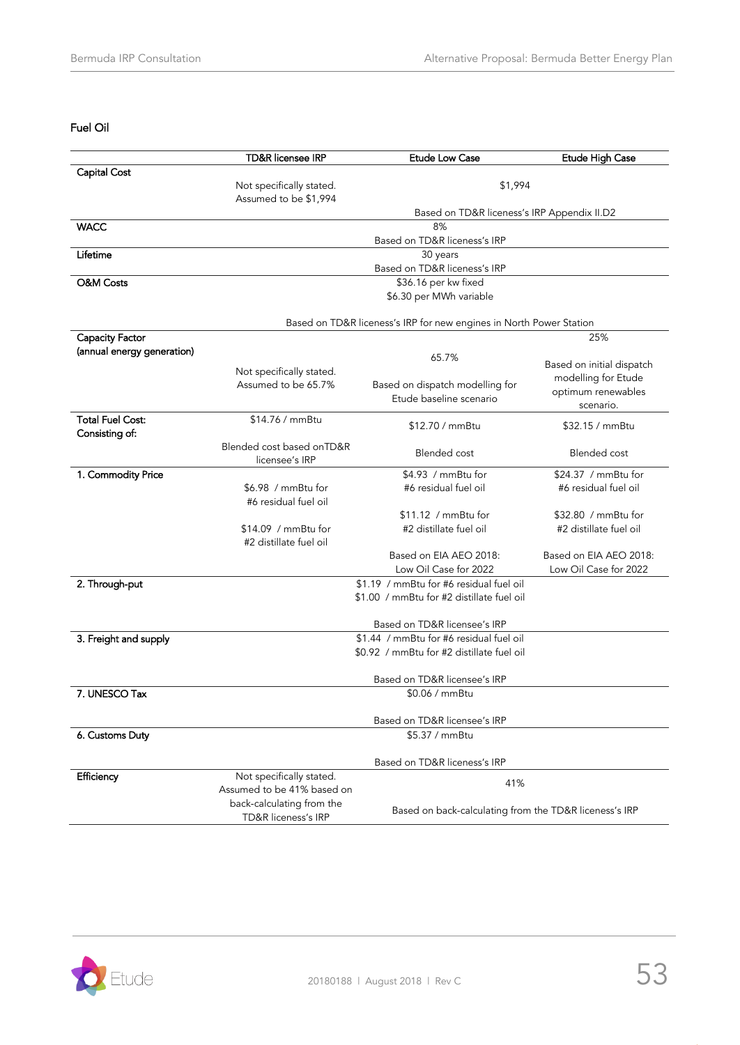### Fuel Oil

| | TD&R licensee IRP | Etude Low Case | Etude High Case |
|---|---|---|---|
| **Capital Cost** | Not specifically stated. Assumed to be $1,994 | $1,994 | |
| | | Based on TD&R licenees's IRP Appendix II.D2 | |
| **WACC** | | 8% | |
| | | Based on TD&R licenees's IRP | |
| **Lifetime** | | 30 years | |
| | | Based on TD&R licenees's IRP | |
| **O&M Costs** | | $36.16 per kw fixed<br>$6.30 per MWh variable | |
| | | Based on TD&R licenees's IRP for new engines in North Power Station | |
| **Capacity Factor (annual energy generation)** | Not specifically stated. Assumed to be 65.7% | 65.7%<br>Based on dispatch modelling for Etude baseline scenario | 25%<br>Based on initial dispatch modelling for Etude optimum renewables scenario. |
| **Total Fuel Cost: Consisting of:** | $14.76 / mmBtu<br>Blended cost based onTD&R licensee's IRP | $12.70 / mmBtu<br>Blended cost | $32.15 / mmBtu<br>Blended cost |
| **1. Commodity Price** | $6.98 / mmBtu for #6 residual fuel oil<br>$14.09 / mmBtu for #2 distillate fuel oil | $4.93 / mmBtu for #6 residual fuel oil<br>$11.12 / mmBtu for #2 distillate fuel oil<br>Based on EIA AEO 2018: Low Oil Case for 2022 | $24.37 / mmBtu for #6 residual fuel oil<br>$32.80 / mmBtu for #2 distillate fuel oil<br>Based on EIA AEO 2018: Low Oil Case for 2022 |
| **2. Through-put** | | $1.19 / mmBtu for #6 residual fuel oil<br>$1.00 / mmBtu for #2 distillate fuel oil | |
| | | Based on TD&R licensee's IRP | |
| **3. Freight and supply** | | $1.44 / mmBtu for #6 residual fuel oil<br>$0.92 / mmBtu for #2 distillate fuel oil | |
| | | Based on TD&R licensee's IRP | |
| **7. UNESCO Tax** | | $0.06 / mmBtu | |
| | | Based on TD&R licensee's IRP | |
| **6. Customs Duty** | | $5.37 / mmBtu | |
| | | Based on TD&R licenees's IRP | |
| **Efficiency** | Not specifically stated. Assumed to be 41% based on back-calculating from the TD&R licenees's IRP | 41%<br>Based on back-calculating from the TD&R licenees's IRP | |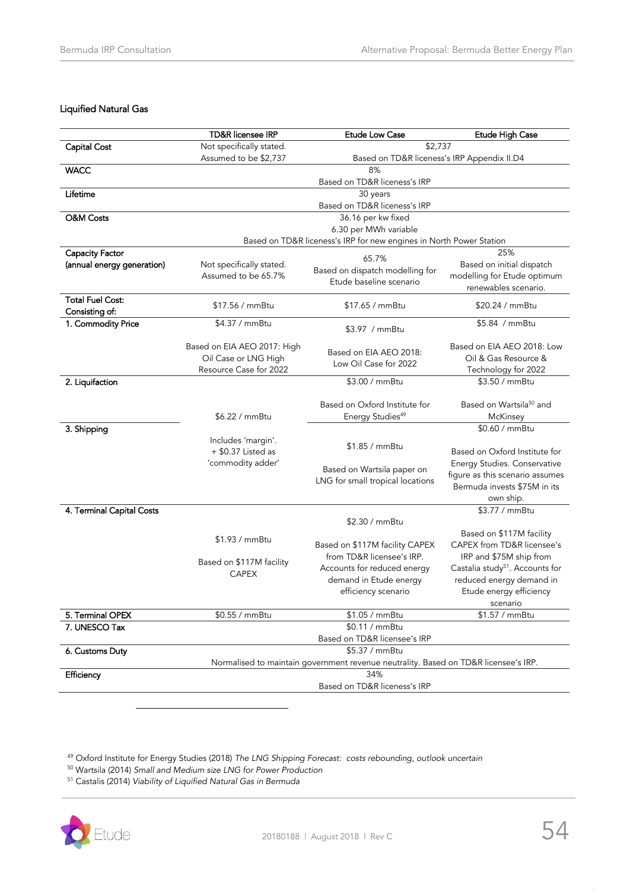### Liquified Natural Gas

| | TD&R licensee IRP | Etude Low Case | Etude High Case |
|---|---|---|---|
| Capital Cost | Not specifically stated. Assumed to be $2,737 | $2,737 Based on TD&R licenses's IRP Appendix II.D4 | |
| WACC | 8% Based on TD&R licenses's IRP | | |
| Lifetime | 30 years Based on TD&R licenses's IRP | | |
| O&M Costs | 36.16 per kw fixed 6.30 per MWh variable Based on TD&R licenses's IRP for new engines in North Power Station | | |
| Capacity Factor (annual energy generation) | Not specifically stated. Assumed to be 65.7% | 65.7% Based on dispatch modelling for Etude baseline scenario | 25% Based on initial dispatch modelling for Etude optimum renewables scenario. |
| Total Fuel Cost: Consisting of: | $17.56 / mmBtu | $17.65 / mmBtu | $20.24 / mmBtu |
| 1. Commodity Price | $4.37 / mmBtu Based on EIA AEO 2017: High Oil Case or LNG High Resource Case for 2022 | $3.97 / mmBtu Based on EIA AEO 2018: Low Oil Case for 2022 | $5.84 / mmBtu Based on EIA AEO 2018: Low Oil & Gas Resource & Technology for 2022 |
| 2. Liquifaction | $6.22 / mmBtu Includes 'margin'. + $0.37 Listed as 'commodity adder' | $3.00 / mmBtu Based on Oxford Institute for Energy Studies[49] | $3.50 / mmBtu Based on Wartsila[50] and McKinsey |
| 3. Shipping | | $1.85 / mmBtu Based on Wartsila paper on LNG for small tropical locations | $0.60 / mmBtu Based on Oxford Institute for Energy Studies. Conservative figure as this scenario assumes Bermuda invests $75M in its own ship. |
| 4. Terminal Capital Costs | $1.93 / mmBtu Based on $117M facility CAPEX | $2.30 / mmBtu Based on $117M facility CAPEX from TD&R licensee's IRP. Accounts for reduced energy demand in Etude energy efficiency scenario | $3.77 / mmBtu Based on $117M facility CAPEX from TD&R licensee's IRP and $75M ship from Castalia study[51]. Accounts for reduced energy demand in Etude energy efficiency scenario |
| 5. Terminal OPEX | $0.55 / mmBtu | $1.05 / mmBtu | $1.57 / mmBtu |
| 7. UNESCO Tax | $0.11 / mmBtu Based on TD&R licensee's IRP | | |
| 6. Customs Duty | $5.37 / mmBtu Normalised to maintain government revenue neutrality. Based on TD&R licensee's IRP. | | |
| Efficiency | 34% Based on TD&R licenses's IRP | | |

[49] Oxford Institute for Energy Studies (2018) *The LNG Shipping Forecast: costs rebounding, outlook uncertain*

[50] Wartsila (2014) *Small and Medium size LNG for Power Production*

[51] Castalis (2014) *Viability of Liquified Natural Gas in Bermuda*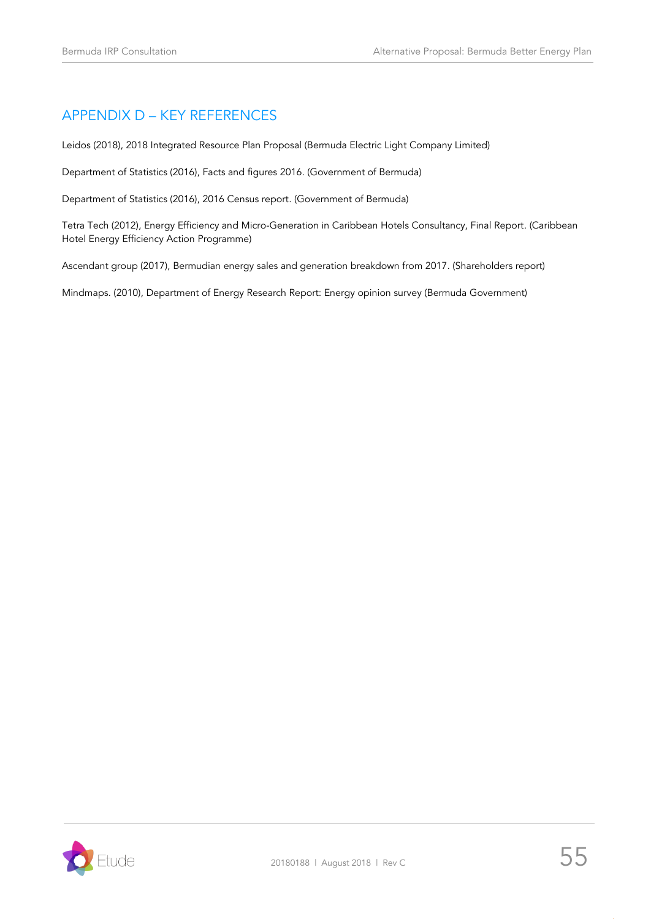## APPENDIX D – KEY REFERENCES

Leidos (2018), 2018 Integrated Resource Plan Proposal (Bermuda Electric Light Company Limited)

Department of Statistics (2016), Facts and figures 2016. (Government of Bermuda)

Department of Statistics (2016), 2016 Census report. (Government of Bermuda)

Tetra Tech (2012), Energy Efficiency and Micro-Generation in Caribbean Hotels Consultancy, Final Report. (Caribbean Hotel Energy Efficiency Action Programme)

Ascendant group (2017), Bermudian energy sales and generation breakdown from 2017. (Shareholders report)

Mindmaps. (2010), Department of Energy Research Report: Energy opinion survey (Bermuda Government)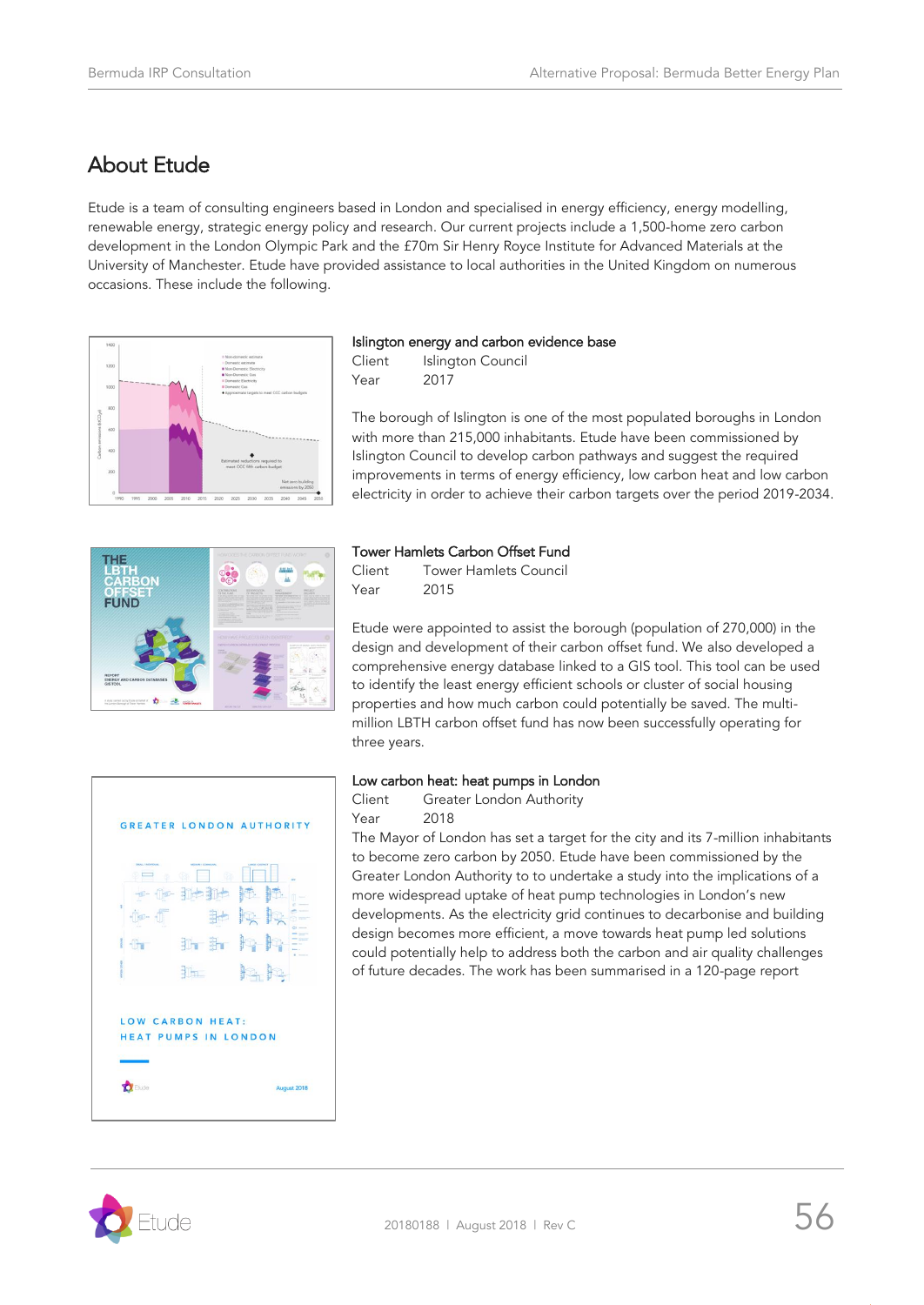# About Etude

Etude is a team of consulting engineers based in London and specialised in energy efficiency, energy modelling, renewable energy, strategic energy policy and research. Our current projects include a 1,500-home zero carbon development in the London Olympic Park and the £70m Sir Henry Royce Institute for Advanced Materials at the University of Manchester. Etude have provided assistance to local authorities in the United Kingdom on numerous occasions. These include the following.

### Islington energy and carbon evidence base

Client Islington Council
Year 2017

The borough of Islington is one of the most populated boroughs in London with more than 215,000 inhabitants. Etude have been commissioned by Islington Council to develop carbon pathways and suggest the required improvements in terms of energy efficiency, low carbon heat and low carbon electricity in order to achieve their carbon targets over the period 2019-2034.

### Tower Hamlets Carbon Offset Fund

Client Tower Hamlets Council
Year 2015

Etude were appointed to assist the borough (population of 270,000) in the design and development of their carbon offset fund. We also developed a comprehensive energy database linked to a GIS tool. This tool can be used to identify the least energy efficient schools or cluster of social housing properties and how much carbon could potentially be saved. The multi-million LBTH carbon offset fund has now been successfully operating for three years.

### Low carbon heat: heat pumps in London

Client Greater London Authority
Year 2018

The Mayor of London has set a target for the city and its 7-million inhabitants to become zero carbon by 2050. Etude have been commissioned by the Greater London Authority to to undertake a study into the implications of a more widespread uptake of heat pump technologies in London's new developments. As the electricity grid continues to decarbonise and building design becomes more efficient, a move towards heat pump led solutions could potentially help to address both the carbon and air quality challenges of future decades. The work has been summarised in a 120-page report